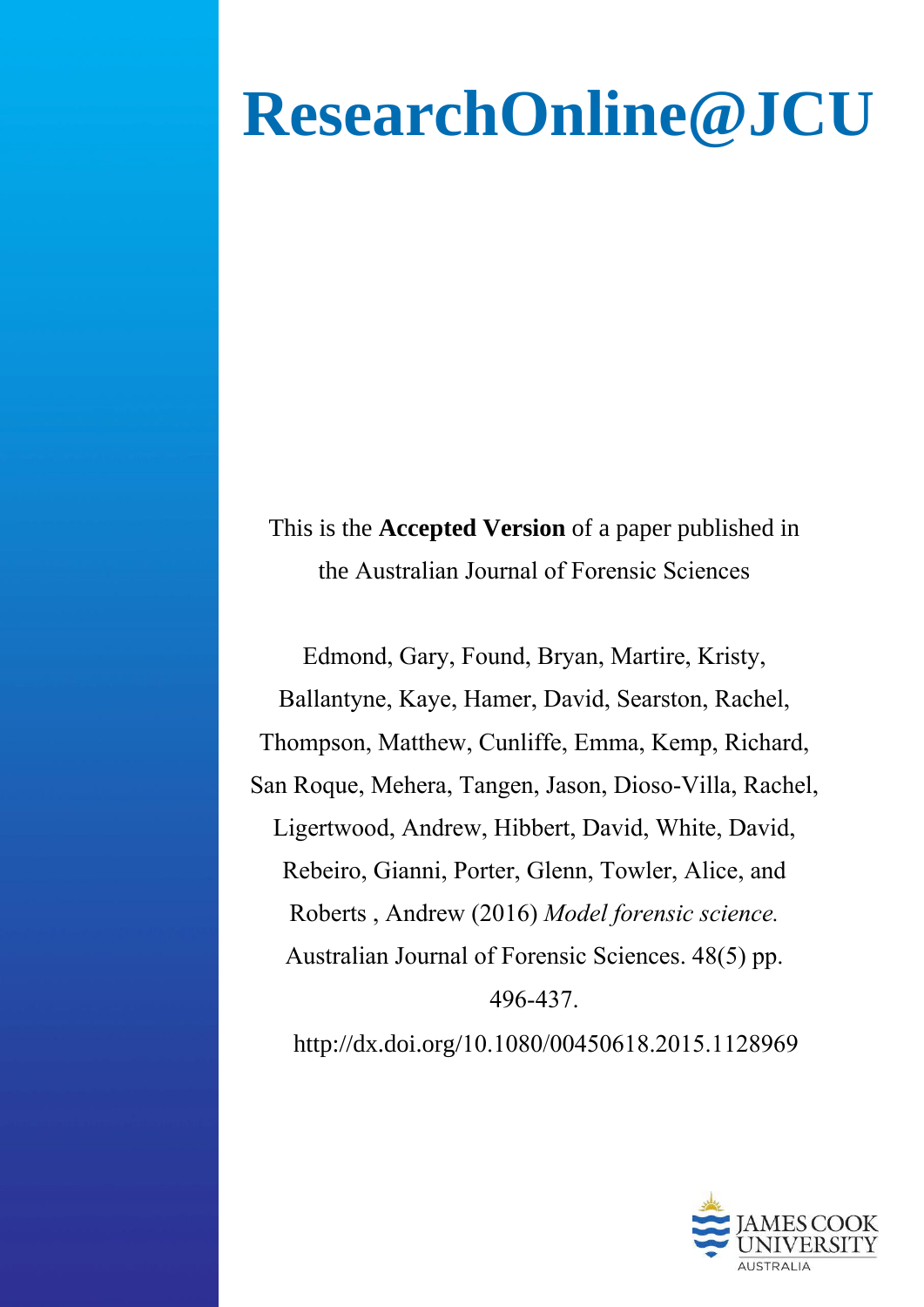# ResearchOnline@JCU

This is the **Accepted Version** of a paper published in the Australian Journal of Forensic Sciences

Edmond, Gary, Found, Bryan, Martire, Kristy, Ballantyne, Kaye, Hamer, David, Searston, Rachel, Thompson, Matthew, Cunliffe, Emma, Kemp, Richard, San Roque, Mehera, Tangen, Jason, Dioso-Villa, Rachel, Ligertwood, Andrew, Hibbert, David, White, David, Rebeiro, Gianni, Porter, Glenn, Towler, Alice, and Roberts , Andrew (2016) *Model forensic science.* Australian Journal of Forensic Sciences. 48(5) pp. 496-437.

http://dx.doi.org/10.1080/00450618.2015.1128969

JAMES COOK UNIVERSITY
AUSTRALIA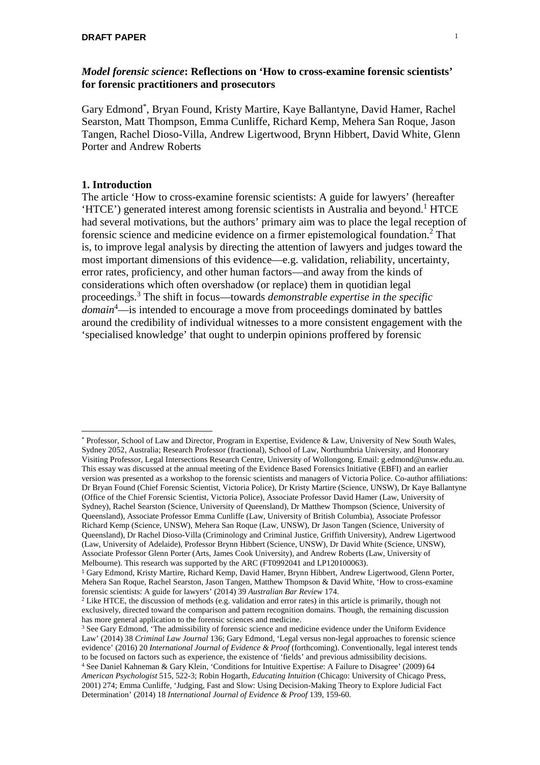## *Model forensic science*: Reflections on 'How to cross-examine forensic scientists' for forensic practitioners and prosecutors

Gary Edmond*, Bryan Found, Kristy Martire, Kaye Ballantyne, David Hamer, Rachel Searston, Matt Thompson, Emma Cunliffe, Richard Kemp, Mehera San Roque, Jason Tangen, Rachel Dioso-Villa, Andrew Ligertwood, Brynn Hibbert, David White, Glenn Porter and Andrew Roberts

### 1. Introduction

The article 'How to cross-examine forensic scientists: A guide for lawyers' (hereafter 'HTCE') generated interest among forensic scientists in Australia and beyond.[1] HTCE had several motivations, but the authors' primary aim was to place the legal reception of forensic science and medicine evidence on a firmer epistemological foundation.[2] That is, to improve legal analysis by directing the attention of lawyers and judges toward the most important dimensions of this evidence—e.g. validation, reliability, uncertainty, error rates, proficiency, and other human factors—and away from the kinds of considerations which often overshadow (or replace) them in quotidian legal proceedings.[3] The shift in focus—towards *demonstrable expertise in the specific domain*[4]—is intended to encourage a move from proceedings dominated by battles around the credibility of individual witnesses to a more consistent engagement with the 'specialised knowledge' that ought to underpin opinions proffered by forensic

---

\* Professor, School of Law and Director, Program in Expertise, Evidence & Law, University of New South Wales, Sydney 2052, Australia; Research Professor (fractional), School of Law, Northumbria University, and Honorary Visiting Professor, Legal Intersections Research Centre, University of Wollongong. Email: g.edmond@unsw.edu.au. This essay was discussed at the annual meeting of the Evidence Based Forensics Initiative (EBFI) and an earlier version was presented as a workshop to the forensic scientists and managers of Victoria Police. Co-author affiliations: Dr Bryan Found (Chief Forensic Scientist, Victoria Police), Dr Kristy Martire (Science, UNSW), Dr Kaye Ballantyne (Office of the Chief Forensic Scientist, Victoria Police), Associate Professor David Hamer (Law, University of Sydney), Rachel Searston (Science, University of Queensland), Dr Matthew Thompson (Science, University of Queensland), Associate Professor Emma Cunliffe (Law, University of British Columbia), Associate Professor Richard Kemp (Science, UNSW), Mehera San Roque (Law, UNSW), Dr Jason Tangen (Science, University of Queensland), Dr Rachel Dioso-Villa (Criminology and Criminal Justice, Griffith University), Andrew Ligertwood (Law, University of Adelaide), Professor Brynn Hibbert (Science, UNSW), Dr David White (Science, UNSW), Associate Professor Glenn Porter (Arts, James Cook University), and Andrew Roberts (Law, University of Melbourne). This research was supported by the ARC (FT0992041 and LP120100063).

[1] Gary Edmond, Kristy Martire, Richard Kemp, David Hamer, Brynn Hibbert, Andrew Ligertwood, Glenn Porter, Mehera San Roque, Rachel Searston, Jason Tangen, Matthew Thompson & David White, 'How to cross-examine forensic scientists: A guide for lawyers' (2014) 39 *Australian Bar Review* 174.

[2] Like HTCE, the discussion of methods (e.g. validation and error rates) in this article is primarily, though not exclusively, directed toward the comparison and pattern recognition domains. Though, the remaining discussion has more general application to the forensic sciences and medicine.

[3] See Gary Edmond, 'The admissibility of forensic science and medicine evidence under the Uniform Evidence Law' (2014) 38 *Criminal Law Journal* 136; Gary Edmond, 'Legal versus non-legal approaches to forensic science evidence' (2016) 20 *International Journal of Evidence & Proof* (forthcoming). Conventionally, legal interest tends to be focused on factors such as experience, the existence of 'fields' and previous admissibility decisions.

[4] See Daniel Kahneman & Gary Klein, 'Conditions for Intuitive Expertise: A Failure to Disagree' (2009) 64 *American Psychologist* 515, 522-3; Robin Hogarth, *Educating Intuition* (Chicago: University of Chicago Press, 2001) 274; Emma Cunliffe, 'Judging, Fast and Slow: Using Decision-Making Theory to Explore Judicial Fact Determination' (2014) 18 *International Journal of Evidence & Proof* 139, 159-60.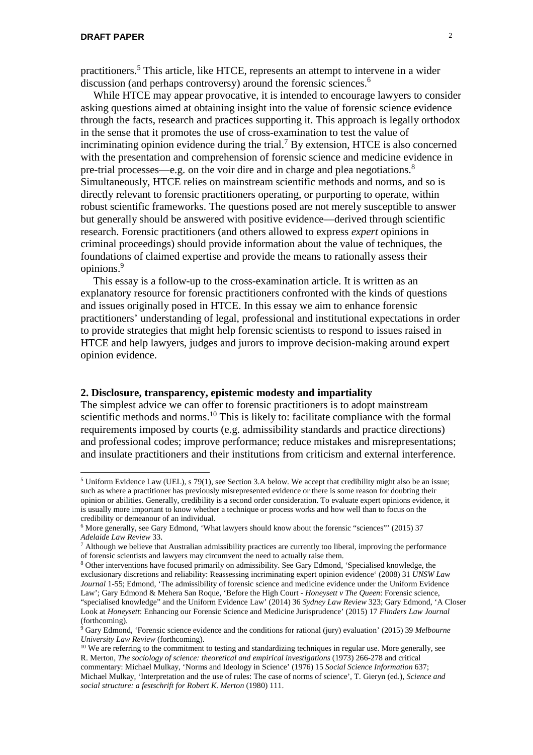practitioners.[5] This article, like HTCE, represents an attempt to intervene in a wider discussion (and perhaps controversy) around the forensic sciences.[6]

While HTCE may appear provocative, it is intended to encourage lawyers to consider asking questions aimed at obtaining insight into the value of forensic science evidence through the facts, research and practices supporting it. This approach is legally orthodox in the sense that it promotes the use of cross-examination to test the value of incriminating opinion evidence during the trial.[7] By extension, HTCE is also concerned with the presentation and comprehension of forensic science and medicine evidence in pre-trial processes—e.g. on the voir dire and in charge and plea negotiations.[8] Simultaneously, HTCE relies on mainstream scientific methods and norms, and so is directly relevant to forensic practitioners operating, or purporting to operate, within robust scientific frameworks. The questions posed are not merely susceptible to answer but generally should be answered with positive evidence—derived through scientific research. Forensic practitioners (and others allowed to express *expert* opinions in criminal proceedings) should provide information about the value of techniques, the foundations of claimed expertise and provide the means to rationally assess their opinions.[9]

This essay is a follow-up to the cross-examination article. It is written as an explanatory resource for forensic practitioners confronted with the kinds of questions and issues originally posed in HTCE. In this essay we aim to enhance forensic practitioners' understanding of legal, professional and institutional expectations in order to provide strategies that might help forensic scientists to respond to issues raised in HTCE and help lawyers, judges and jurors to improve decision-making around expert opinion evidence.

## 2. Disclosure, transparency, epistemic modesty and impartiality

The simplest advice we can offer to forensic practitioners is to adopt mainstream scientific methods and norms.[10] This is likely to: facilitate compliance with the formal requirements imposed by courts (e.g. admissibility standards and practice directions) and professional codes; improve performance; reduce mistakes and misrepresentations; and insulate practitioners and their institutions from criticism and external interference.

---

[5] Uniform Evidence Law (UEL), s 79(1), see Section 3.A below. We accept that credibility might also be an issue; such as where a practitioner has previously misrepresented evidence or there is some reason for doubting their opinion or abilities. Generally, credibility is a second order consideration. To evaluate expert opinions evidence, it is usually more important to know whether a technique or process works and how well than to focus on the credibility or demeanour of an individual.

[6] More generally, see Gary Edmond, 'What lawyers should know about the forensic "sciences"' (2015) 37 *Adelaide Law Review* 33.

[7] Although we believe that Australian admissibility practices are currently too liberal, improving the performance of forensic scientists and lawyers may circumvent the need to actually raise them.

[8] Other interventions have focused primarily on admissibility. See Gary Edmond, 'Specialised knowledge, the exclusionary discretions and reliability: Reassessing incriminating expert opinion evidence' (2008) 31 *UNSW Law Journal* 1-55; Edmond, 'The admissibility of forensic science and medicine evidence under the Uniform Evidence Law'; Gary Edmond & Mehera San Roque, 'Before the High Court - *Honeysett v The Queen*: Forensic science, "specialised knowledge" and the Uniform Evidence Law' (2014) 36 *Sydney Law Review* 323; Gary Edmond, 'A Closer Look at *Honeysett*: Enhancing our Forensic Science and Medicine Jurisprudence' (2015) 17 *Flinders Law Journal* (forthcoming).

[9] Gary Edmond, 'Forensic science evidence and the conditions for rational (jury) evaluation' (2015) 39 *Melbourne University Law Review* (forthcoming).

[10] We are referring to the commitment to testing and standardizing techniques in regular use. More generally, see R. Merton, *The sociology of science: theoretical and empirical investigations* (1973) 266-278 and critical commentary: Michael Mulkay, 'Norms and Ideology in Science' (1976) 15 *Social Science Information* 637; Michael Mulkay, 'Interpretation and the use of rules: The case of norms of science', T. Gieryn (ed.), *Science and social structure: a festschrift for Robert K. Merton* (1980) 111.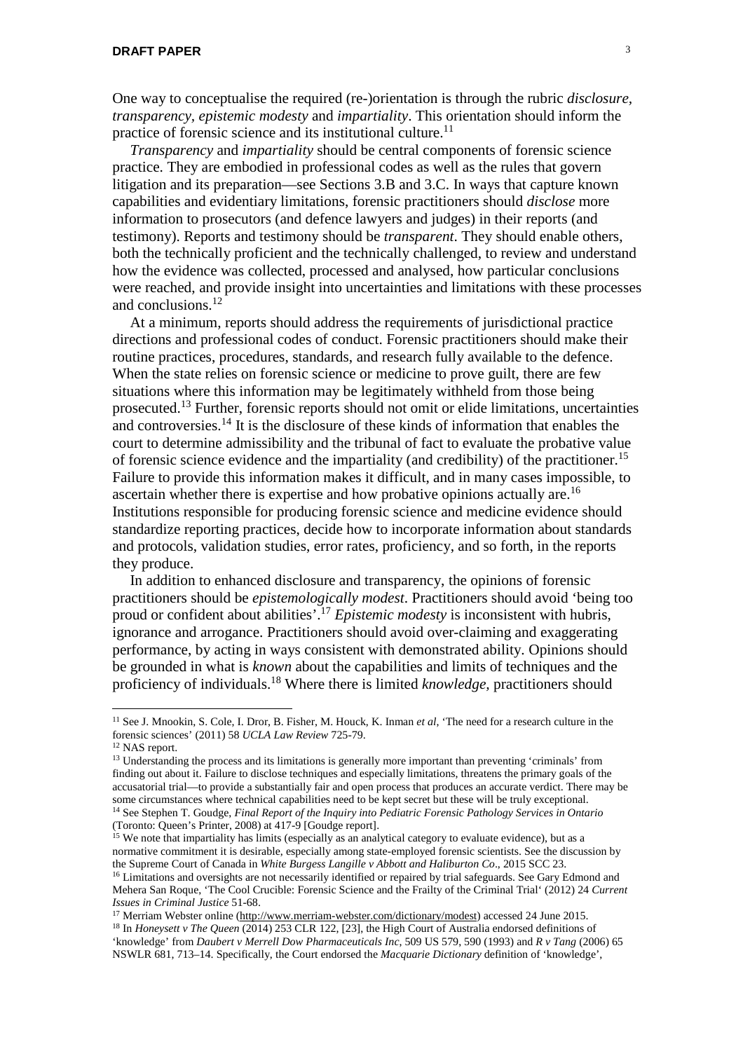One way to conceptualise the required (re-)orientation is through the rubric *disclosure, transparency, epistemic modesty* and *impartiality*. This orientation should inform the practice of forensic science and its institutional culture.[11]

*Transparency* and *impartiality* should be central components of forensic science practice. They are embodied in professional codes as well as the rules that govern litigation and its preparation—see Sections 3.B and 3.C. In ways that capture known capabilities and evidentiary limitations, forensic practitioners should *disclose* more information to prosecutors (and defence lawyers and judges) in their reports (and testimony). Reports and testimony should be *transparent*. They should enable others, both the technically proficient and the technically challenged, to review and understand how the evidence was collected, processed and analysed, how particular conclusions were reached, and provide insight into uncertainties and limitations with these processes and conclusions.[12]

At a minimum, reports should address the requirements of jurisdictional practice directions and professional codes of conduct. Forensic practitioners should make their routine practices, procedures, standards, and research fully available to the defence. When the state relies on forensic science or medicine to prove guilt, there are few situations where this information may be legitimately withheld from those being prosecuted.[13] Further, forensic reports should not omit or elide limitations, uncertainties and controversies.[14] It is the disclosure of these kinds of information that enables the court to determine admissibility and the tribunal of fact to evaluate the probative value of forensic science evidence and the impartiality (and credibility) of the practitioner.[15] Failure to provide this information makes it difficult, and in many cases impossible, to ascertain whether there is expertise and how probative opinions actually are.[16] Institutions responsible for producing forensic science and medicine evidence should standardize reporting practices, decide how to incorporate information about standards and protocols, validation studies, error rates, proficiency, and so forth, in the reports they produce.

In addition to enhanced disclosure and transparency, the opinions of forensic practitioners should be *epistemologically modest*. Practitioners should avoid 'being too proud or confident about abilities'.[17] *Epistemic modesty* is inconsistent with hubris, ignorance and arrogance. Practitioners should avoid over-claiming and exaggerating performance, by acting in ways consistent with demonstrated ability. Opinions should be grounded in what is *known* about the capabilities and limits of techniques and the proficiency of individuals.[18] Where there is limited *knowledge,* practitioners should

---

[11] See J. Mnookin, S. Cole, I. Dror, B. Fisher, M. Houck, K. Inman *et al*, 'The need for a research culture in the forensic sciences' (2011) 58 *UCLA Law Review* 725-79.

[12] NAS report.

[13] Understanding the process and its limitations is generally more important than preventing 'criminals' from finding out about it. Failure to disclose techniques and especially limitations, threatens the primary goals of the accusatorial trial—to provide a substantially fair and open process that produces an accurate verdict. There may be some circumstances where technical capabilities need to be kept secret but these will be truly exceptional.

[14] See Stephen T. Goudge, *Final Report of the Inquiry into Pediatric Forensic Pathology Services in Ontario* (Toronto: Queen's Printer, 2008) at 417-9 [Goudge report].

[15] We note that impartiality has limits (especially as an analytical category to evaluate evidence), but as a normative commitment it is desirable, especially among state-employed forensic scientists. See the discussion by the Supreme Court of Canada in *White Burgess Langille v Abbott and Haliburton Co*., 2015 SCC 23.

[16] Limitations and oversights are not necessarily identified or repaired by trial safeguards. See Gary Edmond and Mehera San Roque, 'The Cool Crucible: Forensic Science and the Frailty of the Criminal Trial' (2012) 24 *Current Issues in Criminal Justice* 51-68.

[17] Merriam Webster online (http://www.merriam-webster.com/dictionary/modest) accessed 24 June 2015.

[18] In *Honeysett v The Queen* (2014) 253 CLR 122, [23], the High Court of Australia endorsed definitions of 'knowledge' from *Daubert v Merrell Dow Pharmaceuticals Inc*, 509 US 579, 590 (1993) and *R v Tang* (2006) 65 NSWLR 681, 713–14. Specifically, the Court endorsed the *Macquarie Dictionary* definition of 'knowledge',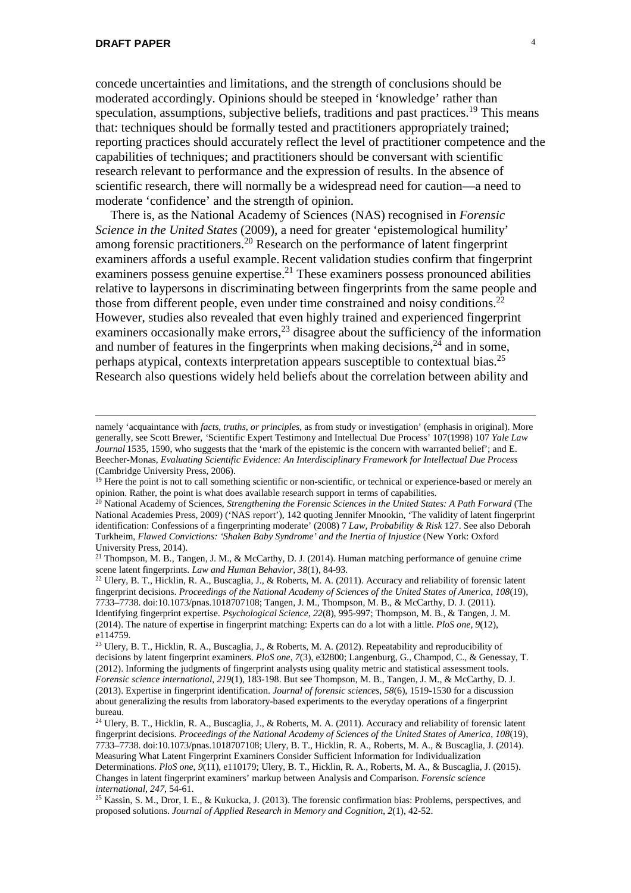concede uncertainties and limitations, and the strength of conclusions should be moderated accordingly. Opinions should be steeped in 'knowledge' rather than speculation, assumptions, subjective beliefs, traditions and past practices.[19] This means that: techniques should be formally tested and practitioners appropriately trained; reporting practices should accurately reflect the level of practitioner competence and the capabilities of techniques; and practitioners should be conversant with scientific research relevant to performance and the expression of results. In the absence of scientific research, there will normally be a widespread need for caution—a need to moderate 'confidence' and the strength of opinion.

There is, as the National Academy of Sciences (NAS) recognised in *Forensic Science in the United States* (2009), a need for greater 'epistemological humility' among forensic practitioners.[20] Research on the performance of latent fingerprint examiners affords a useful example. Recent validation studies confirm that fingerprint examiners possess genuine expertise.[21] These examiners possess pronounced abilities relative to laypersons in discriminating between fingerprints from the same people and those from different people, even under time constrained and noisy conditions.[22] However, studies also revealed that even highly trained and experienced fingerprint examiners occasionally make errors,[23] disagree about the sufficiency of the information and number of features in the fingerprints when making decisions,[24] and in some, perhaps atypical, contexts interpretation appears susceptible to contextual bias.[25] Research also questions widely held beliefs about the correlation between ability and

---

namely 'acquaintance with *facts, truths, or principles*, as from study or investigation' (emphasis in original). More generally, see Scott Brewer, 'Scientific Expert Testimony and Intellectual Due Process' 107(1998) 107 *Yale Law Journal* 1535, 1590, who suggests that the 'mark of the epistemic is the concern with warranted belief'; and E. Beecher-Monas, *Evaluating Scientific Evidence: An Interdisciplinary Framework for Intellectual Due Process* (Cambridge University Press, 2006).

[19] Here the point is not to call something scientific or non-scientific, or technical or experience-based or merely an opinion. Rather, the point is what does available research support in terms of capabilities.

[20] National Academy of Sciences, *Strengthening the Forensic Sciences in the United States: A Path Forward* (The National Academies Press, 2009) ('NAS report'), 142 quoting Jennifer Mnookin, 'The validity of latent fingerprint identification: Confessions of a fingerprinting moderate' (2008) 7 *Law, Probability & Risk* 127. See also Deborah Turkheim, *Flawed Convictions: 'Shaken Baby Syndrome' and the Inertia of Injustice* (New York: Oxford University Press, 2014).

[21] Thompson, M. B., Tangen, J. M., & McCarthy, D. J. (2014). Human matching performance of genuine crime scene latent fingerprints. *Law and Human Behavior*, *38*(1), 84-93.

[22] Ulery, B. T., Hicklin, R. A., Buscaglia, J., & Roberts, M. A. (2011). Accuracy and reliability of forensic latent fingerprint decisions. *Proceedings of the National Academy of Sciences of the United States of America*, *108*(19), 7733–7738. doi:10.1073/pnas.1018707108; Tangen, J. M., Thompson, M. B., & McCarthy, D. J. (2011). Identifying fingerprint expertise. *Psychological Science*, *22*(8), 995-997; Thompson, M. B., & Tangen, J. M. (2014). The nature of expertise in fingerprint matching: Experts can do a lot with a little. *PloS one*, *9*(12), e114759.

[23] Ulery, B. T., Hicklin, R. A., Buscaglia, J., & Roberts, M. A. (2012). Repeatability and reproducibility of decisions by latent fingerprint examiners. *PloS one*, *7*(3), e32800; Langenburg, G., Champod, C., & Genessay, T. (2012). Informing the judgments of fingerprint analysts using quality metric and statistical assessment tools. *Forensic science international*, *219*(1), 183-198. But see Thompson, M. B., Tangen, J. M., & McCarthy, D. J. (2013). Expertise in fingerprint identification. *Journal of forensic sciences*, *58*(6), 1519-1530 for a discussion about generalizing the results from laboratory-based experiments to the everyday operations of a fingerprint bureau.

[24] Ulery, B. T., Hicklin, R. A., Buscaglia, J., & Roberts, M. A. (2011). Accuracy and reliability of forensic latent fingerprint decisions. *Proceedings of the National Academy of Sciences of the United States of America*, *108*(19), 7733–7738. doi:10.1073/pnas.1018707108; Ulery, B. T., Hicklin, R. A., Roberts, M. A., & Buscaglia, J. (2014). Measuring What Latent Fingerprint Examiners Consider Sufficient Information for Individualization Determinations. *PloS one*, *9*(11), e110179; Ulery, B. T., Hicklin, R. A., Roberts, M. A., & Buscaglia, J. (2015). Changes in latent fingerprint examiners' markup between Analysis and Comparison. *Forensic science international*, *247*, 54-61.

[25] Kassin, S. M., Dror, I. E., & Kukucka, J. (2013). The forensic confirmation bias: Problems, perspectives, and proposed solutions. *Journal of Applied Research in Memory and Cognition*, *2*(1), 42-52.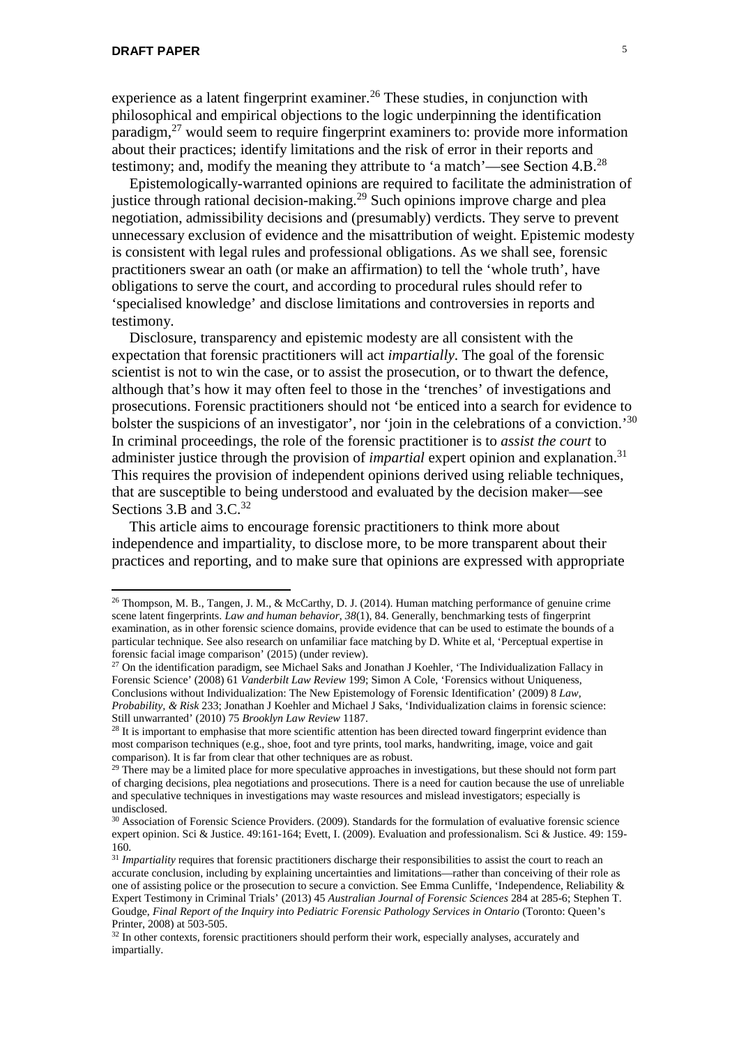experience as a latent fingerprint examiner.[26] These studies, in conjunction with philosophical and empirical objections to the logic underpinning the identification paradigm,[27] would seem to require fingerprint examiners to: provide more information about their practices; identify limitations and the risk of error in their reports and testimony; and, modify the meaning they attribute to 'a match'—see Section 4.B.[28]

Epistemologically-warranted opinions are required to facilitate the administration of justice through rational decision-making.[29] Such opinions improve charge and plea negotiation, admissibility decisions and (presumably) verdicts. They serve to prevent unnecessary exclusion of evidence and the misattribution of weight. Epistemic modesty is consistent with legal rules and professional obligations. As we shall see, forensic practitioners swear an oath (or make an affirmation) to tell the 'whole truth', have obligations to serve the court, and according to procedural rules should refer to 'specialised knowledge' and disclose limitations and controversies in reports and testimony.

Disclosure, transparency and epistemic modesty are all consistent with the expectation that forensic practitioners will act *impartially*. The goal of the forensic scientist is not to win the case, or to assist the prosecution, or to thwart the defence, although that's how it may often feel to those in the 'trenches' of investigations and prosecutions. Forensic practitioners should not 'be enticed into a search for evidence to bolster the suspicions of an investigator', nor 'join in the celebrations of a conviction.'[30] In criminal proceedings, the role of the forensic practitioner is to *assist the court* to administer justice through the provision of *impartial* expert opinion and explanation.[31] This requires the provision of independent opinions derived using reliable techniques, that are susceptible to being understood and evaluated by the decision maker—see Sections 3.B and 3.C.[32]

This article aims to encourage forensic practitioners to think more about independence and impartiality, to disclose more, to be more transparent about their practices and reporting, and to make sure that opinions are expressed with appropriate

---

[26] Thompson, M. B., Tangen, J. M., & McCarthy, D. J. (2014). Human matching performance of genuine crime scene latent fingerprints. *Law and human behavior*, *38*(1), 84. Generally, benchmarking tests of fingerprint examination, as in other forensic science domains, provide evidence that can be used to estimate the bounds of a particular technique. See also research on unfamiliar face matching by D. White et al, 'Perceptual expertise in forensic facial image comparison' (2015) (under review).

[27] On the identification paradigm, see Michael Saks and Jonathan J Koehler, 'The Individualization Fallacy in Forensic Science' (2008) 61 *Vanderbilt Law Review* 199; Simon A Cole, 'Forensics without Uniqueness, Conclusions without Individualization: The New Epistemology of Forensic Identification' (2009) 8 *Law, Probability, & Risk* 233; Jonathan J Koehler and Michael J Saks, 'Individualization claims in forensic science: Still unwarranted' (2010) 75 *Brooklyn Law Review* 1187.

[28] It is important to emphasise that more scientific attention has been directed toward fingerprint evidence than most comparison techniques (e.g., shoe, foot and tyre prints, tool marks, handwriting, image, voice and gait comparison). It is far from clear that other techniques are as robust.

[29] There may be a limited place for more speculative approaches in investigations, but these should not form part of charging decisions, plea negotiations and prosecutions. There is a need for caution because the use of unreliable and speculative techniques in investigations may waste resources and mislead investigators; especially is undisclosed.

[30] Association of Forensic Science Providers. (2009). Standards for the formulation of evaluative forensic science expert opinion. Sci & Justice. 49:161-164; Evett, I. (2009). Evaluation and professionalism. Sci & Justice. 49: 159-160.

[31] *Impartiality* requires that forensic practitioners discharge their responsibilities to assist the court to reach an accurate conclusion, including by explaining uncertainties and limitations—rather than conceiving of their role as one of assisting police or the prosecution to secure a conviction. See Emma Cunliffe, 'Independence, Reliability & Expert Testimony in Criminal Trials' (2013) 45 *Australian Journal of Forensic Sciences* 284 at 285-6; Stephen T. Goudge, *Final Report of the Inquiry into Pediatric Forensic Pathology Services in Ontario* (Toronto: Queen's Printer, 2008) at 503-505.

[32] In other contexts, forensic practitioners should perform their work, especially analyses, accurately and impartially.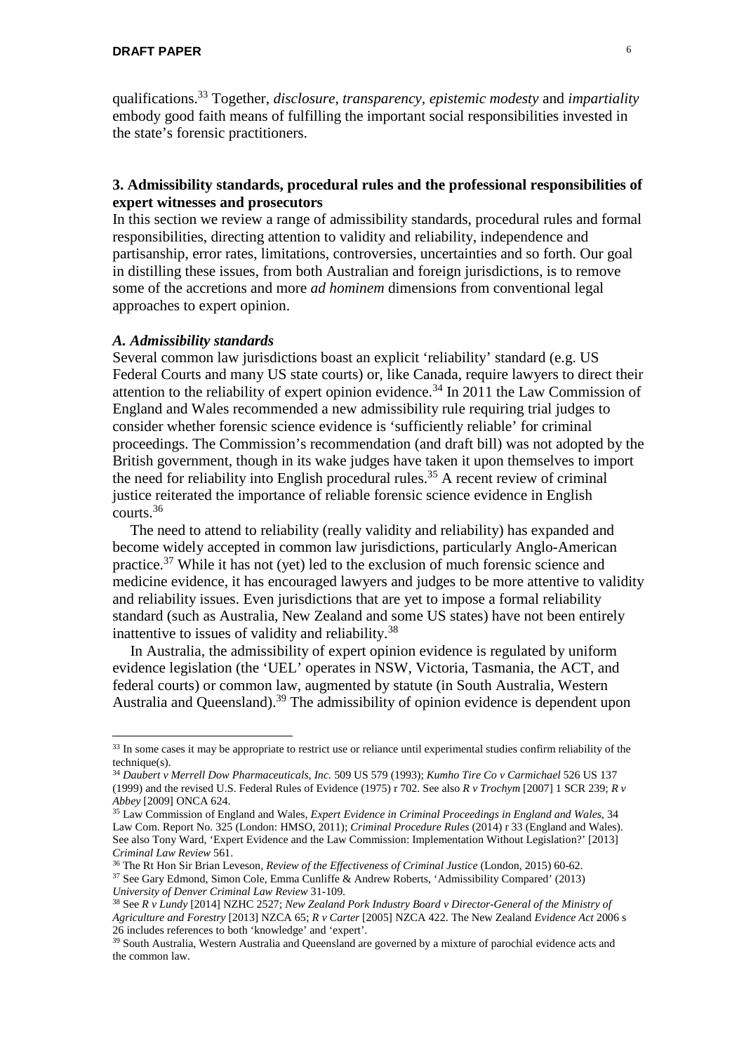qualifications.[33] Together, *disclosure, transparency, epistemic modesty* and *impartiality* embody good faith means of fulfilling the important social responsibilities invested in the state's forensic practitioners.

## 3. Admissibility standards, procedural rules and the professional responsibilities of expert witnesses and prosecutors

In this section we review a range of admissibility standards, procedural rules and formal responsibilities, directing attention to validity and reliability, independence and partisanship, error rates, limitations, controversies, uncertainties and so forth. Our goal in distilling these issues, from both Australian and foreign jurisdictions, is to remove some of the accretions and more *ad hominem* dimensions from conventional legal approaches to expert opinion.

### *A. Admissibility standards*

Several common law jurisdictions boast an explicit 'reliability' standard (e.g. US Federal Courts and many US state courts) or, like Canada, require lawyers to direct their attention to the reliability of expert opinion evidence.[34] In 2011 the Law Commission of England and Wales recommended a new admissibility rule requiring trial judges to consider whether forensic science evidence is 'sufficiently reliable' for criminal proceedings. The Commission's recommendation (and draft bill) was not adopted by the British government, though in its wake judges have taken it upon themselves to import the need for reliability into English procedural rules.[35] A recent review of criminal justice reiterated the importance of reliable forensic science evidence in English courts.[36]

The need to attend to reliability (really validity and reliability) has expanded and become widely accepted in common law jurisdictions, particularly Anglo-American practice.[37] While it has not (yet) led to the exclusion of much forensic science and medicine evidence, it has encouraged lawyers and judges to be more attentive to validity and reliability issues. Even jurisdictions that are yet to impose a formal reliability standard (such as Australia, New Zealand and some US states) have not been entirely inattentive to issues of validity and reliability.[38]

In Australia, the admissibility of expert opinion evidence is regulated by uniform evidence legislation (the 'UEL' operates in NSW, Victoria, Tasmania, the ACT, and federal courts) or common law, augmented by statute (in South Australia, Western Australia and Queensland).[39] The admissibility of opinion evidence is dependent upon

---

[33] In some cases it may be appropriate to restrict use or reliance until experimental studies confirm reliability of the technique(s).

[34] *Daubert v Merrell Dow Pharmaceuticals, Inc.* 509 US 579 (1993); *Kumho Tire Co v Carmichael* 526 US 137 (1999) and the revised U.S. Federal Rules of Evidence (1975) r 702. See also *R v Trochym* [2007] 1 SCR 239; *R v Abbey* [2009] ONCA 624.

[35] Law Commission of England and Wales, *Expert Evidence in Criminal Proceedings in England and Wales*, 34 Law Com. Report No. 325 (London: HMSO, 2011); *Criminal Procedure Rules* (2014) r 33 (England and Wales). See also Tony Ward, 'Expert Evidence and the Law Commission: Implementation Without Legislation?' [2013] *Criminal Law Review* 561.

[36] The Rt Hon Sir Brian Leveson, *Review of the Effectiveness of Criminal Justice* (London, 2015) 60-62.

[37] See Gary Edmond, Simon Cole, Emma Cunliffe & Andrew Roberts, 'Admissibility Compared' (2013) *University of Denver Criminal Law Review* 31-109.

[38] See *R v Lundy* [2014] NZHC 2527; *New Zealand Pork Industry Board v Director-General of the Ministry of Agriculture and Forestry* [2013] NZCA 65; *R v Carter* [2005] NZCA 422. The New Zealand *Evidence Act* 2006 s 26 includes references to both 'knowledge' and 'expert'.

[39] South Australia, Western Australia and Queensland are governed by a mixture of parochial evidence acts and the common law.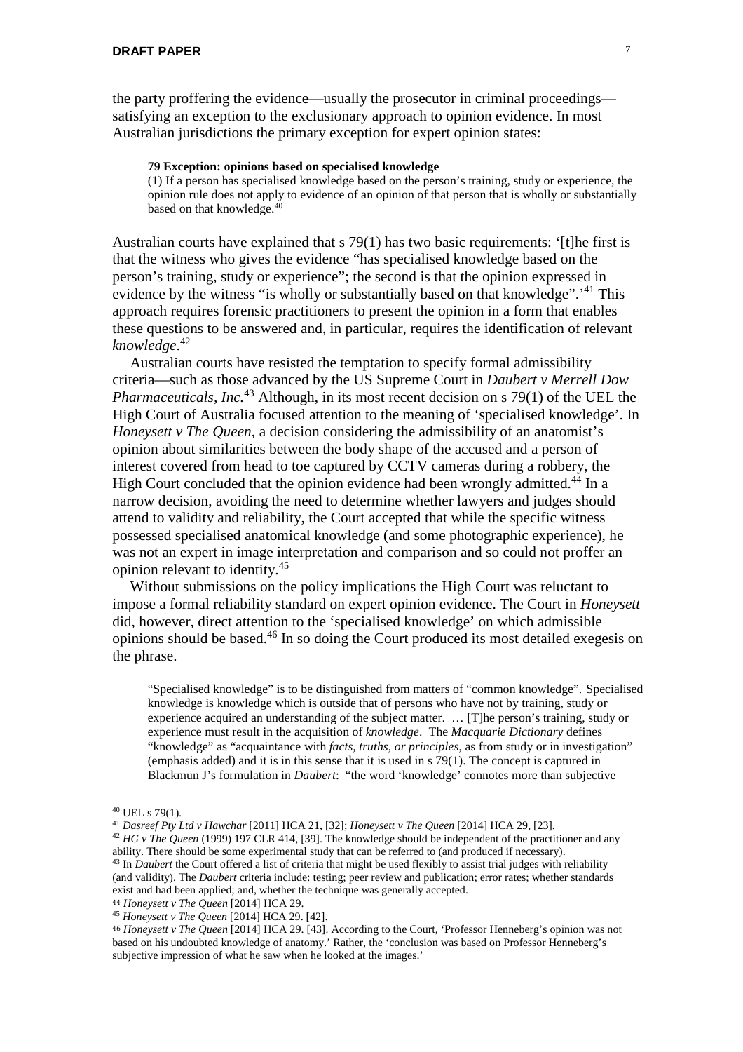the party proffering the evidence—usually the prosecutor in criminal proceedings—satisfying an exception to the exclusionary approach to opinion evidence. In most Australian jurisdictions the primary exception for expert opinion states:

> **79 Exception: opinions based on specialised knowledge**
> (1) If a person has specialised knowledge based on the person's training, study or experience, the opinion rule does not apply to evidence of an opinion of that person that is wholly or substantially based on that knowledge.[40]

Australian courts have explained that s 79(1) has two basic requirements: '[t]he first is that the witness who gives the evidence "has specialised knowledge based on the person's training, study or experience"; the second is that the opinion expressed in evidence by the witness "is wholly or substantially based on that knowledge".'[41] This approach requires forensic practitioners to present the opinion in a form that enables these questions to be answered and, in particular, requires the identification of relevant *knowledge*.[42]

Australian courts have resisted the temptation to specify formal admissibility criteria—such as those advanced by the US Supreme Court in *Daubert v Merrell Dow Pharmaceuticals, Inc.*[43] Although, in its most recent decision on s 79(1) of the UEL the High Court of Australia focused attention to the meaning of 'specialised knowledge'. In *Honeysett v The Queen*, a decision considering the admissibility of an anatomist's opinion about similarities between the body shape of the accused and a person of interest covered from head to toe captured by CCTV cameras during a robbery, the High Court concluded that the opinion evidence had been wrongly admitted.[44] In a narrow decision, avoiding the need to determine whether lawyers and judges should attend to validity and reliability, the Court accepted that while the specific witness possessed specialised anatomical knowledge (and some photographic experience), he was not an expert in image interpretation and comparison and so could not proffer an opinion relevant to identity.[45]

Without submissions on the policy implications the High Court was reluctant to impose a formal reliability standard on expert opinion evidence. The Court in *Honeysett* did, however, direct attention to the 'specialised knowledge' on which admissible opinions should be based.[46] In so doing the Court produced its most detailed exegesis on the phrase.

> "Specialised knowledge" is to be distinguished from matters of "common knowledge". Specialised knowledge is knowledge which is outside that of persons who have not by training, study or experience acquired an understanding of the subject matter. … [T]he person's training, study or experience must result in the acquisition of *knowledge*. The *Macquarie Dictionary* defines "knowledge" as "acquaintance with *facts, truths, or principles*, as from study or in investigation" (emphasis added) and it is in this sense that it is used in s 79(1). The concept is captured in Blackmun J's formulation in *Daubert*: "the word 'knowledge' connotes more than subjective

---

[40] UEL s 79(1).

[41] *Dasreef Pty Ltd v Hawchar* [2011] HCA 21, [32]; *Honeysett v The Queen* [2014] HCA 29, [23].

[42] *HG v The Queen* (1999) 197 CLR 414, [39]. The knowledge should be independent of the practitioner and any ability. There should be some experimental study that can be referred to (and produced if necessary).

[43] In *Daubert* the Court offered a list of criteria that might be used flexibly to assist trial judges with reliability (and validity). The *Daubert* criteria include: testing; peer review and publication; error rates; whether standards exist and had been applied; and, whether the technique was generally accepted.

[44] *Honeysett v The Queen* [2014] HCA 29.

[45] *Honeysett v The Queen* [2014] HCA 29. [42].

[46] *Honeysett v The Queen* [2014] HCA 29. [43]. According to the Court, 'Professor Henneberg's opinion was not based on his undoubted knowledge of anatomy.' Rather, the 'conclusion was based on Professor Henneberg's subjective impression of what he saw when he looked at the images.'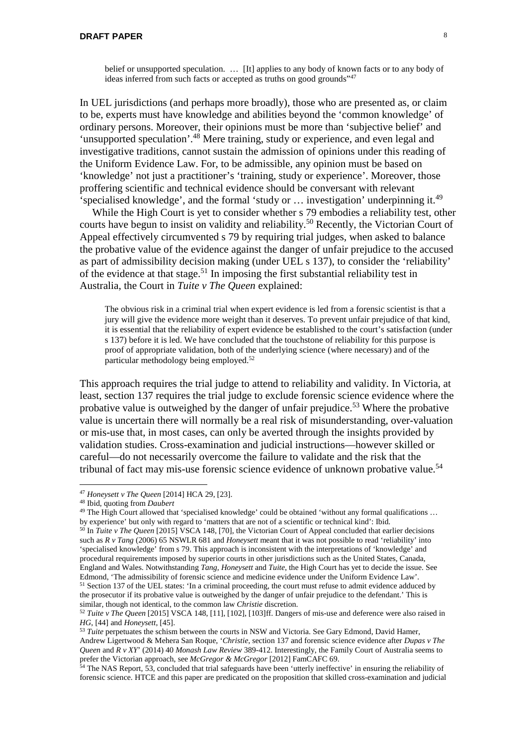> belief or unsupported speculation. … [It] applies to any body of known facts or to any body of ideas inferred from such facts or accepted as truths on good grounds"[47]

In UEL jurisdictions (and perhaps more broadly), those who are presented as, or claim to be, experts must have knowledge and abilities beyond the 'common knowledge' of ordinary persons. Moreover, their opinions must be more than 'subjective belief' and 'unsupported speculation'.[48] Mere training, study or experience, and even legal and investigative traditions, cannot sustain the admission of opinions under this reading of the Uniform Evidence Law. For, to be admissible, any opinion must be based on 'knowledge' not just a practitioner's 'training, study or experience'. Moreover, those proffering scientific and technical evidence should be conversant with relevant 'specialised knowledge', and the formal 'study or … investigation' underpinning it.[49]

While the High Court is yet to consider whether s 79 embodies a reliability test, other courts have begun to insist on validity and reliability.[50] Recently, the Victorian Court of Appeal effectively circumvented s 79 by requiring trial judges, when asked to balance the probative value of the evidence against the danger of unfair prejudice to the accused as part of admissibility decision making (under UEL s 137), to consider the 'reliability' of the evidence at that stage.[51] In imposing the first substantial reliability test in Australia, the Court in *Tuite v The Queen* explained:

> The obvious risk in a criminal trial when expert evidence is led from a forensic scientist is that a jury will give the evidence more weight than it deserves. To prevent unfair prejudice of that kind, it is essential that the reliability of expert evidence be established to the court's satisfaction (under s 137) before it is led. We have concluded that the touchstone of reliability for this purpose is proof of appropriate validation, both of the underlying science (where necessary) and of the particular methodology being employed.[52]

This approach requires the trial judge to attend to reliability and validity. In Victoria, at least, section 137 requires the trial judge to exclude forensic science evidence where the probative value is outweighed by the danger of unfair prejudice.[53] Where the probative value is uncertain there will normally be a real risk of misunderstanding, over-valuation or mis-use that, in most cases, can only be averted through the insights provided by validation studies. Cross-examination and judicial instructions—however skilled or careful—do not necessarily overcome the failure to validate and the risk that the tribunal of fact may mis-use forensic science evidence of unknown probative value.[54]

---

[47] *Honeysett v The Queen* [2014] HCA 29, [23].

[48] Ibid, quoting from *Daubert*

[49] The High Court allowed that 'specialised knowledge' could be obtained 'without any formal qualifications … by experience' but only with regard to 'matters that are not of a scientific or technical kind': Ibid.

[50] In *Tuite v The Queen* [2015] VSCA 148, [70], the Victorian Court of Appeal concluded that earlier decisions such as *R v Tang* (2006) 65 NSWLR 681 and *Honeysett* meant that it was not possible to read 'reliability' into 'specialised knowledge' from s 79. This approach is inconsistent with the interpretations of 'knowledge' and procedural requirements imposed by superior courts in other jurisdictions such as the United States, Canada, England and Wales. Notwithstanding *Tang*, *Honeysett* and *Tuite*, the High Court has yet to decide the issue. See Edmond, 'The admissibility of forensic science and medicine evidence under the Uniform Evidence Law'.

[51] Section 137 of the UEL states: 'In a criminal proceeding, the court must refuse to admit evidence adduced by the prosecutor if its probative value is outweighed by the danger of unfair prejudice to the defendant.' This is similar, though not identical, to the common law *Christie* discretion.

[52] *Tuite v The Queen* [2015] VSCA 148, [11], [102], [103]ff. Dangers of mis-use and deference were also raised in *HG*, [44] and *Honeysett*, [45].

[53] *Tuite* perpetuates the schism between the courts in NSW and Victoria. See Gary Edmond, David Hamer, Andrew Ligertwood & Mehera San Roque, '*Christie*, section 137 and forensic science evidence after *Dupas v The Queen* and *R v XY*' (2014) 40 *Monash Law Review* 389-412. Interestingly, the Family Court of Australia seems to prefer the Victorian approach, see *McGregor & McGregor* [2012] FamCAFC 69.

[54] The NAS Report, 53, concluded that trial safeguards have been 'utterly ineffective' in ensuring the reliability of forensic science. HTCE and this paper are predicated on the proposition that skilled cross-examination and judicial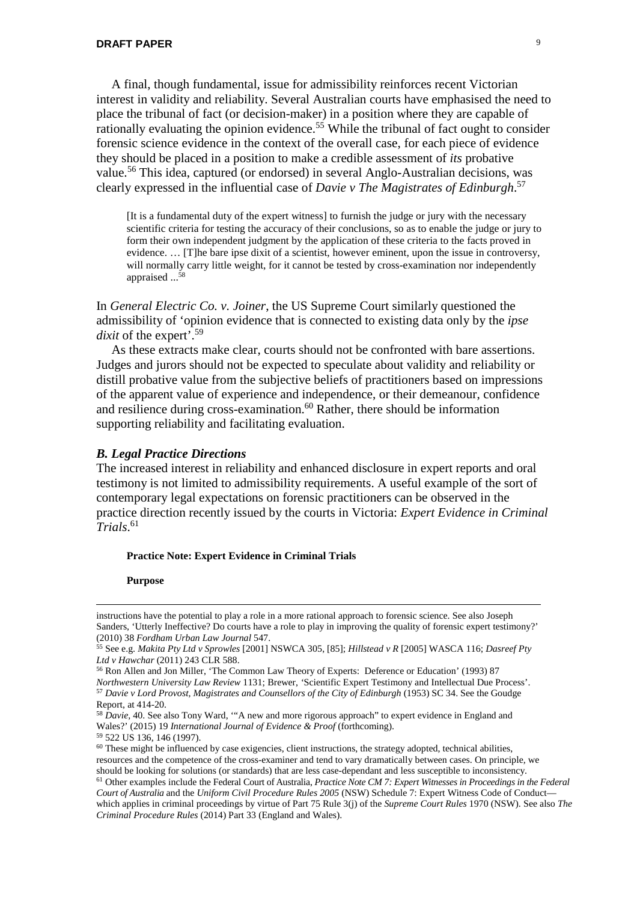A final, though fundamental, issue for admissibility reinforces recent Victorian interest in validity and reliability. Several Australian courts have emphasised the need to place the tribunal of fact (or decision-maker) in a position where they are capable of rationally evaluating the opinion evidence.[55] While the tribunal of fact ought to consider forensic science evidence in the context of the overall case, for each piece of evidence they should be placed in a position to make a credible assessment of *its* probative value.[56] This idea, captured (or endorsed) in several Anglo-Australian decisions, was clearly expressed in the influential case of *Davie v The Magistrates of Edinburgh*.[57]

> [It is a fundamental duty of the expert witness] to furnish the judge or jury with the necessary scientific criteria for testing the accuracy of their conclusions, so as to enable the judge or jury to form their own independent judgment by the application of these criteria to the facts proved in evidence. … [T]he bare ipse dixit of a scientist, however eminent, upon the issue in controversy, will normally carry little weight, for it cannot be tested by cross-examination nor independently appraised ...[58]

In *General Electric Co. v. Joiner*, the US Supreme Court similarly questioned the admissibility of 'opinion evidence that is connected to existing data only by the *ipse dixit* of the expert'.[59]

As these extracts make clear, courts should not be confronted with bare assertions. Judges and jurors should not be expected to speculate about validity and reliability or distill probative value from the subjective beliefs of practitioners based on impressions of the apparent value of experience and independence, or their demeanour, confidence and resilience during cross-examination.[60] Rather, there should be information supporting reliability and facilitating evaluation.

### *B. Legal Practice Directions*

The increased interest in reliability and enhanced disclosure in expert reports and oral testimony is not limited to admissibility requirements. A useful example of the sort of contemporary legal expectations on forensic practitioners can be observed in the practice direction recently issued by the courts in Victoria: *Expert Evidence in Criminal Trials*.[61]

> **Practice Note: Expert Evidence in Criminal Trials**
>
> **Purpose**

---

instructions have the potential to play a role in a more rational approach to forensic science. See also Joseph Sanders, 'Utterly Ineffective? Do courts have a role to play in improving the quality of forensic expert testimony?' (2010) 38 *Fordham Urban Law Journal* 547.

[55] See e.g. *Makita Pty Ltd v Sprowles* [2001] NSWCA 305, [85]; *Hillstead v R* [2005] WASCA 116; *Dasreef Pty Ltd v Hawchar* (2011) 243 CLR 588.

[56] Ron Allen and Jon Miller, 'The Common Law Theory of Experts: Deference or Education' (1993) 87 *Northwestern University Law Review* 1131; Brewer, 'Scientific Expert Testimony and Intellectual Due Process'.

[57] *Davie v Lord Provost, Magistrates and Counsellors of the City of Edinburgh* (1953) SC 34. See the Goudge Report, at 414-20.

[58] *Davie*, 40. See also Tony Ward, '"A new and more rigorous approach" to expert evidence in England and Wales?' (2015) 19 *International Journal of Evidence & Proof* (forthcoming).

[59] 522 US 136, 146 (1997).

[60] These might be influenced by case exigencies, client instructions, the strategy adopted, technical abilities, resources and the competence of the cross-examiner and tend to vary dramatically between cases. On principle, we should be looking for solutions (or standards) that are less case-dependant and less susceptible to inconsistency.

[61] Other examples include the Federal Court of Australia, *Practice Note CM 7: Expert Witnesses in Proceedings in the Federal Court of Australia* and the *Uniform Civil Procedure Rules 2005* (NSW) Schedule 7: Expert Witness Code of Conduct—which applies in criminal proceedings by virtue of Part 75 Rule 3(j) of the *Supreme Court Rules* 1970 (NSW). See also *The Criminal Procedure Rules* (2014) Part 33 (England and Wales).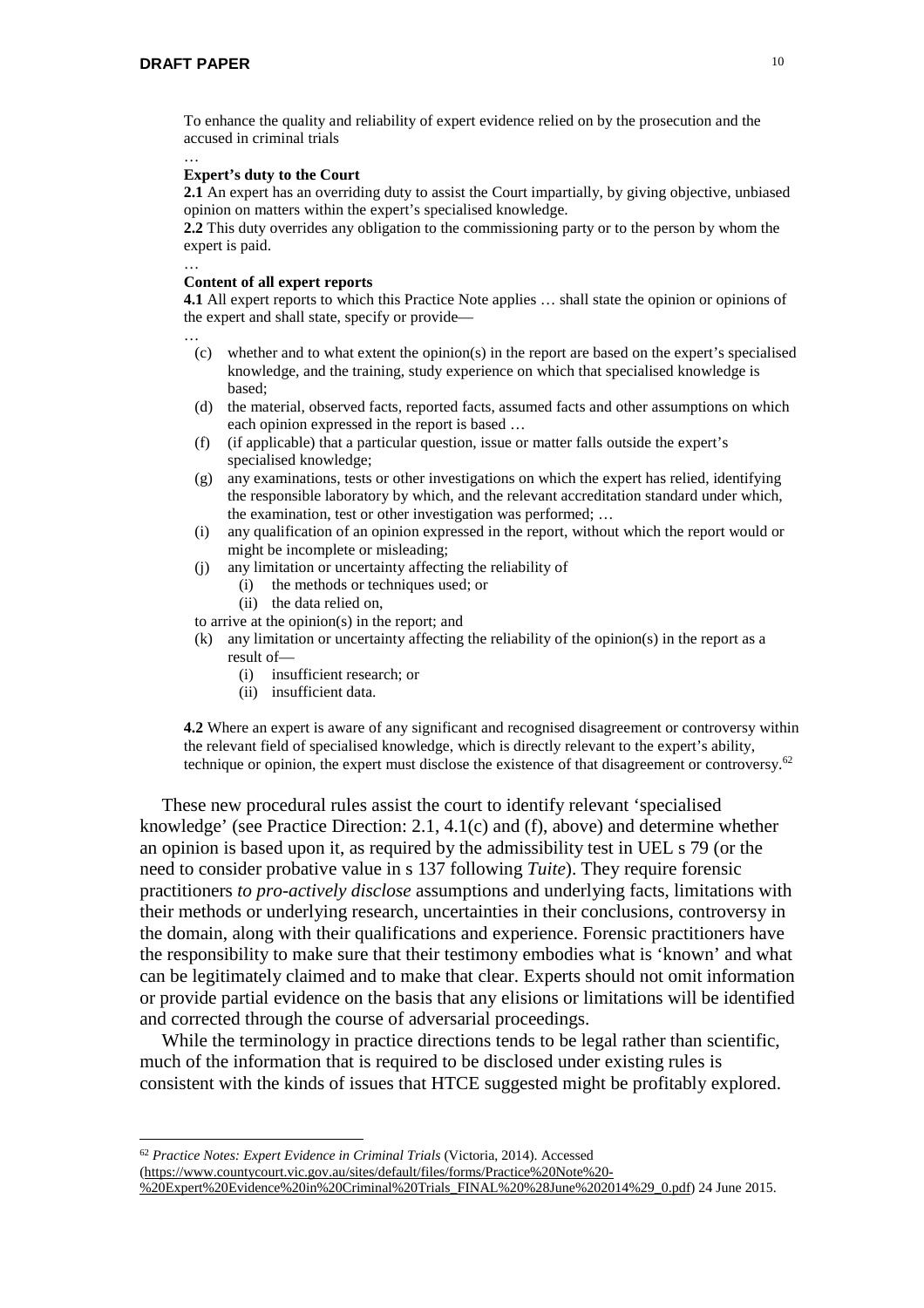To enhance the quality and reliability of expert evidence relied on by the prosecution and the accused in criminal trials

…

**Expert's duty to the Court**

**2.1** An expert has an overriding duty to assist the Court impartially, by giving objective, unbiased opinion on matters within the expert's specialised knowledge.

**2.2** This duty overrides any obligation to the commissioning party or to the person by whom the expert is paid.

…

**Content of all expert reports**

**4.1** All expert reports to which this Practice Note applies … shall state the opinion or opinions of the expert and shall state, specify or provide—

…

(c) whether and to what extent the opinion(s) in the report are based on the expert's specialised knowledge, and the training, study experience on which that specialised knowledge is based;

(d) the material, observed facts, reported facts, assumed facts and other assumptions on which each opinion expressed in the report is based …

(f) (if applicable) that a particular question, issue or matter falls outside the expert's specialised knowledge;

(g) any examinations, tests or other investigations on which the expert has relied, identifying the responsible laboratory by which, and the relevant accreditation standard under which, the examination, test or other investigation was performed; …

(i) any qualification of an opinion expressed in the report, without which the report would or might be incomplete or misleading;

(j) any limitation or uncertainty affecting the reliability of
  (i) the methods or techniques used; or
  (ii) the data relied on,

to arrive at the opinion(s) in the report; and

(k) any limitation or uncertainty affecting the reliability of the opinion(s) in the report as a result of—
  (i) insufficient research; or
  (ii) insufficient data.

**4.2** Where an expert is aware of any significant and recognised disagreement or controversy within the relevant field of specialised knowledge, which is directly relevant to the expert's ability, technique or opinion, the expert must disclose the existence of that disagreement or controversy.[62]

These new procedural rules assist the court to identify relevant 'specialised knowledge' (see Practice Direction: 2.1, 4.1(c) and (f), above) and determine whether an opinion is based upon it, as required by the admissibility test in UEL s 79 (or the need to consider probative value in s 137 following *Tuite*). They require forensic practitioners *to pro-actively disclose* assumptions and underlying facts, limitations with their methods or underlying research, uncertainties in their conclusions, controversy in the domain, along with their qualifications and experience. Forensic practitioners have the responsibility to make sure that their testimony embodies what is 'known' and what can be legitimately claimed and to make that clear. Experts should not omit information or provide partial evidence on the basis that any elisions or limitations will be identified and corrected through the course of adversarial proceedings.

While the terminology in practice directions tends to be legal rather than scientific, much of the information that is required to be disclosed under existing rules is consistent with the kinds of issues that HTCE suggested might be profitably explored.

---

[62] *Practice Notes: Expert Evidence in Criminal Trials* (Victoria, 2014). Accessed (https://www.countycourt.vic.gov.au/sites/default/files/forms/Practice%20Note%20-%20Expert%20Evidence%20in%20Criminal%20Trials_FINAL%20%28June%202014%29_0.pdf) 24 June 2015.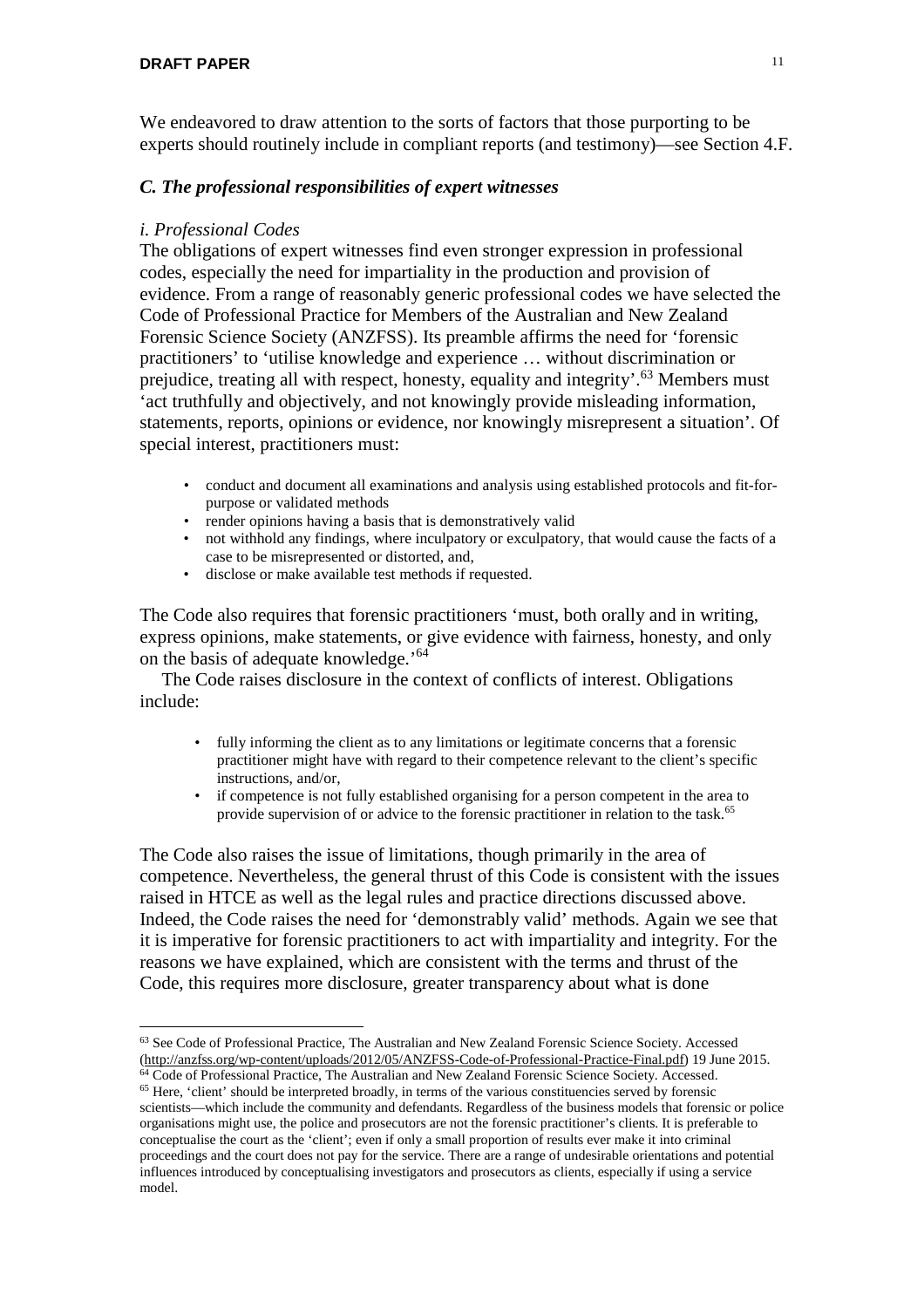We endeavored to draw attention to the sorts of factors that those purporting to be experts should routinely include in compliant reports (and testimony)—see Section 4.F.

### *C. The professional responsibilities of expert witnesses*

#### *i. Professional Codes*

The obligations of expert witnesses find even stronger expression in professional codes, especially the need for impartiality in the production and provision of evidence. From a range of reasonably generic professional codes we have selected the Code of Professional Practice for Members of the Australian and New Zealand Forensic Science Society (ANZFSS). Its preamble affirms the need for 'forensic practitioners' to 'utilise knowledge and experience … without discrimination or prejudice, treating all with respect, honesty, equality and integrity'.[63] Members must 'act truthfully and objectively, and not knowingly provide misleading information, statements, reports, opinions or evidence, nor knowingly misrepresent a situation'. Of special interest, practitioners must:

- conduct and document all examinations and analysis using established protocols and fit-for-purpose or validated methods
- render opinions having a basis that is demonstratively valid
- not withhold any findings, where inculpatory or exculpatory, that would cause the facts of a case to be misrepresented or distorted, and,
- disclose or make available test methods if requested.

The Code also requires that forensic practitioners 'must, both orally and in writing, express opinions, make statements, or give evidence with fairness, honesty, and only on the basis of adequate knowledge.'[64]

The Code raises disclosure in the context of conflicts of interest. Obligations include:

- fully informing the client as to any limitations or legitimate concerns that a forensic practitioner might have with regard to their competence relevant to the client's specific instructions, and/or,
- if competence is not fully established organising for a person competent in the area to provide supervision of or advice to the forensic practitioner in relation to the task.[65]

The Code also raises the issue of limitations, though primarily in the area of competence. Nevertheless, the general thrust of this Code is consistent with the issues raised in HTCE as well as the legal rules and practice directions discussed above. Indeed, the Code raises the need for 'demonstrably valid' methods. Again we see that it is imperative for forensic practitioners to act with impartiality and integrity. For the reasons we have explained, which are consistent with the terms and thrust of the Code, this requires more disclosure, greater transparency about what is done

---

[63] See Code of Professional Practice, The Australian and New Zealand Forensic Science Society. Accessed (http://anzfss.org/wp-content/uploads/2012/05/ANZFSS-Code-of-Professional-Practice-Final.pdf) 19 June 2015.

[64] Code of Professional Practice, The Australian and New Zealand Forensic Science Society. Accessed.

[65] Here, 'client' should be interpreted broadly, in terms of the various constituencies served by forensic scientists—which include the community and defendants. Regardless of the business models that forensic or police organisations might use, the police and prosecutors are not the forensic practitioner's clients. It is preferable to conceptualise the court as the 'client'; even if only a small proportion of results ever make it into criminal proceedings and the court does not pay for the service. There are a range of undesirable orientations and potential influences introduced by conceptualising investigators and prosecutors as clients, especially if using a service model.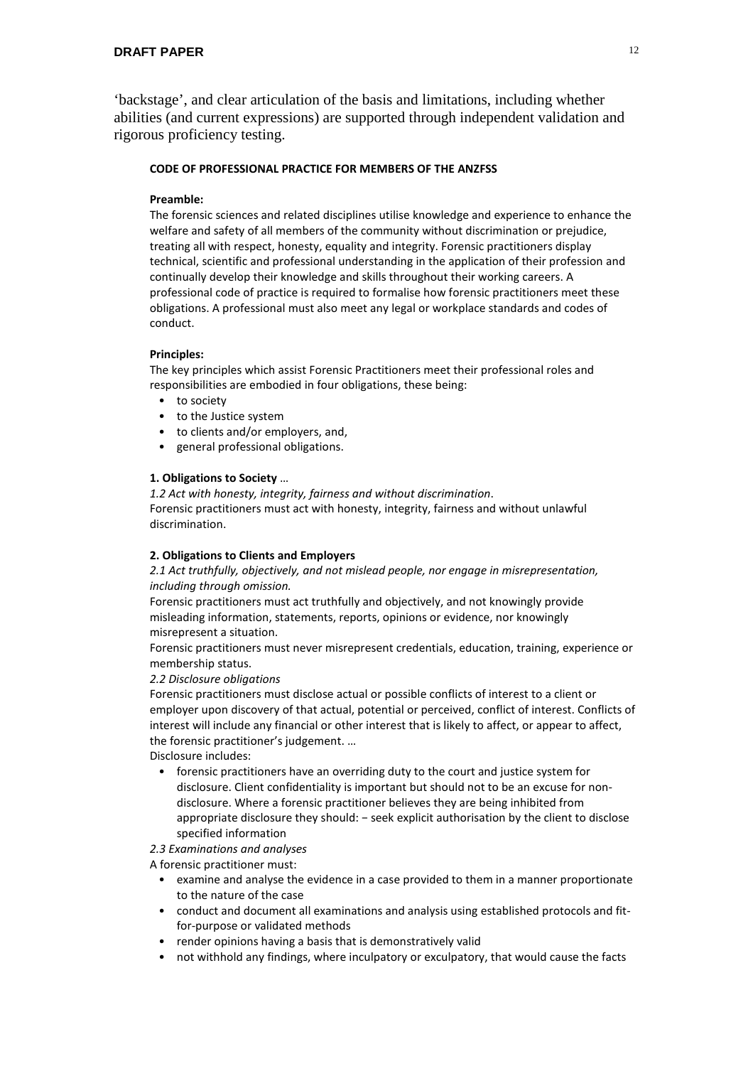'backstage', and clear articulation of the basis and limitations, including whether abilities (and current expressions) are supported through independent validation and rigorous proficiency testing.

**CODE OF PROFESSIONAL PRACTICE FOR MEMBERS OF THE ANZFSS**

**Preamble:**

The forensic sciences and related disciplines utilise knowledge and experience to enhance the welfare and safety of all members of the community without discrimination or prejudice, treating all with respect, honesty, equality and integrity. Forensic practitioners display technical, scientific and professional understanding in the application of their profession and continually develop their knowledge and skills throughout their working careers. A professional code of practice is required to formalise how forensic practitioners meet these obligations. A professional must also meet any legal or workplace standards and codes of conduct.

**Principles:**

The key principles which assist Forensic Practitioners meet their professional roles and responsibilities are embodied in four obligations, these being:

- to society
- to the Justice system
- to clients and/or employers, and,
- general professional obligations.

**1. Obligations to Society** …

*1.2 Act with honesty, integrity, fairness and without discrimination*.

Forensic practitioners must act with honesty, integrity, fairness and without unlawful discrimination.

**2. Obligations to Clients and Employers**

*2.1 Act truthfully, objectively, and not mislead people, nor engage in misrepresentation, including through omission.*

Forensic practitioners must act truthfully and objectively, and not knowingly provide misleading information, statements, reports, opinions or evidence, nor knowingly misrepresent a situation.

Forensic practitioners must never misrepresent credentials, education, training, experience or membership status.

*2.2 Disclosure obligations*

Forensic practitioners must disclose actual or possible conflicts of interest to a client or employer upon discovery of that actual, potential or perceived, conflict of interest. Conflicts of interest will include any financial or other interest that is likely to affect, or appear to affect, the forensic practitioner's judgement. …

Disclosure includes:

- forensic practitioners have an overriding duty to the court and justice system for disclosure. Client confidentiality is important but should not to be an excuse for non-disclosure. Where a forensic practitioner believes they are being inhibited from appropriate disclosure they should: − seek explicit authorisation by the client to disclose specified information

*2.3 Examinations and analyses*

A forensic practitioner must:

- examine and analyse the evidence in a case provided to them in a manner proportionate to the nature of the case
- conduct and document all examinations and analysis using established protocols and fit-for-purpose or validated methods
- render opinions having a basis that is demonstratively valid
- not withhold any findings, where inculpatory or exculpatory, that would cause the facts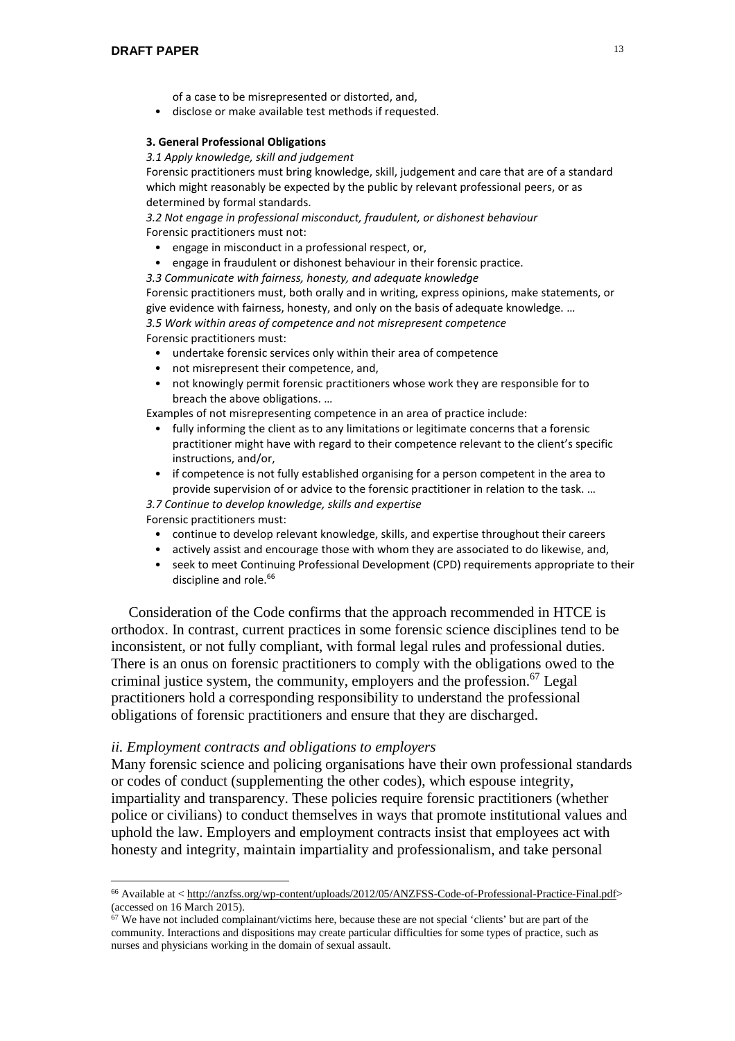of a case to be misrepresented or distorted, and,

- disclose or make available test methods if requested.

**3. General Professional Obligations**

*3.1 Apply knowledge, skill and judgement*

Forensic practitioners must bring knowledge, skill, judgement and care that are of a standard which might reasonably be expected by the public by relevant professional peers, or as determined by formal standards.

*3.2 Not engage in professional misconduct, fraudulent, or dishonest behaviour*

Forensic practitioners must not:

- engage in misconduct in a professional respect, or,
- engage in fraudulent or dishonest behaviour in their forensic practice.

*3.3 Communicate with fairness, honesty, and adequate knowledge*

Forensic practitioners must, both orally and in writing, express opinions, make statements, or give evidence with fairness, honesty, and only on the basis of adequate knowledge. …

*3.5 Work within areas of competence and not misrepresent competence*

Forensic practitioners must:

- undertake forensic services only within their area of competence
- not misrepresent their competence, and,
- not knowingly permit forensic practitioners whose work they are responsible for to breach the above obligations. …

Examples of not misrepresenting competence in an area of practice include:

- fully informing the client as to any limitations or legitimate concerns that a forensic practitioner might have with regard to their competence relevant to the client's specific instructions, and/or,
- if competence is not fully established organising for a person competent in the area to provide supervision of or advice to the forensic practitioner in relation to the task. …

*3.7 Continue to develop knowledge, skills and expertise*

Forensic practitioners must:

- continue to develop relevant knowledge, skills, and expertise throughout their careers
- actively assist and encourage those with whom they are associated to do likewise, and,
- seek to meet Continuing Professional Development (CPD) requirements appropriate to their discipline and role.[66]

Consideration of the Code confirms that the approach recommended in HTCE is orthodox. In contrast, current practices in some forensic science disciplines tend to be inconsistent, or not fully compliant, with formal legal rules and professional duties. There is an onus on forensic practitioners to comply with the obligations owed to the criminal justice system, the community, employers and the profession.[67] Legal practitioners hold a corresponding responsibility to understand the professional obligations of forensic practitioners and ensure that they are discharged.

*ii. Employment contracts and obligations to employers*

Many forensic science and policing organisations have their own professional standards or codes of conduct (supplementing the other codes), which espouse integrity, impartiality and transparency. These policies require forensic practitioners (whether police or civilians) to conduct themselves in ways that promote institutional values and uphold the law. Employers and employment contracts insist that employees act with honesty and integrity, maintain impartiality and professionalism, and take personal

---

[66] Available at < http://anzfss.org/wp-content/uploads/2012/05/ANZFSS-Code-of-Professional-Practice-Final.pdf> (accessed on 16 March 2015).

[67] We have not included complainant/victims here, because these are not special 'clients' but are part of the community. Interactions and dispositions may create particular difficulties for some types of practice, such as nurses and physicians working in the domain of sexual assault.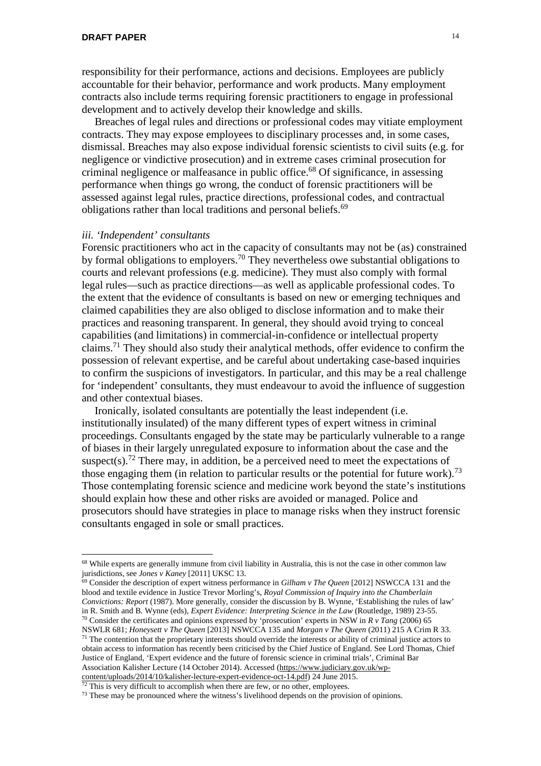responsibility for their performance, actions and decisions. Employees are publicly accountable for their behavior, performance and work products. Many employment contracts also include terms requiring forensic practitioners to engage in professional development and to actively develop their knowledge and skills.

Breaches of legal rules and directions or professional codes may vitiate employment contracts. They may expose employees to disciplinary processes and, in some cases, dismissal. Breaches may also expose individual forensic scientists to civil suits (e.g. for negligence or vindictive prosecution) and in extreme cases criminal prosecution for criminal negligence or malfeasance in public office.[68] Of significance, in assessing performance when things go wrong, the conduct of forensic practitioners will be assessed against legal rules, practice directions, professional codes, and contractual obligations rather than local traditions and personal beliefs.[69]

*iii. 'Independent' consultants*

Forensic practitioners who act in the capacity of consultants may not be (as) constrained by formal obligations to employers.[70] They nevertheless owe substantial obligations to courts and relevant professions (e.g. medicine). They must also comply with formal legal rules—such as practice directions—as well as applicable professional codes. To the extent that the evidence of consultants is based on new or emerging techniques and claimed capabilities they are also obliged to disclose information and to make their practices and reasoning transparent. In general, they should avoid trying to conceal capabilities (and limitations) in commercial-in-confidence or intellectual property claims.[71] They should also study their analytical methods, offer evidence to confirm the possession of relevant expertise, and be careful about undertaking case-based inquiries to confirm the suspicions of investigators. In particular, and this may be a real challenge for 'independent' consultants, they must endeavour to avoid the influence of suggestion and other contextual biases.

Ironically, isolated consultants are potentially the least independent (i.e. institutionally insulated) of the many different types of expert witness in criminal proceedings. Consultants engaged by the state may be particularly vulnerable to a range of biases in their largely unregulated exposure to information about the case and the suspect(s).[72] There may, in addition, be a perceived need to meet the expectations of those engaging them (in relation to particular results or the potential for future work).[73] Those contemplating forensic science and medicine work beyond the state's institutions should explain how these and other risks are avoided or managed. Police and prosecutors should have strategies in place to manage risks when they instruct forensic consultants engaged in sole or small practices.

---

[68] While experts are generally immune from civil liability in Australia, this is not the case in other common law jurisdictions, see *Jones v Kaney* [2011] UKSC 13.

[69] Consider the description of expert witness performance in *Gilham v The Queen* [2012] NSWCCA 131 and the blood and textile evidence in Justice Trevor Morling's, *Royal Commission of Inquiry into the Chamberlain Convictions: Report* (1987). More generally, consider the discussion by B. Wynne, 'Establishing the rules of law' in R. Smith and B. Wynne (eds), *Expert Evidence: Interpreting Science in the Law* (Routledge, 1989) 23-55.

[70] Consider the certificates and opinions expressed by 'prosecution' experts in NSW in *R v Tang* (2006) 65 NSWLR 681; *Honeysett v The Queen* [2013] NSWCCA 135 and *Morgan v The Queen* (2011) 215 A Crim R 33.

[71] The contention that the proprietary interests should override the interests or ability of criminal justice actors to obtain access to information has recently been criticised by the Chief Justice of England. See Lord Thomas, Chief Justice of England, 'Expert evidence and the future of forensic science in criminal trials', Criminal Bar Association Kalisher Lecture (14 October 2014). Accessed (https://www.judiciary.gov.uk/wp-content/uploads/2014/10/kalisher-lecture-expert-evidence-oct-14.pdf) 24 June 2015.

[72] This is very difficult to accomplish when there are few, or no other, employees.

[73] These may be pronounced where the witness's livelihood depends on the provision of opinions.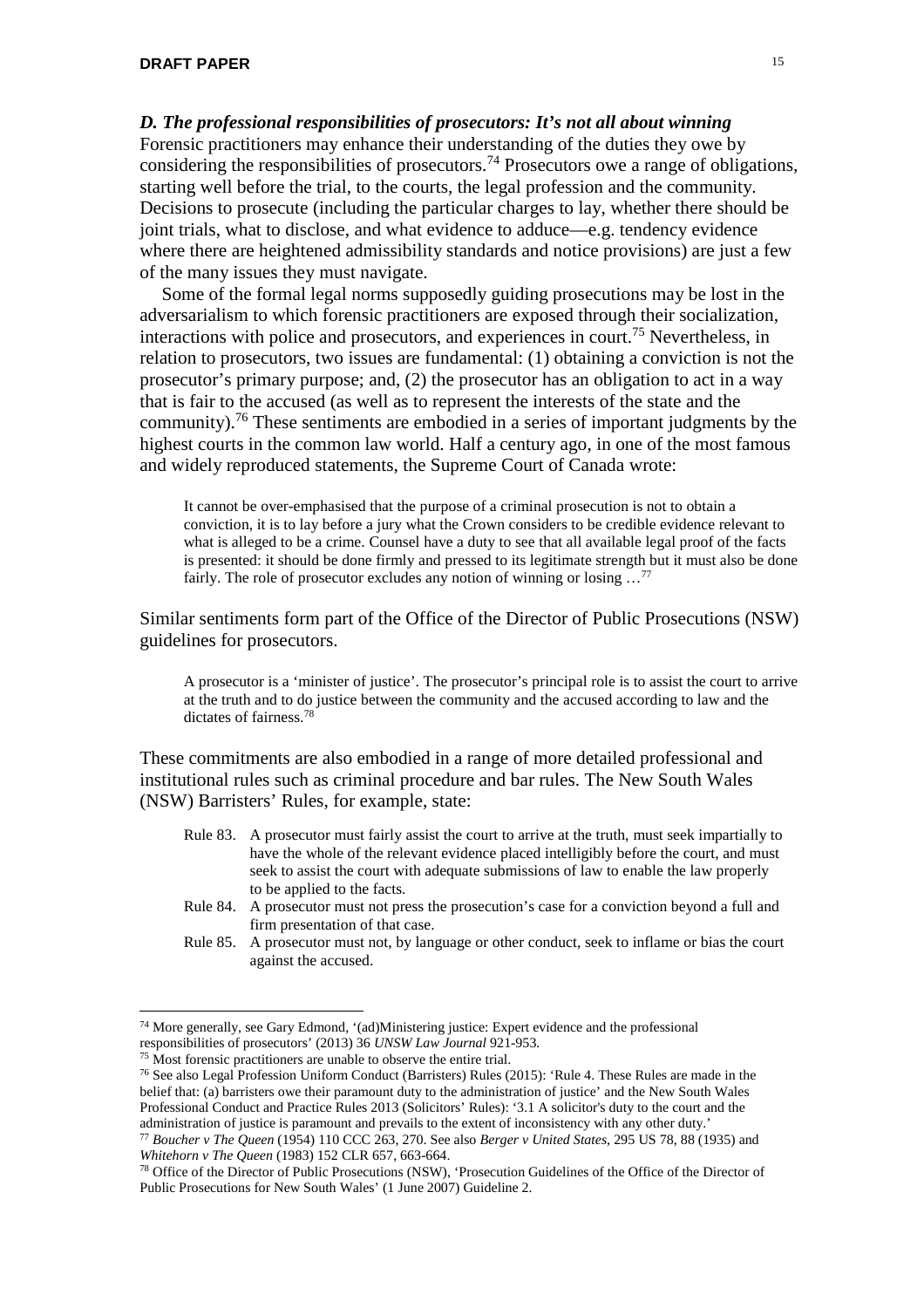### *D. The professional responsibilities of prosecutors: It's not all about winning*

Forensic practitioners may enhance their understanding of the duties they owe by considering the responsibilities of prosecutors.[74] Prosecutors owe a range of obligations, starting well before the trial, to the courts, the legal profession and the community. Decisions to prosecute (including the particular charges to lay, whether there should be joint trials, what to disclose, and what evidence to adduce—e.g. tendency evidence where there are heightened admissibility standards and notice provisions) are just a few of the many issues they must navigate.

Some of the formal legal norms supposedly guiding prosecutions may be lost in the adversarialism to which forensic practitioners are exposed through their socialization, interactions with police and prosecutors, and experiences in court.[75] Nevertheless, in relation to prosecutors, two issues are fundamental: (1) obtaining a conviction is not the prosecutor's primary purpose; and, (2) the prosecutor has an obligation to act in a way that is fair to the accused (as well as to represent the interests of the state and the community).[76] These sentiments are embodied in a series of important judgments by the highest courts in the common law world. Half a century ago, in one of the most famous and widely reproduced statements, the Supreme Court of Canada wrote:

> It cannot be over-emphasised that the purpose of a criminal prosecution is not to obtain a conviction, it is to lay before a jury what the Crown considers to be credible evidence relevant to what is alleged to be a crime. Counsel have a duty to see that all available legal proof of the facts is presented: it should be done firmly and pressed to its legitimate strength but it must also be done fairly. The role of prosecutor excludes any notion of winning or losing …[77]

Similar sentiments form part of the Office of the Director of Public Prosecutions (NSW) guidelines for prosecutors.

> A prosecutor is a 'minister of justice'. The prosecutor's principal role is to assist the court to arrive at the truth and to do justice between the community and the accused according to law and the dictates of fairness.[78]

These commitments are also embodied in a range of more detailed professional and institutional rules such as criminal procedure and bar rules. The New South Wales (NSW) Barristers' Rules, for example, state:

> Rule 83. A prosecutor must fairly assist the court to arrive at the truth, must seek impartially to have the whole of the relevant evidence placed intelligibly before the court, and must seek to assist the court with adequate submissions of law to enable the law properly to be applied to the facts.
>
> Rule 84. A prosecutor must not press the prosecution's case for a conviction beyond a full and firm presentation of that case.
>
> Rule 85. A prosecutor must not, by language or other conduct, seek to inflame or bias the court against the accused.

---

[74] More generally, see Gary Edmond, '(ad)Ministering justice: Expert evidence and the professional responsibilities of prosecutors' (2013) 36 *UNSW Law Journal* 921-953.

[75] Most forensic practitioners are unable to observe the entire trial.

[76] See also Legal Profession Uniform Conduct (Barristers) Rules (2015): 'Rule 4. These Rules are made in the belief that: (a) barristers owe their paramount duty to the administration of justice' and the New South Wales Professional Conduct and Practice Rules 2013 (Solicitors' Rules): '3.1 A solicitor's duty to the court and the administration of justice is paramount and prevails to the extent of inconsistency with any other duty.'

[77] *Boucher v The Queen* (1954) 110 CCC 263, 270. See also *Berger v United States*, 295 US 78, 88 (1935) and *Whitehorn v The Queen* (1983) 152 CLR 657, 663-664.

[78] Office of the Director of Public Prosecutions (NSW), 'Prosecution Guidelines of the Office of the Director of Public Prosecutions for New South Wales' (1 June 2007) Guideline 2.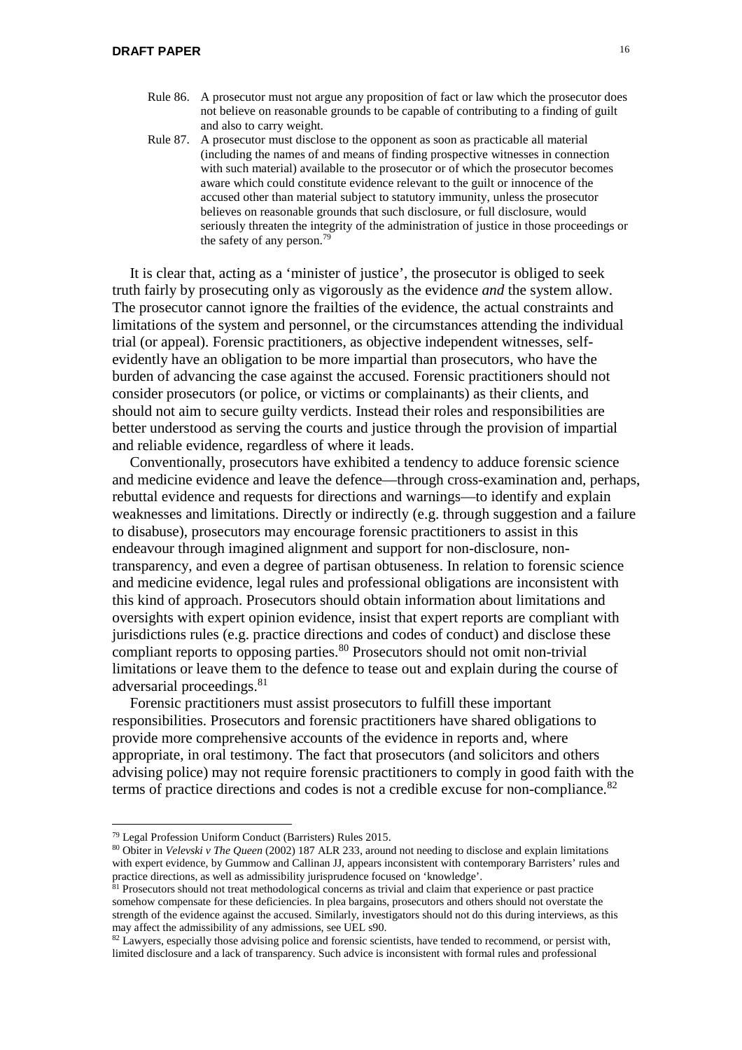Rule 86. A prosecutor must not argue any proposition of fact or law which the prosecutor does not believe on reasonable grounds to be capable of contributing to a finding of guilt and also to carry weight.

Rule 87. A prosecutor must disclose to the opponent as soon as practicable all material (including the names of and means of finding prospective witnesses in connection with such material) available to the prosecutor or of which the prosecutor becomes aware which could constitute evidence relevant to the guilt or innocence of the accused other than material subject to statutory immunity, unless the prosecutor believes on reasonable grounds that such disclosure, or full disclosure, would seriously threaten the integrity of the administration of justice in those proceedings or the safety of any person.[79]

It is clear that, acting as a 'minister of justice', the prosecutor is obliged to seek truth fairly by prosecuting only as vigorously as the evidence *and* the system allow. The prosecutor cannot ignore the frailties of the evidence, the actual constraints and limitations of the system and personnel, or the circumstances attending the individual trial (or appeal). Forensic practitioners, as objective independent witnesses, self-evidently have an obligation to be more impartial than prosecutors, who have the burden of advancing the case against the accused. Forensic practitioners should not consider prosecutors (or police, or victims or complainants) as their clients, and should not aim to secure guilty verdicts. Instead their roles and responsibilities are better understood as serving the courts and justice through the provision of impartial and reliable evidence, regardless of where it leads.

Conventionally, prosecutors have exhibited a tendency to adduce forensic science and medicine evidence and leave the defence—through cross-examination and, perhaps, rebuttal evidence and requests for directions and warnings—to identify and explain weaknesses and limitations. Directly or indirectly (e.g. through suggestion and a failure to disabuse), prosecutors may encourage forensic practitioners to assist in this endeavour through imagined alignment and support for non-disclosure, non-transparency, and even a degree of partisan obtuseness. In relation to forensic science and medicine evidence, legal rules and professional obligations are inconsistent with this kind of approach. Prosecutors should obtain information about limitations and oversights with expert opinion evidence, insist that expert reports are compliant with jurisdictions rules (e.g. practice directions and codes of conduct) and disclose these compliant reports to opposing parties.[80] Prosecutors should not omit non-trivial limitations or leave them to the defence to tease out and explain during the course of adversarial proceedings.[81]

Forensic practitioners must assist prosecutors to fulfill these important responsibilities. Prosecutors and forensic practitioners have shared obligations to provide more comprehensive accounts of the evidence in reports and, where appropriate, in oral testimony. The fact that prosecutors (and solicitors and others advising police) may not require forensic practitioners to comply in good faith with the terms of practice directions and codes is not a credible excuse for non-compliance.[82]

---

[79] Legal Profession Uniform Conduct (Barristers) Rules 2015.

[80] Obiter in *Velevski v The Queen* (2002) 187 ALR 233, around not needing to disclose and explain limitations with expert evidence, by Gummow and Callinan JJ, appears inconsistent with contemporary Barristers' rules and practice directions, as well as admissibility jurisprudence focused on 'knowledge'.

[81] Prosecutors should not treat methodological concerns as trivial and claim that experience or past practice somehow compensate for these deficiencies. In plea bargains, prosecutors and others should not overstate the strength of the evidence against the accused. Similarly, investigators should not do this during interviews, as this may affect the admissibility of any admissions, see UEL s90.

[82] Lawyers, especially those advising police and forensic scientists, have tended to recommend, or persist with, limited disclosure and a lack of transparency. Such advice is inconsistent with formal rules and professional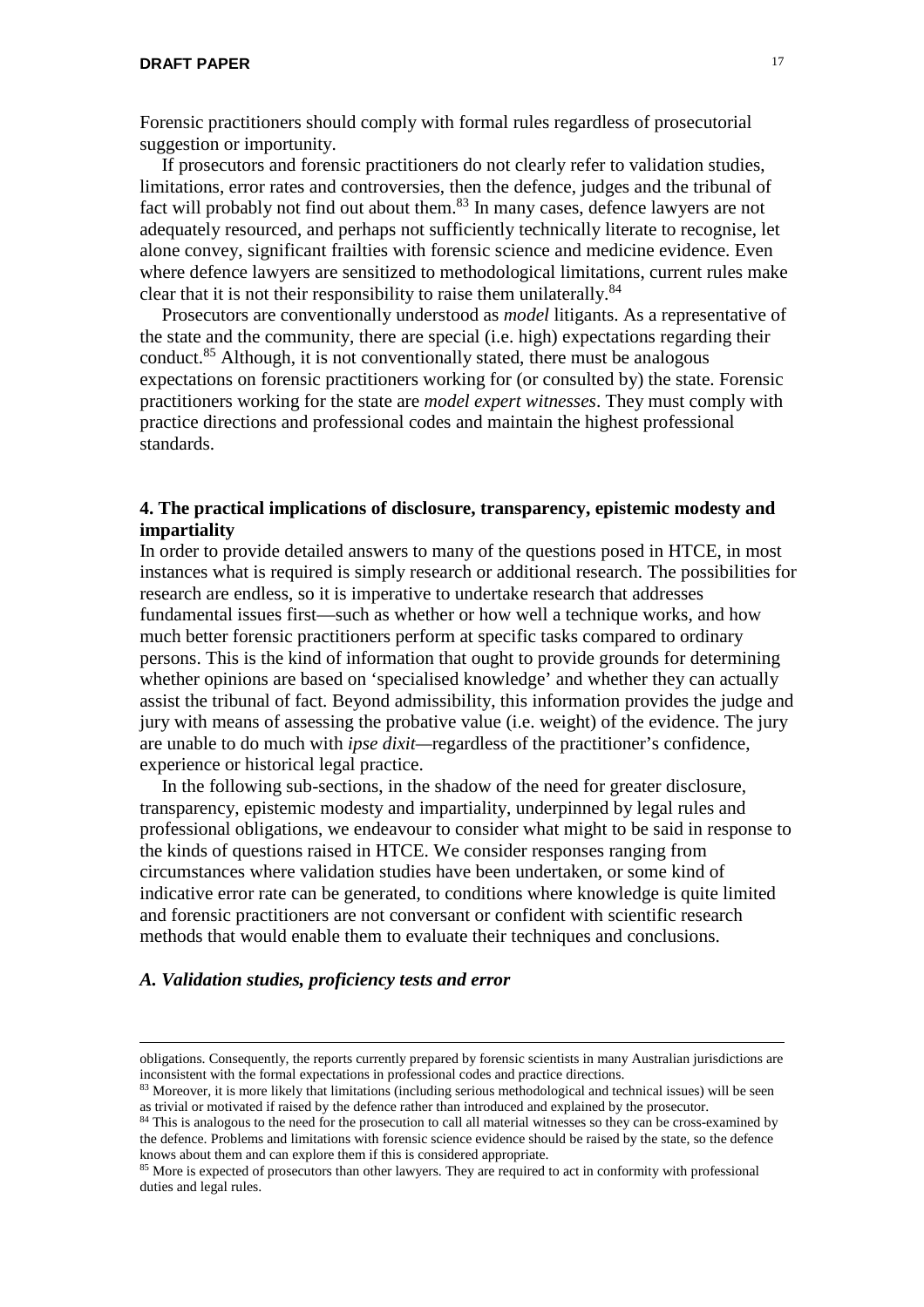Forensic practitioners should comply with formal rules regardless of prosecutorial suggestion or importunity.

If prosecutors and forensic practitioners do not clearly refer to validation studies, limitations, error rates and controversies, then the defence, judges and the tribunal of fact will probably not find out about them.[83] In many cases, defence lawyers are not adequately resourced, and perhaps not sufficiently technically literate to recognise, let alone convey, significant frailties with forensic science and medicine evidence. Even where defence lawyers are sensitized to methodological limitations, current rules make clear that it is not their responsibility to raise them unilaterally.[84]

Prosecutors are conventionally understood as *model* litigants. As a representative of the state and the community, there are special (i.e. high) expectations regarding their conduct.[85] Although, it is not conventionally stated, there must be analogous expectations on forensic practitioners working for (or consulted by) the state. Forensic practitioners working for the state are *model expert witnesses*. They must comply with practice directions and professional codes and maintain the highest professional standards.

## 4. The practical implications of disclosure, transparency, epistemic modesty and impartiality

In order to provide detailed answers to many of the questions posed in HTCE, in most instances what is required is simply research or additional research. The possibilities for research are endless, so it is imperative to undertake research that addresses fundamental issues first—such as whether or how well a technique works, and how much better forensic practitioners perform at specific tasks compared to ordinary persons. This is the kind of information that ought to provide grounds for determining whether opinions are based on 'specialised knowledge' and whether they can actually assist the tribunal of fact. Beyond admissibility, this information provides the judge and jury with means of assessing the probative value (i.e. weight) of the evidence. The jury are unable to do much with *ipse dixit*—regardless of the practitioner's confidence, experience or historical legal practice.

In the following sub-sections, in the shadow of the need for greater disclosure, transparency, epistemic modesty and impartiality, underpinned by legal rules and professional obligations, we endeavour to consider what might to be said in response to the kinds of questions raised in HTCE. We consider responses ranging from circumstances where validation studies have been undertaken, or some kind of indicative error rate can be generated, to conditions where knowledge is quite limited and forensic practitioners are not conversant or confident with scientific research methods that would enable them to evaluate their techniques and conclusions.

### *A. Validation studies, proficiency tests and error*

---

obligations. Consequently, the reports currently prepared by forensic scientists in many Australian jurisdictions are inconsistent with the formal expectations in professional codes and practice directions.

[83] Moreover, it is more likely that limitations (including serious methodological and technical issues) will be seen as trivial or motivated if raised by the defence rather than introduced and explained by the prosecutor.

[84] This is analogous to the need for the prosecution to call all material witnesses so they can be cross-examined by the defence. Problems and limitations with forensic science evidence should be raised by the state, so the defence knows about them and can explore them if this is considered appropriate.

[85] More is expected of prosecutors than other lawyers. They are required to act in conformity with professional duties and legal rules.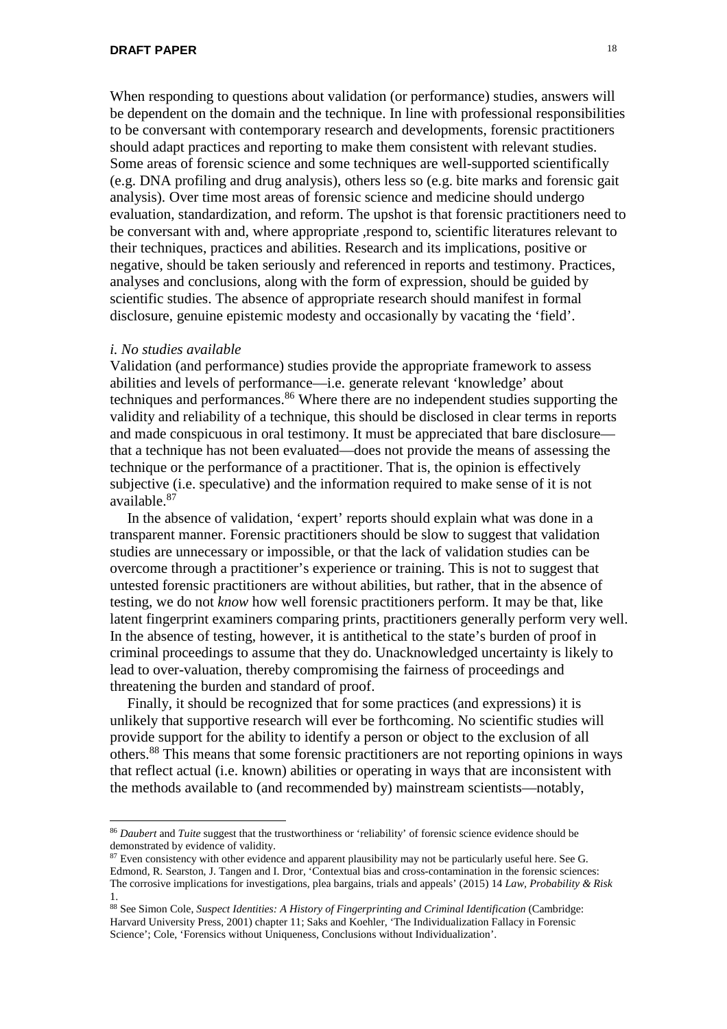When responding to questions about validation (or performance) studies, answers will be dependent on the domain and the technique. In line with professional responsibilities to be conversant with contemporary research and developments, forensic practitioners should adapt practices and reporting to make them consistent with relevant studies. Some areas of forensic science and some techniques are well-supported scientifically (e.g. DNA profiling and drug analysis), others less so (e.g. bite marks and forensic gait analysis). Over time most areas of forensic science and medicine should undergo evaluation, standardization, and reform. The upshot is that forensic practitioners need to be conversant with and, where appropriate ,respond to, scientific literatures relevant to their techniques, practices and abilities. Research and its implications, positive or negative, should be taken seriously and referenced in reports and testimony. Practices, analyses and conclusions, along with the form of expression, should be guided by scientific studies. The absence of appropriate research should manifest in formal disclosure, genuine epistemic modesty and occasionally by vacating the 'field'.

*i. No studies available*

Validation (and performance) studies provide the appropriate framework to assess abilities and levels of performance—i.e. generate relevant 'knowledge' about techniques and performances.[86] Where there are no independent studies supporting the validity and reliability of a technique, this should be disclosed in clear terms in reports and made conspicuous in oral testimony. It must be appreciated that bare disclosure—that a technique has not been evaluated—does not provide the means of assessing the technique or the performance of a practitioner. That is, the opinion is effectively subjective (i.e. speculative) and the information required to make sense of it is not available.[87]

In the absence of validation, 'expert' reports should explain what was done in a transparent manner. Forensic practitioners should be slow to suggest that validation studies are unnecessary or impossible, or that the lack of validation studies can be overcome through a practitioner's experience or training. This is not to suggest that untested forensic practitioners are without abilities, but rather, that in the absence of testing, we do not *know* how well forensic practitioners perform. It may be that, like latent fingerprint examiners comparing prints, practitioners generally perform very well. In the absence of testing, however, it is antithetical to the state's burden of proof in criminal proceedings to assume that they do. Unacknowledged uncertainty is likely to lead to over-valuation, thereby compromising the fairness of proceedings and threatening the burden and standard of proof.

Finally, it should be recognized that for some practices (and expressions) it is unlikely that supportive research will ever be forthcoming. No scientific studies will provide support for the ability to identify a person or object to the exclusion of all others.[88] This means that some forensic practitioners are not reporting opinions in ways that reflect actual (i.e. known) abilities or operating in ways that are inconsistent with the methods available to (and recommended by) mainstream scientists—notably,

---

[86] *Daubert* and *Tuite* suggest that the trustworthiness or 'reliability' of forensic science evidence should be demonstrated by evidence of validity.

[87] Even consistency with other evidence and apparent plausibility may not be particularly useful here. See G. Edmond, R. Searston, J. Tangen and I. Dror, 'Contextual bias and cross-contamination in the forensic sciences: The corrosive implications for investigations, plea bargains, trials and appeals' (2015) 14 *Law, Probability & Risk* 1.

[88] See Simon Cole, *Suspect Identities: A History of Fingerprinting and Criminal Identification* (Cambridge: Harvard University Press, 2001) chapter 11; Saks and Koehler, 'The Individualization Fallacy in Forensic Science'; Cole, 'Forensics without Uniqueness, Conclusions without Individualization'.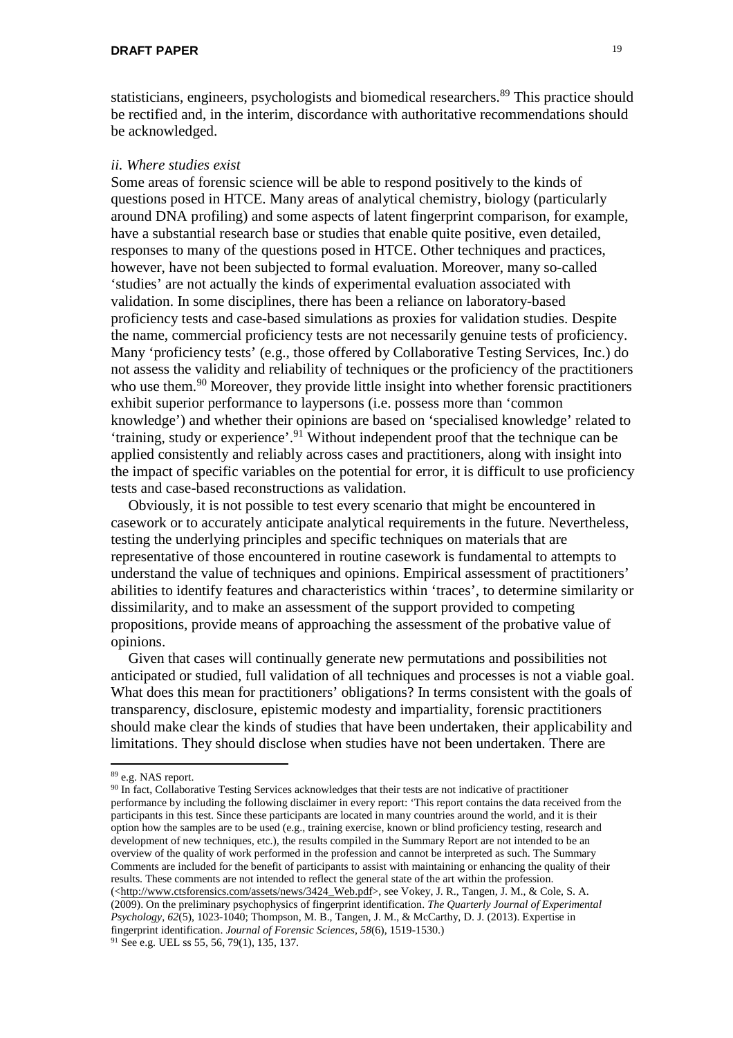statisticians, engineers, psychologists and biomedical researchers.[89] This practice should be rectified and, in the interim, discordance with authoritative recommendations should be acknowledged.

*ii. Where studies exist*

Some areas of forensic science will be able to respond positively to the kinds of questions posed in HTCE. Many areas of analytical chemistry, biology (particularly around DNA profiling) and some aspects of latent fingerprint comparison, for example, have a substantial research base or studies that enable quite positive, even detailed, responses to many of the questions posed in HTCE. Other techniques and practices, however, have not been subjected to formal evaluation. Moreover, many so-called 'studies' are not actually the kinds of experimental evaluation associated with validation. In some disciplines, there has been a reliance on laboratory-based proficiency tests and case-based simulations as proxies for validation studies. Despite the name, commercial proficiency tests are not necessarily genuine tests of proficiency. Many 'proficiency tests' (e.g., those offered by Collaborative Testing Services, Inc.) do not assess the validity and reliability of techniques or the proficiency of the practitioners who use them.[90] Moreover, they provide little insight into whether forensic practitioners exhibit superior performance to laypersons (i.e. possess more than 'common knowledge') and whether their opinions are based on 'specialised knowledge' related to 'training, study or experience'.[91] Without independent proof that the technique can be applied consistently and reliably across cases and practitioners, along with insight into the impact of specific variables on the potential for error, it is difficult to use proficiency tests and case-based reconstructions as validation.

Obviously, it is not possible to test every scenario that might be encountered in casework or to accurately anticipate analytical requirements in the future. Nevertheless, testing the underlying principles and specific techniques on materials that are representative of those encountered in routine casework is fundamental to attempts to understand the value of techniques and opinions. Empirical assessment of practitioners' abilities to identify features and characteristics within 'traces', to determine similarity or dissimilarity, and to make an assessment of the support provided to competing propositions, provide means of approaching the assessment of the probative value of opinions.

Given that cases will continually generate new permutations and possibilities not anticipated or studied, full validation of all techniques and processes is not a viable goal. What does this mean for practitioners' obligations? In terms consistent with the goals of transparency, disclosure, epistemic modesty and impartiality, forensic practitioners should make clear the kinds of studies that have been undertaken, their applicability and limitations. They should disclose when studies have not been undertaken. There are

---

[89] e.g. NAS report.

[90] In fact, Collaborative Testing Services acknowledges that their tests are not indicative of practitioner performance by including the following disclaimer in every report: 'This report contains the data received from the participants in this test. Since these participants are located in many countries around the world, and it is their option how the samples are to be used (e.g., training exercise, known or blind proficiency testing, research and development of new techniques, etc.), the results compiled in the Summary Report are not intended to be an overview of the quality of work performed in the profession and cannot be interpreted as such. The Summary Comments are included for the benefit of participants to assist with maintaining or enhancing the quality of their results. These comments are not intended to reflect the general state of the art within the profession. (<http://www.ctsforensics.com/assets/news/3424_Web.pdf>, see Vokey, J. R., Tangen, J. M., & Cole, S. A. (2009). On the preliminary psychophysics of fingerprint identification. *The Quarterly Journal of Experimental Psychology*, *62*(5), 1023-1040; Thompson, M. B., Tangen, J. M., & McCarthy, D. J. (2013). Expertise in fingerprint identification. *Journal of Forensic Sciences*, *58*(6), 1519-1530.)

[91] See e.g. UEL ss 55, 56, 79(1), 135, 137.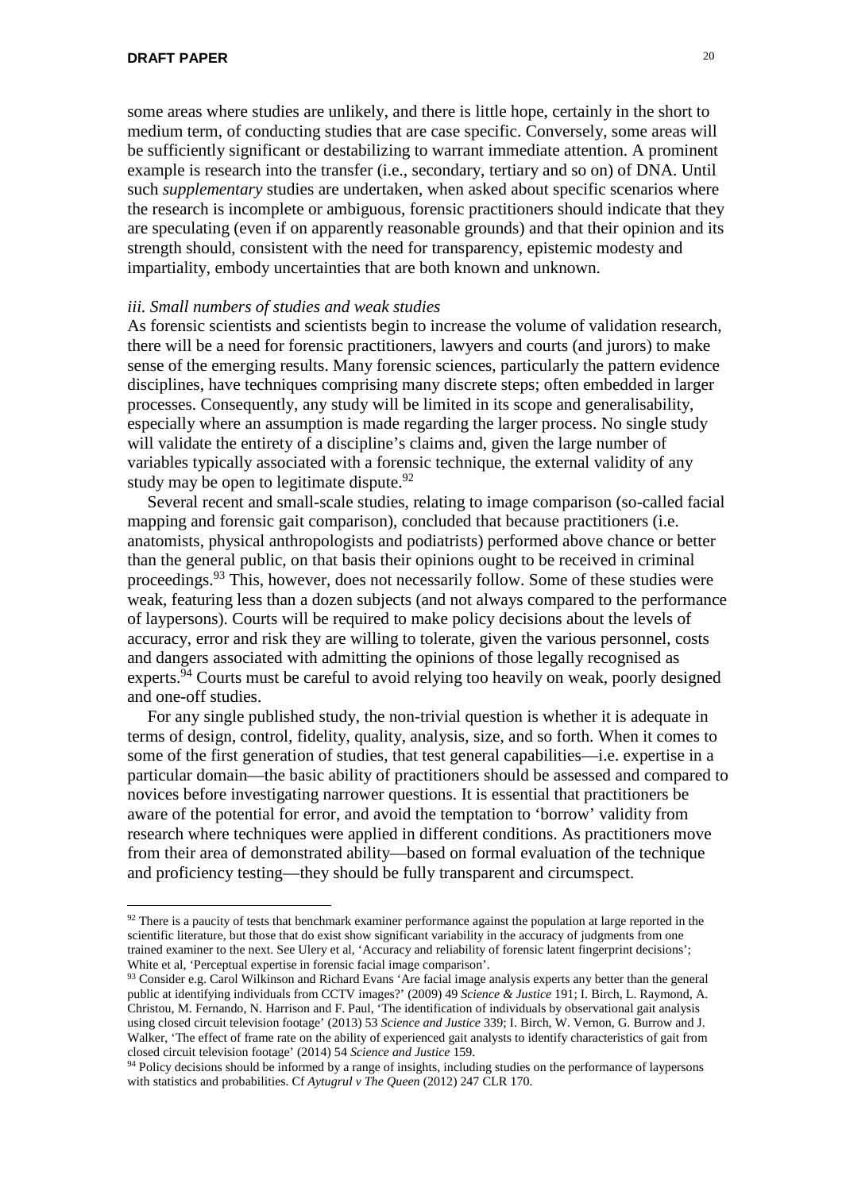some areas where studies are unlikely, and there is little hope, certainly in the short to medium term, of conducting studies that are case specific. Conversely, some areas will be sufficiently significant or destabilizing to warrant immediate attention. A prominent example is research into the transfer (i.e., secondary, tertiary and so on) of DNA. Until such *supplementary* studies are undertaken, when asked about specific scenarios where the research is incomplete or ambiguous, forensic practitioners should indicate that they are speculating (even if on apparently reasonable grounds) and that their opinion and its strength should, consistent with the need for transparency, epistemic modesty and impartiality, embody uncertainties that are both known and unknown.

*iii. Small numbers of studies and weak studies*

As forensic scientists and scientists begin to increase the volume of validation research, there will be a need for forensic practitioners, lawyers and courts (and jurors) to make sense of the emerging results. Many forensic sciences, particularly the pattern evidence disciplines, have techniques comprising many discrete steps; often embedded in larger processes. Consequently, any study will be limited in its scope and generalisability, especially where an assumption is made regarding the larger process. No single study will validate the entirety of a discipline's claims and, given the large number of variables typically associated with a forensic technique, the external validity of any study may be open to legitimate dispute.[92]

Several recent and small-scale studies, relating to image comparison (so-called facial mapping and forensic gait comparison), concluded that because practitioners (i.e. anatomists, physical anthropologists and podiatrists) performed above chance or better than the general public, on that basis their opinions ought to be received in criminal proceedings.[93] This, however, does not necessarily follow. Some of these studies were weak, featuring less than a dozen subjects (and not always compared to the performance of laypersons). Courts will be required to make policy decisions about the levels of accuracy, error and risk they are willing to tolerate, given the various personnel, costs and dangers associated with admitting the opinions of those legally recognised as experts.[94] Courts must be careful to avoid relying too heavily on weak, poorly designed and one-off studies.

For any single published study, the non-trivial question is whether it is adequate in terms of design, control, fidelity, quality, analysis, size, and so forth. When it comes to some of the first generation of studies, that test general capabilities—i.e. expertise in a particular domain—the basic ability of practitioners should be assessed and compared to novices before investigating narrower questions. It is essential that practitioners be aware of the potential for error, and avoid the temptation to 'borrow' validity from research where techniques were applied in different conditions. As practitioners move from their area of demonstrated ability—based on formal evaluation of the technique and proficiency testing—they should be fully transparent and circumspect.

---

[92] There is a paucity of tests that benchmark examiner performance against the population at large reported in the scientific literature, but those that do exist show significant variability in the accuracy of judgments from one trained examiner to the next. See Ulery et al, 'Accuracy and reliability of forensic latent fingerprint decisions'; White et al, 'Perceptual expertise in forensic facial image comparison'.

[93] Consider e.g. Carol Wilkinson and Richard Evans 'Are facial image analysis experts any better than the general public at identifying individuals from CCTV images?' (2009) 49 *Science & Justice* 191; I. Birch, L. Raymond, A. Christou, M. Fernando, N. Harrison and F. Paul, 'The identification of individuals by observational gait analysis using closed circuit television footage' (2013) 53 *Science and Justice* 339; I. Birch, W. Vernon, G. Burrow and J. Walker, 'The effect of frame rate on the ability of experienced gait analysts to identify characteristics of gait from closed circuit television footage' (2014) 54 *Science and Justice* 159.

[94] Policy decisions should be informed by a range of insights, including studies on the performance of laypersons with statistics and probabilities. Cf *Aytugrul v The Queen* (2012) 247 CLR 170.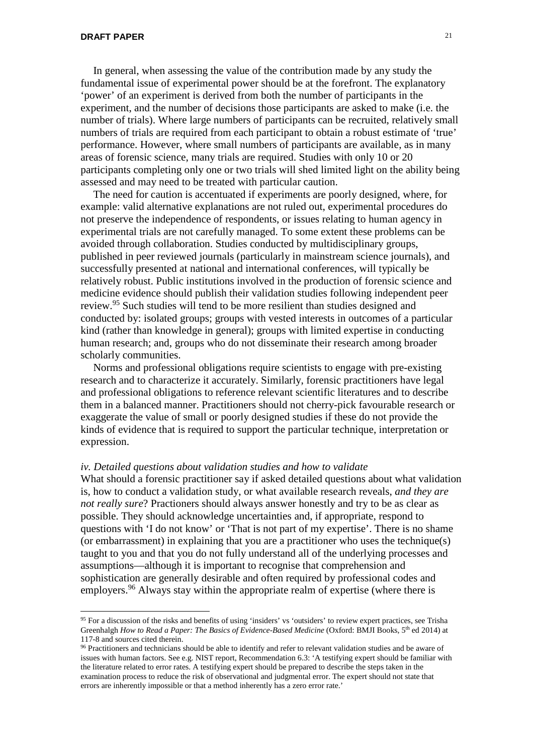In general, when assessing the value of the contribution made by any study the fundamental issue of experimental power should be at the forefront. The explanatory 'power' of an experiment is derived from both the number of participants in the experiment, and the number of decisions those participants are asked to make (i.e. the number of trials). Where large numbers of participants can be recruited, relatively small numbers of trials are required from each participant to obtain a robust estimate of 'true' performance. However, where small numbers of participants are available, as in many areas of forensic science, many trials are required. Studies with only 10 or 20 participants completing only one or two trials will shed limited light on the ability being assessed and may need to be treated with particular caution.

The need for caution is accentuated if experiments are poorly designed, where, for example: valid alternative explanations are not ruled out, experimental procedures do not preserve the independence of respondents, or issues relating to human agency in experimental trials are not carefully managed. To some extent these problems can be avoided through collaboration. Studies conducted by multidisciplinary groups, published in peer reviewed journals (particularly in mainstream science journals), and successfully presented at national and international conferences, will typically be relatively robust. Public institutions involved in the production of forensic science and medicine evidence should publish their validation studies following independent peer review.[95] Such studies will tend to be more resilient than studies designed and conducted by: isolated groups; groups with vested interests in outcomes of a particular kind (rather than knowledge in general); groups with limited expertise in conducting human research; and, groups who do not disseminate their research among broader scholarly communities.

Norms and professional obligations require scientists to engage with pre-existing research and to characterize it accurately. Similarly, forensic practitioners have legal and professional obligations to reference relevant scientific literatures and to describe them in a balanced manner. Practitioners should not cherry-pick favourable research or exaggerate the value of small or poorly designed studies if these do not provide the kinds of evidence that is required to support the particular technique, interpretation or expression.

*iv. Detailed questions about validation studies and how to validate*

What should a forensic practitioner say if asked detailed questions about what validation is, how to conduct a validation study, or what available research reveals, *and they are not really sure*? Practioners should always answer honestly and try to be as clear as possible. They should acknowledge uncertainties and, if appropriate, respond to questions with 'I do not know' or 'That is not part of my expertise'. There is no shame (or embarrassment) in explaining that you are a practitioner who uses the technique(s) taught to you and that you do not fully understand all of the underlying processes and assumptions—although it is important to recognise that comprehension and sophistication are generally desirable and often required by professional codes and employers.[96] Always stay within the appropriate realm of expertise (where there is

---

[95] For a discussion of the risks and benefits of using 'insiders' vs 'outsiders' to review expert practices, see Trisha Greenhalgh *How to Read a Paper: The Basics of Evidence-Based Medicine* (Oxford: BMJI Books, 5th ed 2014) at 117-8 and sources cited therein.

[96] Practitioners and technicians should be able to identify and refer to relevant validation studies and be aware of issues with human factors. See e.g. NIST report, Recommendation 6.3: 'A testifying expert should be familiar with the literature related to error rates. A testifying expert should be prepared to describe the steps taken in the examination process to reduce the risk of observational and judgmental error. The expert should not state that errors are inherently impossible or that a method inherently has a zero error rate.'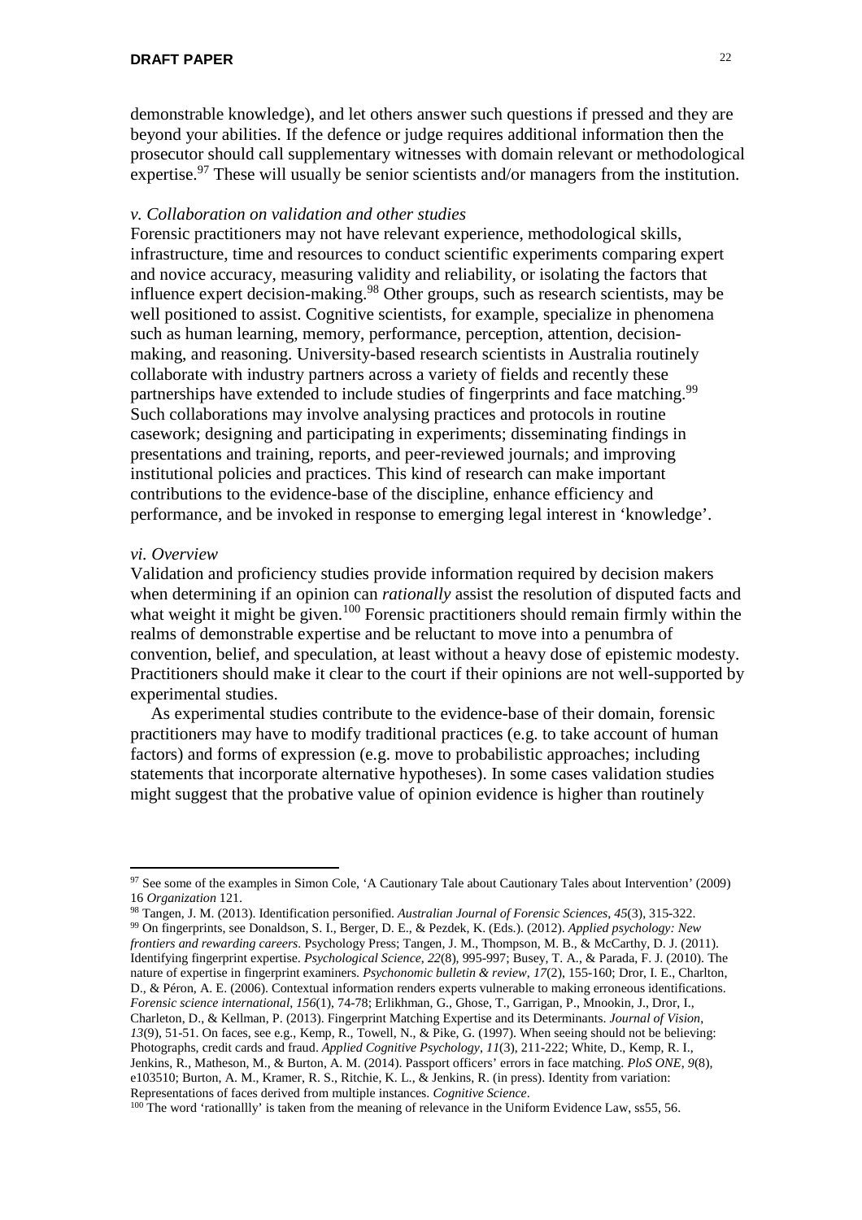demonstrable knowledge), and let others answer such questions if pressed and they are beyond your abilities. If the defence or judge requires additional information then the prosecutor should call supplementary witnesses with domain relevant or methodological expertise.[97] These will usually be senior scientists and/or managers from the institution.

*v. Collaboration on validation and other studies*

Forensic practitioners may not have relevant experience, methodological skills, infrastructure, time and resources to conduct scientific experiments comparing expert and novice accuracy, measuring validity and reliability, or isolating the factors that influence expert decision-making.[98] Other groups, such as research scientists, may be well positioned to assist. Cognitive scientists, for example, specialize in phenomena such as human learning, memory, performance, perception, attention, decision-making, and reasoning. University-based research scientists in Australia routinely collaborate with industry partners across a variety of fields and recently these partnerships have extended to include studies of fingerprints and face matching.[99] Such collaborations may involve analysing practices and protocols in routine casework; designing and participating in experiments; disseminating findings in presentations and training, reports, and peer-reviewed journals; and improving institutional policies and practices. This kind of research can make important contributions to the evidence-base of the discipline, enhance efficiency and performance, and be invoked in response to emerging legal interest in 'knowledge'.

*vi. Overview*

Validation and proficiency studies provide information required by decision makers when determining if an opinion can *rationally* assist the resolution of disputed facts and what weight it might be given.[100] Forensic practitioners should remain firmly within the realms of demonstrable expertise and be reluctant to move into a penumbra of convention, belief, and speculation, at least without a heavy dose of epistemic modesty. Practitioners should make it clear to the court if their opinions are not well-supported by experimental studies.

As experimental studies contribute to the evidence-base of their domain, forensic practitioners may have to modify traditional practices (e.g. to take account of human factors) and forms of expression (e.g. move to probabilistic approaches; including statements that incorporate alternative hypotheses). In some cases validation studies might suggest that the probative value of opinion evidence is higher than routinely

---

[97] See some of the examples in Simon Cole, 'A Cautionary Tale about Cautionary Tales about Intervention' (2009) 16 *Organization* 121.

[98] Tangen, J. M. (2013). Identification personified. *Australian Journal of Forensic Sciences*, *45*(3), 315-322.

[99] On fingerprints, see Donaldson, S. I., Berger, D. E., & Pezdek, K. (Eds.). (2012). *Applied psychology: New frontiers and rewarding careers*. Psychology Press; Tangen, J. M., Thompson, M. B., & McCarthy, D. J. (2011). Identifying fingerprint expertise. *Psychological Science*, *22*(8), 995-997; Busey, T. A., & Parada, F. J. (2010). The nature of expertise in fingerprint examiners. *Psychonomic bulletin & review*, *17*(2), 155-160; Dror, I. E., Charlton, D., & Péron, A. E. (2006). Contextual information renders experts vulnerable to making erroneous identifications. *Forensic science international*, *156*(1), 74-78; Erlikhman, G., Ghose, T., Garrigan, P., Mnookin, J., Dror, I., Charleton, D., & Kellman, P. (2013). Fingerprint Matching Expertise and its Determinants. *Journal of Vision*, *13*(9), 51-51. On faces, see e.g., Kemp, R., Towell, N., & Pike, G. (1997). When seeing should not be believing: Photographs, credit cards and fraud. *Applied Cognitive Psychology*, *11*(3), 211-222; White, D., Kemp, R. I., Jenkins, R., Matheson, M., & Burton, A. M. (2014). Passport officers' errors in face matching. *PloS ONE*, *9*(8), e103510; Burton, A. M., Kramer, R. S., Ritchie, K. L., & Jenkins, R. (in press). Identity from variation: Representations of faces derived from multiple instances. *Cognitive Science*.

[100] The word 'rationallly' is taken from the meaning of relevance in the Uniform Evidence Law, ss55, 56.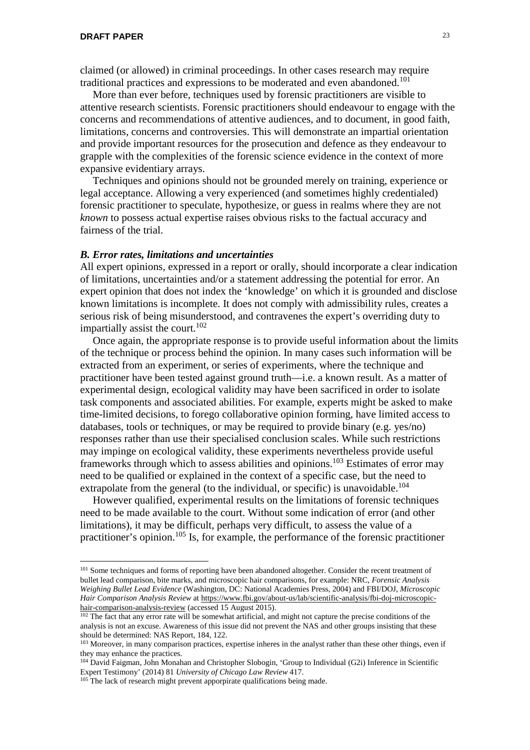claimed (or allowed) in criminal proceedings. In other cases research may require traditional practices and expressions to be moderated and even abandoned.[101]

More than ever before, techniques used by forensic practitioners are visible to attentive research scientists. Forensic practitioners should endeavour to engage with the concerns and recommendations of attentive audiences, and to document, in good faith, limitations, concerns and controversies. This will demonstrate an impartial orientation and provide important resources for the prosecution and defence as they endeavour to grapple with the complexities of the forensic science evidence in the context of more expansive evidentiary arrays.

Techniques and opinions should not be grounded merely on training, experience or legal acceptance. Allowing a very experienced (and sometimes highly credentialed) forensic practitioner to speculate, hypothesize, or guess in realms where they are not *known* to possess actual expertise raises obvious risks to the factual accuracy and fairness of the trial.

### *B. Error rates, limitations and uncertainties*

All expert opinions, expressed in a report or orally, should incorporate a clear indication of limitations, uncertainties and/or a statement addressing the potential for error. An expert opinion that does not index the 'knowledge' on which it is grounded and disclose known limitations is incomplete. It does not comply with admissibility rules, creates a serious risk of being misunderstood, and contravenes the expert's overriding duty to impartially assist the court.[102]

Once again, the appropriate response is to provide useful information about the limits of the technique or process behind the opinion. In many cases such information will be extracted from an experiment, or series of experiments, where the technique and practitioner have been tested against ground truth—i.e. a known result. As a matter of experimental design, ecological validity may have been sacrificed in order to isolate task components and associated abilities. For example, experts might be asked to make time-limited decisions, to forego collaborative opinion forming, have limited access to databases, tools or techniques, or may be required to provide binary (e.g. yes/no) responses rather than use their specialised conclusion scales. While such restrictions may impinge on ecological validity, these experiments nevertheless provide useful frameworks through which to assess abilities and opinions.[103] Estimates of error may need to be qualified or explained in the context of a specific case, but the need to extrapolate from the general (to the individual, or specific) is unavoidable.[104]

However qualified, experimental results on the limitations of forensic techniques need to be made available to the court. Without some indication of error (and other limitations), it may be difficult, perhaps very difficult, to assess the value of a practitioner's opinion.[105] Is, for example, the performance of the forensic practitioner

---

[101] Some techniques and forms of reporting have been abandoned altogether. Consider the recent treatment of bullet lead comparison, bite marks, and microscopic hair comparisons, for example: NRC, *Forensic Analysis Weighing Bullet Lead Evidence* (Washington, DC: National Academies Press, 2004) and FBI/DOJ, *Microscopic Hair Comparison Analysis Review* at https://www.fbi.gov/about-us/lab/scientific-analysis/fbi-doj-microscopic-hair-comparison-analysis-review (accessed 15 August 2015).

[102] The fact that any error rate will be somewhat artificial, and might not capture the precise conditions of the analysis is not an excuse. Awareness of this issue did not prevent the NAS and other groups insisting that these should be determined: NAS Report, 184, 122.

[103] Moreover, in many comparison practices, expertise inheres in the analyst rather than these other things, even if they may enhance the practices.

[104] David Faigman, John Monahan and Christopher Slobogin, 'Group to Individual (G2i) Inference in Scientific Expert Testimony' (2014) 81 *University of Chicago Law Review* 417.

[105] The lack of research might prevent apporpirate qualifications being made.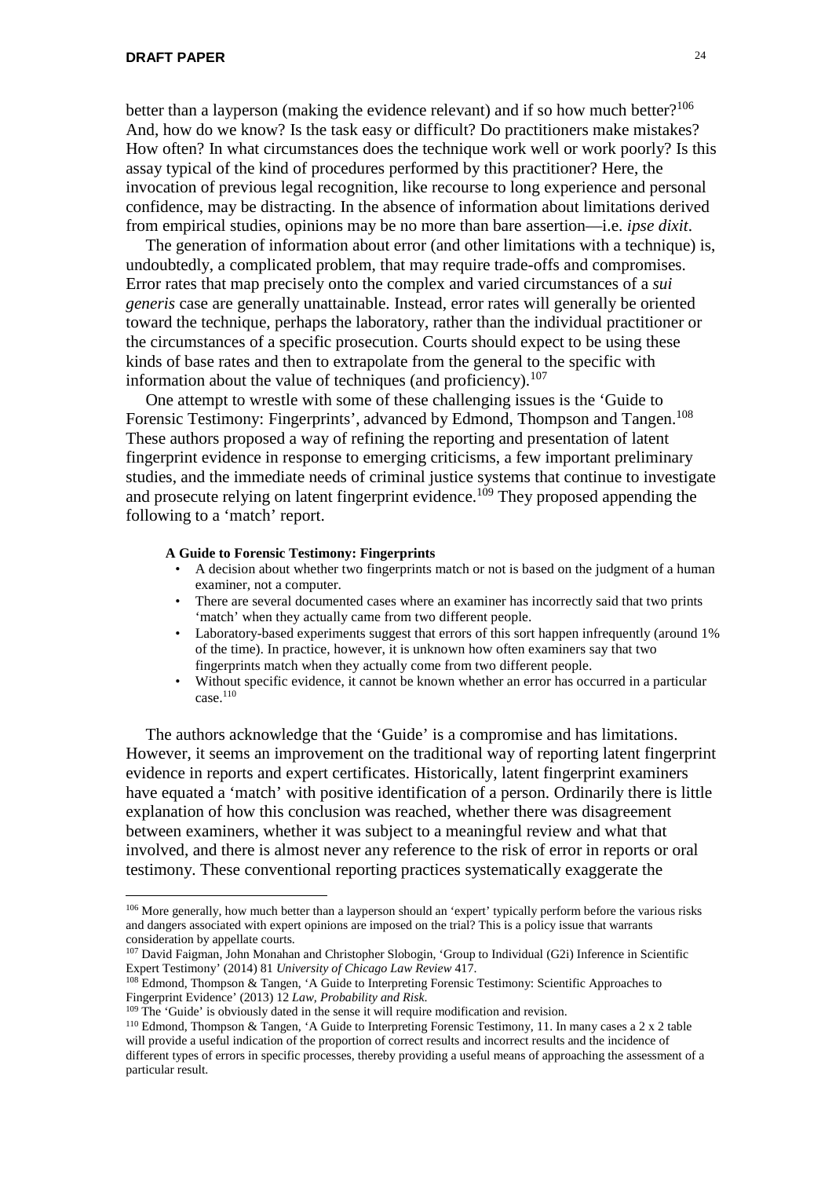better than a layperson (making the evidence relevant) and if so how much better?[106] And, how do we know? Is the task easy or difficult? Do practitioners make mistakes? How often? In what circumstances does the technique work well or work poorly? Is this assay typical of the kind of procedures performed by this practitioner? Here, the invocation of previous legal recognition, like recourse to long experience and personal confidence, may be distracting. In the absence of information about limitations derived from empirical studies, opinions may be no more than bare assertion—i.e. *ipse dixit*.

The generation of information about error (and other limitations with a technique) is, undoubtedly, a complicated problem, that may require trade-offs and compromises. Error rates that map precisely onto the complex and varied circumstances of a *sui generis* case are generally unattainable. Instead, error rates will generally be oriented toward the technique, perhaps the laboratory, rather than the individual practitioner or the circumstances of a specific prosecution. Courts should expect to be using these kinds of base rates and then to extrapolate from the general to the specific with information about the value of techniques (and proficiency).[107]

One attempt to wrestle with some of these challenging issues is the 'Guide to Forensic Testimony: Fingerprints', advanced by Edmond, Thompson and Tangen.[108] These authors proposed a way of refining the reporting and presentation of latent fingerprint evidence in response to emerging criticisms, a few important preliminary studies, and the immediate needs of criminal justice systems that continue to investigate and prosecute relying on latent fingerprint evidence.[109] They proposed appending the following to a 'match' report.

> **A Guide to Forensic Testimony: Fingerprints**
>
> - A decision about whether two fingerprints match or not is based on the judgment of a human examiner, not a computer.
> - There are several documented cases where an examiner has incorrectly said that two prints 'match' when they actually came from two different people.
> - Laboratory-based experiments suggest that errors of this sort happen infrequently (around 1% of the time). In practice, however, it is unknown how often examiners say that two fingerprints match when they actually come from two different people.
> - Without specific evidence, it cannot be known whether an error has occurred in a particular case.[110]

The authors acknowledge that the 'Guide' is a compromise and has limitations. However, it seems an improvement on the traditional way of reporting latent fingerprint evidence in reports and expert certificates. Historically, latent fingerprint examiners have equated a 'match' with positive identification of a person. Ordinarily there is little explanation of how this conclusion was reached, whether there was disagreement between examiners, whether it was subject to a meaningful review and what that involved, and there is almost never any reference to the risk of error in reports or oral testimony. These conventional reporting practices systematically exaggerate the

---

[106] More generally, how much better than a layperson should an 'expert' typically perform before the various risks and dangers associated with expert opinions are imposed on the trial? This is a policy issue that warrants consideration by appellate courts.

[107] David Faigman, John Monahan and Christopher Slobogin, 'Group to Individual (G2i) Inference in Scientific Expert Testimony' (2014) 81 *University of Chicago Law Review* 417.

[108] Edmond, Thompson & Tangen, 'A Guide to Interpreting Forensic Testimony: Scientific Approaches to Fingerprint Evidence' (2013) 12 *Law, Probability and Risk*.

[109] The 'Guide' is obviously dated in the sense it will require modification and revision.

[110] Edmond, Thompson & Tangen, 'A Guide to Interpreting Forensic Testimony, 11. In many cases a 2 x 2 table will provide a useful indication of the proportion of correct results and incorrect results and the incidence of different types of errors in specific processes, thereby providing a useful means of approaching the assessment of a particular result.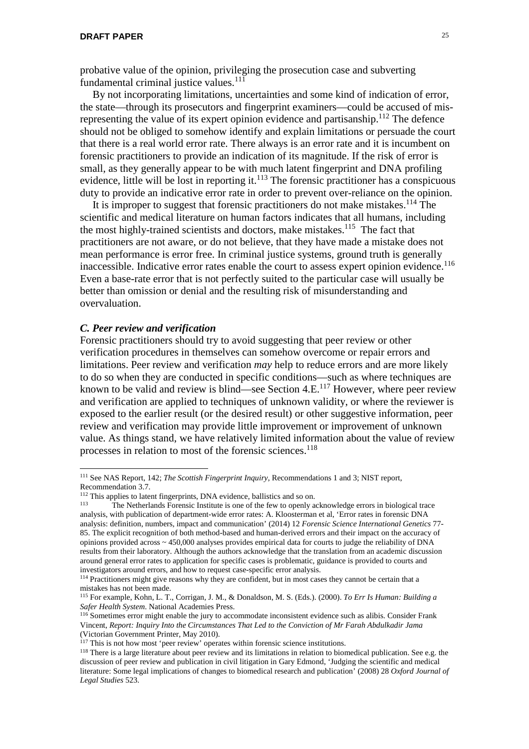probative value of the opinion, privileging the prosecution case and subverting fundamental criminal justice values.[111]

By not incorporating limitations, uncertainties and some kind of indication of error, the state—through its prosecutors and fingerprint examiners—could be accused of misrepresenting the value of its expert opinion evidence and partisanship.[112] The defence should not be obliged to somehow identify and explain limitations or persuade the court that there is a real world error rate. There always is an error rate and it is incumbent on forensic practitioners to provide an indication of its magnitude. If the risk of error is small, as they generally appear to be with much latent fingerprint and DNA profiling evidence, little will be lost in reporting it.[113] The forensic practitioner has a conspicuous duty to provide an indicative error rate in order to prevent over-reliance on the opinion.

It is improper to suggest that forensic practitioners do not make mistakes.[114] The scientific and medical literature on human factors indicates that all humans, including the most highly-trained scientists and doctors, make mistakes.[115] The fact that practitioners are not aware, or do not believe, that they have made a mistake does not mean performance is error free. In criminal justice systems, ground truth is generally inaccessible. Indicative error rates enable the court to assess expert opinion evidence.[116] Even a base-rate error that is not perfectly suited to the particular case will usually be better than omission or denial and the resulting risk of misunderstanding and overvaluation.

### *C. Peer review and verification*

Forensic practitioners should try to avoid suggesting that peer review or other verification procedures in themselves can somehow overcome or repair errors and limitations. Peer review and verification *may* help to reduce errors and are more likely to do so when they are conducted in specific conditions—such as where techniques are known to be valid and review is blind—see Section 4.E.[117] However, where peer review and verification are applied to techniques of unknown validity, or where the reviewer is exposed to the earlier result (or the desired result) or other suggestive information, peer review and verification may provide little improvement or improvement of unknown value. As things stand, we have relatively limited information about the value of review processes in relation to most of the forensic sciences.[118]

---

[111] See NAS Report, 142; *The Scottish Fingerprint Inquiry*, Recommendations 1 and 3; NIST report, Recommendation 3.7.

[112] This applies to latent fingerprints, DNA evidence, ballistics and so on.

[113] The Netherlands Forensic Institute is one of the few to openly acknowledge errors in biological trace analysis, with publication of department-wide error rates: A. Kloosterman et al, 'Error rates in forensic DNA analysis: definition, numbers, impact and communication' (2014) 12 *Forensic Science International Genetics* 77-85. The explicit recognition of both method-based and human-derived errors and their impact on the accuracy of opinions provided across ~ 450,000 analyses provides empirical data for courts to judge the reliability of DNA results from their laboratory. Although the authors acknowledge that the translation from an academic discussion around general error rates to application for specific cases is problematic, guidance is provided to courts and investigators around errors, and how to request case-specific error analysis.

[114] Practitioners might give reasons why they are confident, but in most cases they cannot be certain that a mistakes has not been made.

[115] For example, Kohn, L. T., Corrigan, J. M., & Donaldson, M. S. (Eds.). (2000). *To Err Is Human: Building a Safer Health System*. National Academies Press.

[116] Sometimes error might enable the jury to accommodate inconsistent evidence such as alibis. Consider Frank Vincent, *Report: Inquiry Into the Circumstances That Led to the Conviction of Mr Farah Abdulkadir Jama* (Victorian Government Printer, May 2010).

[117] This is not how most 'peer review' operates within forensic science institutions.

[118] There is a large literature about peer review and its limitations in relation to biomedical publication. See e.g. the discussion of peer review and publication in civil litigation in Gary Edmond, 'Judging the scientific and medical literature: Some legal implications of changes to biomedical research and publication' (2008) 28 *Oxford Journal of Legal Studies* 523.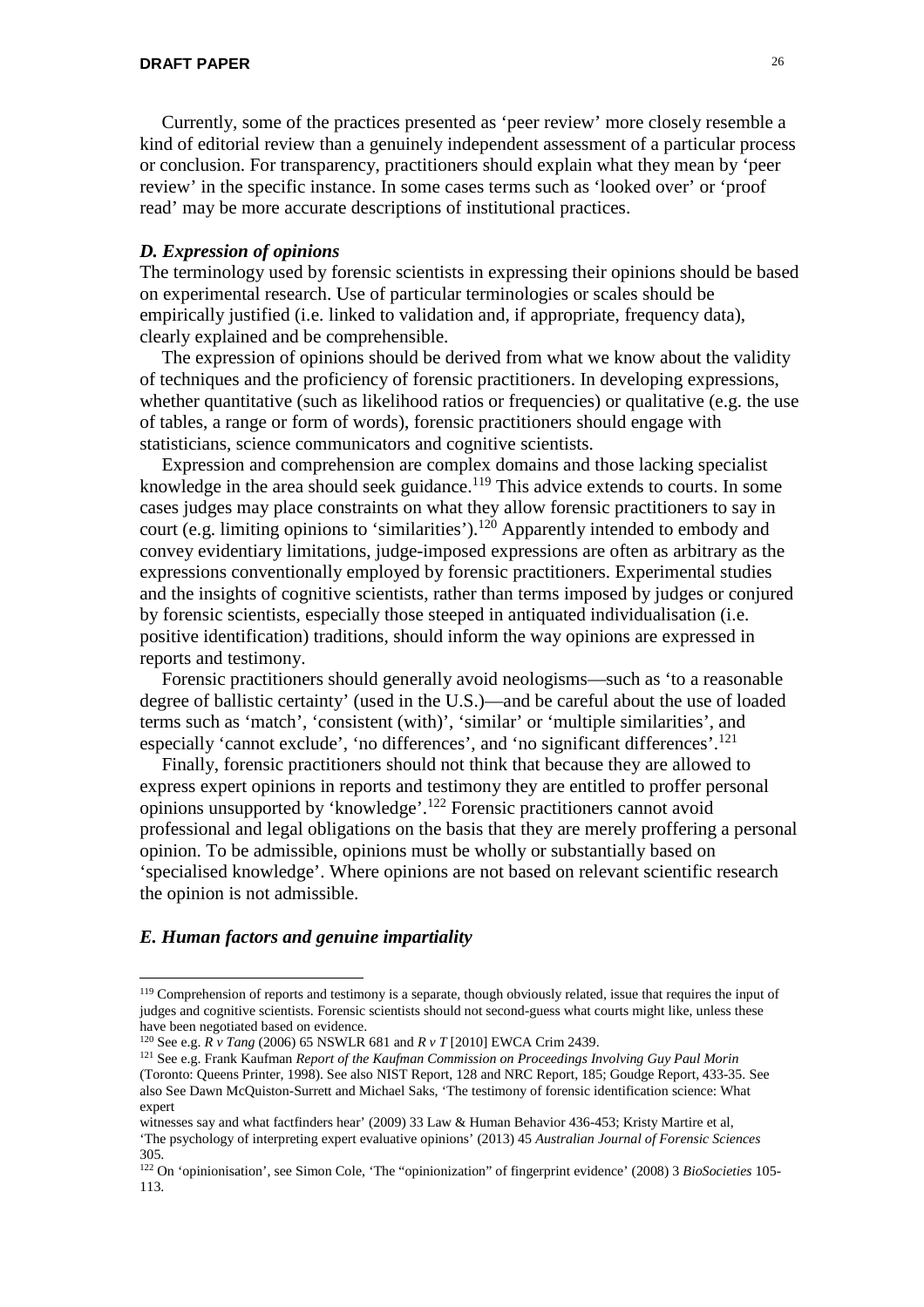Currently, some of the practices presented as 'peer review' more closely resemble a kind of editorial review than a genuinely independent assessment of a particular process or conclusion. For transparency, practitioners should explain what they mean by 'peer review' in the specific instance. In some cases terms such as 'looked over' or 'proof read' may be more accurate descriptions of institutional practices.

### *D. Expression of opinions*

The terminology used by forensic scientists in expressing their opinions should be based on experimental research. Use of particular terminologies or scales should be empirically justified (i.e. linked to validation and, if appropriate, frequency data), clearly explained and be comprehensible.

The expression of opinions should be derived from what we know about the validity of techniques and the proficiency of forensic practitioners. In developing expressions, whether quantitative (such as likelihood ratios or frequencies) or qualitative (e.g. the use of tables, a range or form of words), forensic practitioners should engage with statisticians, science communicators and cognitive scientists.

Expression and comprehension are complex domains and those lacking specialist knowledge in the area should seek guidance.[119] This advice extends to courts. In some cases judges may place constraints on what they allow forensic practitioners to say in court (e.g. limiting opinions to 'similarities').[120] Apparently intended to embody and convey evidentiary limitations, judge-imposed expressions are often as arbitrary as the expressions conventionally employed by forensic practitioners. Experimental studies and the insights of cognitive scientists, rather than terms imposed by judges or conjured by forensic scientists, especially those steeped in antiquated individualisation (i.e. positive identification) traditions, should inform the way opinions are expressed in reports and testimony.

Forensic practitioners should generally avoid neologisms—such as 'to a reasonable degree of ballistic certainty' (used in the U.S.)—and be careful about the use of loaded terms such as 'match', 'consistent (with)', 'similar' or 'multiple similarities', and especially 'cannot exclude', 'no differences', and 'no significant differences'.[121]

Finally, forensic practitioners should not think that because they are allowed to express expert opinions in reports and testimony they are entitled to proffer personal opinions unsupported by 'knowledge'.[122] Forensic practitioners cannot avoid professional and legal obligations on the basis that they are merely proffering a personal opinion. To be admissible, opinions must be wholly or substantially based on 'specialised knowledge'. Where opinions are not based on relevant scientific research the opinion is not admissible.

### *E. Human factors and genuine impartiality*

---

[119] Comprehension of reports and testimony is a separate, though obviously related, issue that requires the input of judges and cognitive scientists. Forensic scientists should not second-guess what courts might like, unless these have been negotiated based on evidence.

[120] See e.g. *R v Tang* (2006) 65 NSWLR 681 and *R v T* [2010] EWCA Crim 2439.

[121] See e.g. Frank Kaufman *Report of the Kaufman Commission on Proceedings Involving Guy Paul Morin* (Toronto: Queens Printer, 1998). See also NIST Report, 128 and NRC Report, 185; Goudge Report, 433-35. See also See Dawn McQuiston-Surrett and Michael Saks, 'The testimony of forensic identification science: What expert witnesses say and what factfinders hear' (2009) 33 Law & Human Behavior 436-453; Kristy Martire et al, 'The psychology of interpreting expert evaluative opinions' (2013) 45 *Australian Journal of Forensic Sciences* 305.

[122] On 'opinionisation', see Simon Cole, 'The "opinionization" of fingerprint evidence' (2008) 3 *BioSocieties* 105-113.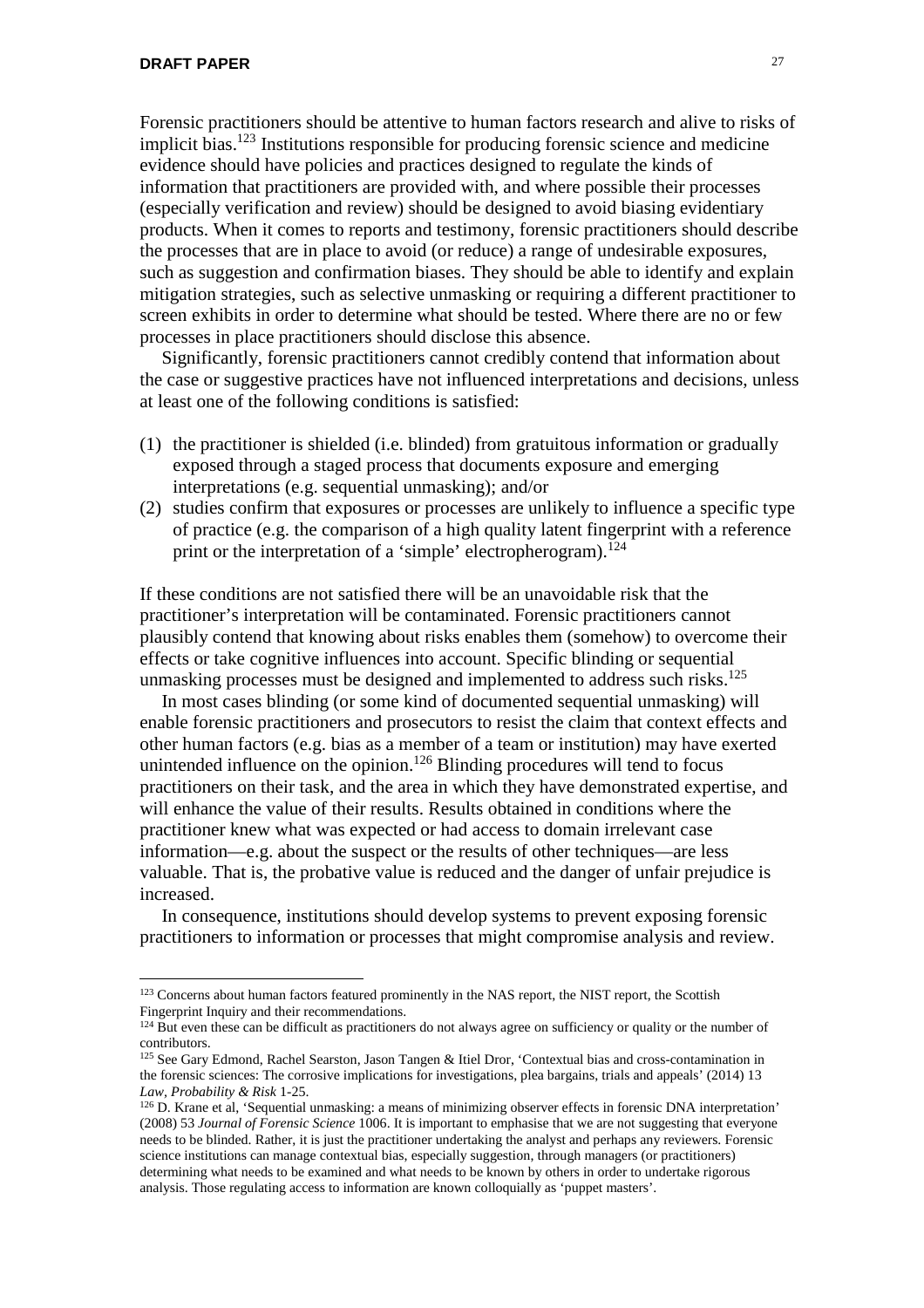Forensic practitioners should be attentive to human factors research and alive to risks of implicit bias.[123] Institutions responsible for producing forensic science and medicine evidence should have policies and practices designed to regulate the kinds of information that practitioners are provided with, and where possible their processes (especially verification and review) should be designed to avoid biasing evidentiary products. When it comes to reports and testimony, forensic practitioners should describe the processes that are in place to avoid (or reduce) a range of undesirable exposures, such as suggestion and confirmation biases. They should be able to identify and explain mitigation strategies, such as selective unmasking or requiring a different practitioner to screen exhibits in order to determine what should be tested. Where there are no or few processes in place practitioners should disclose this absence.

Significantly, forensic practitioners cannot credibly contend that information about the case or suggestive practices have not influenced interpretations and decisions, unless at least one of the following conditions is satisfied:

(1) the practitioner is shielded (i.e. blinded) from gratuitous information or gradually exposed through a staged process that documents exposure and emerging interpretations (e.g. sequential unmasking); and/or
(2) studies confirm that exposures or processes are unlikely to influence a specific type of practice (e.g. the comparison of a high quality latent fingerprint with a reference print or the interpretation of a 'simple' electropherogram).[124]

If these conditions are not satisfied there will be an unavoidable risk that the practitioner's interpretation will be contaminated. Forensic practitioners cannot plausibly contend that knowing about risks enables them (somehow) to overcome their effects or take cognitive influences into account. Specific blinding or sequential unmasking processes must be designed and implemented to address such risks.[125]

In most cases blinding (or some kind of documented sequential unmasking) will enable forensic practitioners and prosecutors to resist the claim that context effects and other human factors (e.g. bias as a member of a team or institution) may have exerted unintended influence on the opinion.[126] Blinding procedures will tend to focus practitioners on their task, and the area in which they have demonstrated expertise, and will enhance the value of their results. Results obtained in conditions where the practitioner knew what was expected or had access to domain irrelevant case information—e.g. about the suspect or the results of other techniques—are less valuable. That is, the probative value is reduced and the danger of unfair prejudice is increased.

In consequence, institutions should develop systems to prevent exposing forensic practitioners to information or processes that might compromise analysis and review.

---

[123] Concerns about human factors featured prominently in the NAS report, the NIST report, the Scottish Fingerprint Inquiry and their recommendations.

[124] But even these can be difficult as practitioners do not always agree on sufficiency or quality or the number of contributors.

[125] See Gary Edmond, Rachel Searston, Jason Tangen & Itiel Dror, 'Contextual bias and cross-contamination in the forensic sciences: The corrosive implications for investigations, plea bargains, trials and appeals' (2014) 13 *Law, Probability & Risk* 1-25.

[126] D. Krane et al, 'Sequential unmasking: a means of minimizing observer effects in forensic DNA interpretation' (2008) 53 *Journal of Forensic Science* 1006. It is important to emphasise that we are not suggesting that everyone needs to be blinded. Rather, it is just the practitioner undertaking the analyst and perhaps any reviewers. Forensic science institutions can manage contextual bias, especially suggestion, through managers (or practitioners) determining what needs to be examined and what needs to be known by others in order to undertake rigorous analysis. Those regulating access to information are known colloquially as 'puppet masters'.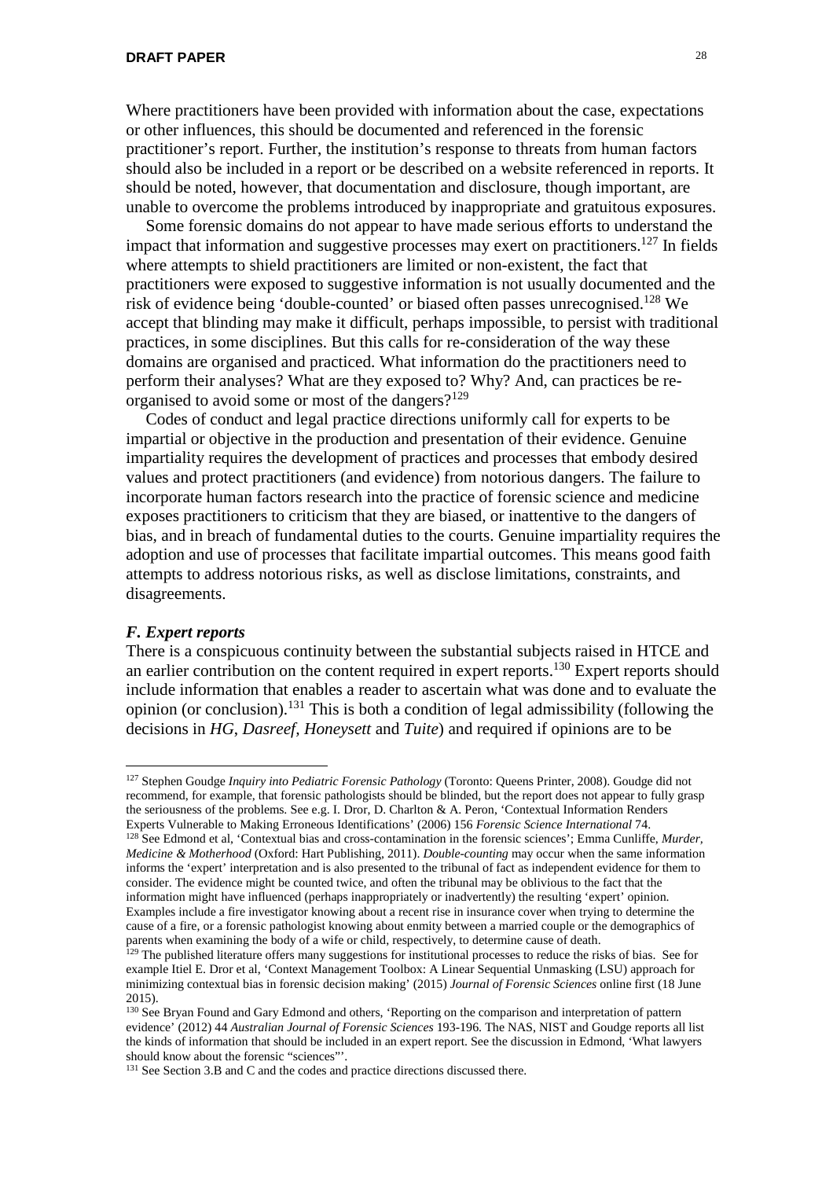Where practitioners have been provided with information about the case, expectations or other influences, this should be documented and referenced in the forensic practitioner's report. Further, the institution's response to threats from human factors should also be included in a report or be described on a website referenced in reports. It should be noted, however, that documentation and disclosure, though important, are unable to overcome the problems introduced by inappropriate and gratuitous exposures.

Some forensic domains do not appear to have made serious efforts to understand the impact that information and suggestive processes may exert on practitioners.[127] In fields where attempts to shield practitioners are limited or non-existent, the fact that practitioners were exposed to suggestive information is not usually documented and the risk of evidence being 'double-counted' or biased often passes unrecognised.[128] We accept that blinding may make it difficult, perhaps impossible, to persist with traditional practices, in some disciplines. But this calls for re-consideration of the way these domains are organised and practiced. What information do the practitioners need to perform their analyses? What are they exposed to? Why? And, can practices be re-organised to avoid some or most of the dangers?[129]

Codes of conduct and legal practice directions uniformly call for experts to be impartial or objective in the production and presentation of their evidence. Genuine impartiality requires the development of practices and processes that embody desired values and protect practitioners (and evidence) from notorious dangers. The failure to incorporate human factors research into the practice of forensic science and medicine exposes practitioners to criticism that they are biased, or inattentive to the dangers of bias, and in breach of fundamental duties to the courts. Genuine impartiality requires the adoption and use of processes that facilitate impartial outcomes. This means good faith attempts to address notorious risks, as well as disclose limitations, constraints, and disagreements.

### *F. Expert reports*

There is a conspicuous continuity between the substantial subjects raised in HTCE and an earlier contribution on the content required in expert reports.[130] Expert reports should include information that enables a reader to ascertain what was done and to evaluate the opinion (or conclusion).[131] This is both a condition of legal admissibility (following the decisions in *HG*, *Dasreef*, *Honeysett* and *Tuite*) and required if opinions are to be

---

[127] Stephen Goudge *Inquiry into Pediatric Forensic Pathology* (Toronto: Queens Printer, 2008). Goudge did not recommend, for example, that forensic pathologists should be blinded, but the report does not appear to fully grasp the seriousness of the problems. See e.g. I. Dror, D. Charlton & A. Peron, 'Contextual Information Renders Experts Vulnerable to Making Erroneous Identifications' (2006) 156 *Forensic Science International* 74.

[128] See Edmond et al, 'Contextual bias and cross-contamination in the forensic sciences'; Emma Cunliffe, *Murder, Medicine & Motherhood* (Oxford: Hart Publishing, 2011). *Double-counting* may occur when the same information informs the 'expert' interpretation and is also presented to the tribunal of fact as independent evidence for them to consider. The evidence might be counted twice, and often the tribunal may be oblivious to the fact that the information might have influenced (perhaps inappropriately or inadvertently) the resulting 'expert' opinion. Examples include a fire investigator knowing about a recent rise in insurance cover when trying to determine the cause of a fire, or a forensic pathologist knowing about enmity between a married couple or the demographics of parents when examining the body of a wife or child, respectively, to determine cause of death.

[129] The published literature offers many suggestions for institutional processes to reduce the risks of bias. See for example Itiel E. Dror et al, 'Context Management Toolbox: A Linear Sequential Unmasking (LSU) approach for minimizing contextual bias in forensic decision making' (2015) *Journal of Forensic Sciences* online first (18 June 2015).

[130] See Bryan Found and Gary Edmond and others, 'Reporting on the comparison and interpretation of pattern evidence' (2012) 44 *Australian Journal of Forensic Sciences* 193-196. The NAS, NIST and Goudge reports all list the kinds of information that should be included in an expert report. See the discussion in Edmond, 'What lawyers should know about the forensic "sciences"'.

[131] See Section 3.B and C and the codes and practice directions discussed there.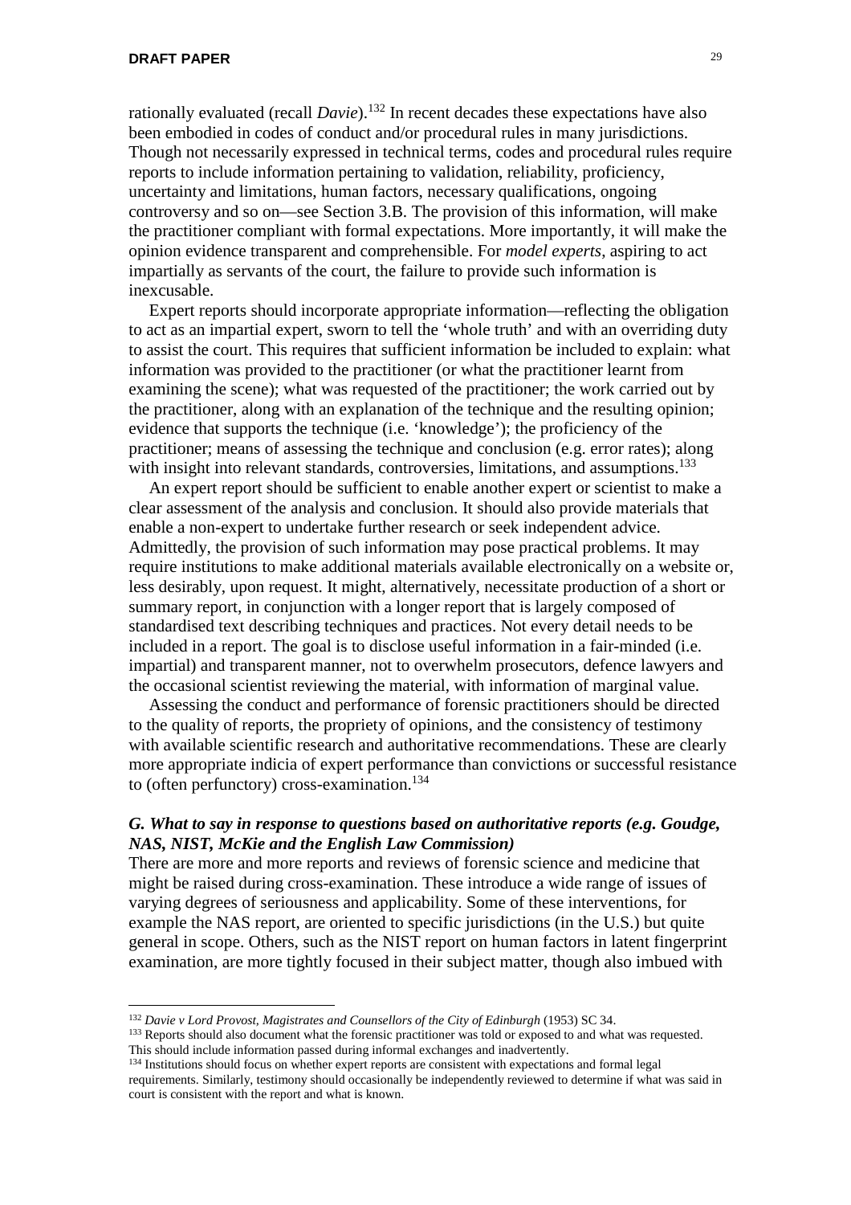rationally evaluated (recall *Davie*).[132] In recent decades these expectations have also been embodied in codes of conduct and/or procedural rules in many jurisdictions. Though not necessarily expressed in technical terms, codes and procedural rules require reports to include information pertaining to validation, reliability, proficiency, uncertainty and limitations, human factors, necessary qualifications, ongoing controversy and so on—see Section 3.B. The provision of this information, will make the practitioner compliant with formal expectations. More importantly, it will make the opinion evidence transparent and comprehensible. For *model experts*, aspiring to act impartially as servants of the court, the failure to provide such information is inexcusable.

Expert reports should incorporate appropriate information—reflecting the obligation to act as an impartial expert, sworn to tell the 'whole truth' and with an overriding duty to assist the court. This requires that sufficient information be included to explain: what information was provided to the practitioner (or what the practitioner learnt from examining the scene); what was requested of the practitioner; the work carried out by the practitioner, along with an explanation of the technique and the resulting opinion; evidence that supports the technique (i.e. 'knowledge'); the proficiency of the practitioner; means of assessing the technique and conclusion (e.g. error rates); along with insight into relevant standards, controversies, limitations, and assumptions.[133]

An expert report should be sufficient to enable another expert or scientist to make a clear assessment of the analysis and conclusion. It should also provide materials that enable a non-expert to undertake further research or seek independent advice. Admittedly, the provision of such information may pose practical problems. It may require institutions to make additional materials available electronically on a website or, less desirably, upon request. It might, alternatively, necessitate production of a short or summary report, in conjunction with a longer report that is largely composed of standardised text describing techniques and practices. Not every detail needs to be included in a report. The goal is to disclose useful information in a fair-minded (i.e. impartial) and transparent manner, not to overwhelm prosecutors, defence lawyers and the occasional scientist reviewing the material, with information of marginal value.

Assessing the conduct and performance of forensic practitioners should be directed to the quality of reports, the propriety of opinions, and the consistency of testimony with available scientific research and authoritative recommendations. These are clearly more appropriate indicia of expert performance than convictions or successful resistance to (often perfunctory) cross-examination.[134]

### *G. What to say in response to questions based on authoritative reports (e.g. Goudge, NAS, NIST, McKie and the English Law Commission)*

There are more and more reports and reviews of forensic science and medicine that might be raised during cross-examination. These introduce a wide range of issues of varying degrees of seriousness and applicability. Some of these interventions, for example the NAS report, are oriented to specific jurisdictions (in the U.S.) but quite general in scope. Others, such as the NIST report on human factors in latent fingerprint examination, are more tightly focused in their subject matter, though also imbued with

---

[132] *Davie v Lord Provost, Magistrates and Counsellors of the City of Edinburgh* (1953) SC 34.

[133] Reports should also document what the forensic practitioner was told or exposed to and what was requested. This should include information passed during informal exchanges and inadvertently.

[134] Institutions should focus on whether expert reports are consistent with expectations and formal legal requirements. Similarly, testimony should occasionally be independently reviewed to determine if what was said in court is consistent with the report and what is known.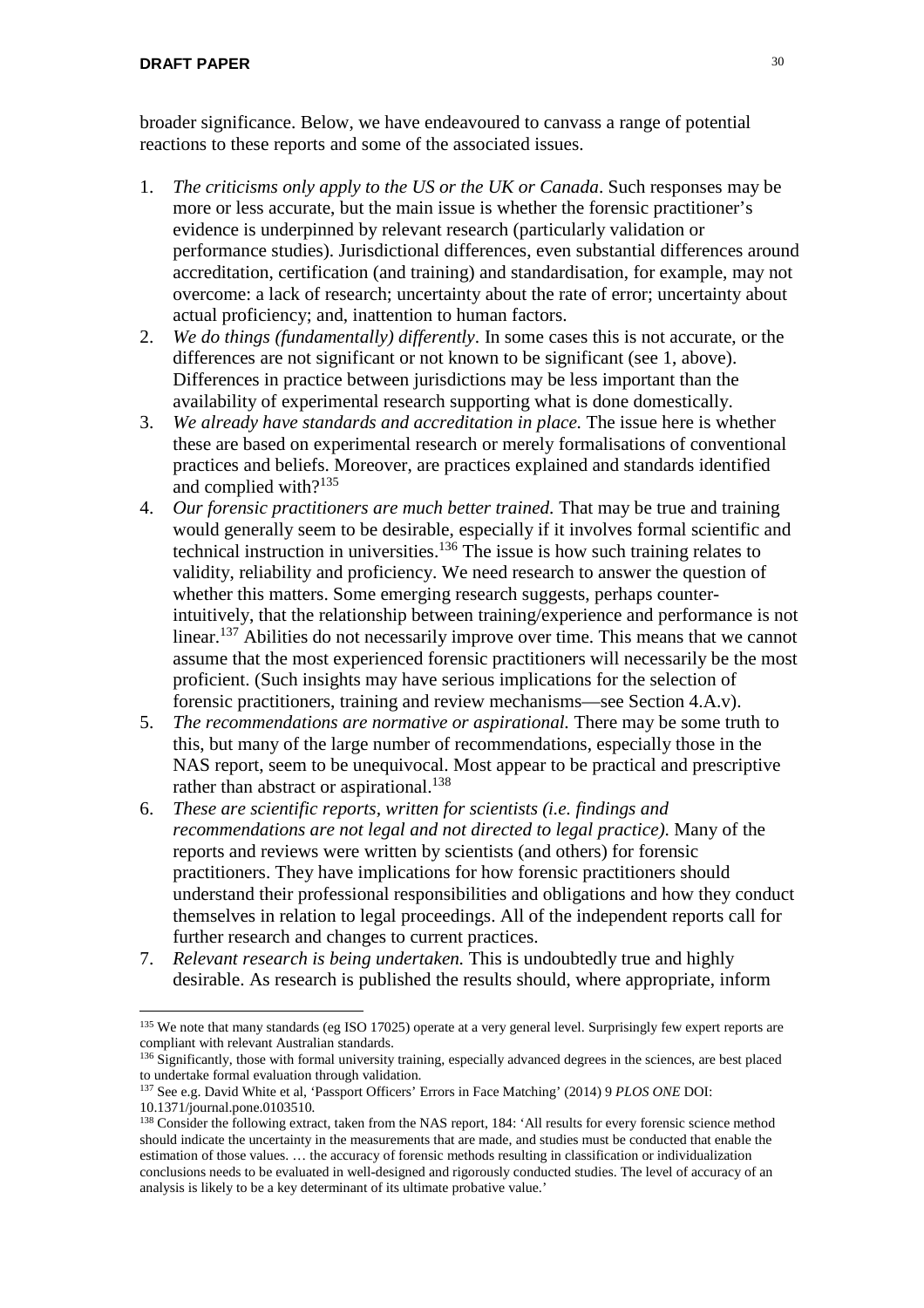broader significance. Below, we have endeavoured to canvass a range of potential reactions to these reports and some of the associated issues.

1. *The criticisms only apply to the US or the UK or Canada*. Such responses may be more or less accurate, but the main issue is whether the forensic practitioner's evidence is underpinned by relevant research (particularly validation or performance studies). Jurisdictional differences, even substantial differences around accreditation, certification (and training) and standardisation, for example, may not overcome: a lack of research; uncertainty about the rate of error; uncertainty about actual proficiency; and, inattention to human factors.
2. *We do things (fundamentally) differently*. In some cases this is not accurate, or the differences are not significant or not known to be significant (see 1, above). Differences in practice between jurisdictions may be less important than the availability of experimental research supporting what is done domestically.
3. *We already have standards and accreditation in place.* The issue here is whether these are based on experimental research or merely formalisations of conventional practices and beliefs. Moreover, are practices explained and standards identified and complied with?[135]
4. *Our forensic practitioners are much better trained.* That may be true and training would generally seem to be desirable, especially if it involves formal scientific and technical instruction in universities.[136] The issue is how such training relates to validity, reliability and proficiency. We need research to answer the question of whether this matters. Some emerging research suggests, perhaps counter-intuitively, that the relationship between training/experience and performance is not linear.[137] Abilities do not necessarily improve over time. This means that we cannot assume that the most experienced forensic practitioners will necessarily be the most proficient. (Such insights may have serious implications for the selection of forensic practitioners, training and review mechanisms—see Section 4.A.v).
5. *The recommendations are normative or aspirational.* There may be some truth to this, but many of the large number of recommendations, especially those in the NAS report, seem to be unequivocal. Most appear to be practical and prescriptive rather than abstract or aspirational.[138]
6. *These are scientific reports, written for scientists (i.e. findings and recommendations are not legal and not directed to legal practice)*. Many of the reports and reviews were written by scientists (and others) for forensic practitioners. They have implications for how forensic practitioners should understand their professional responsibilities and obligations and how they conduct themselves in relation to legal proceedings. All of the independent reports call for further research and changes to current practices.
7. *Relevant research is being undertaken.* This is undoubtedly true and highly desirable. As research is published the results should, where appropriate, inform

---

[135] We note that many standards (eg ISO 17025) operate at a very general level. Surprisingly few expert reports are compliant with relevant Australian standards.

[136] Significantly, those with formal university training, especially advanced degrees in the sciences, are best placed to undertake formal evaluation through validation.

[137] See e.g. David White et al, 'Passport Officers' Errors in Face Matching' (2014) 9 *PLOS ONE* DOI: 10.1371/journal.pone.0103510.

[138] Consider the following extract, taken from the NAS report, 184: 'All results for every forensic science method should indicate the uncertainty in the measurements that are made, and studies must be conducted that enable the estimation of those values. … the accuracy of forensic methods resulting in classification or individualization conclusions needs to be evaluated in well-designed and rigorously conducted studies. The level of accuracy of an analysis is likely to be a key determinant of its ultimate probative value.'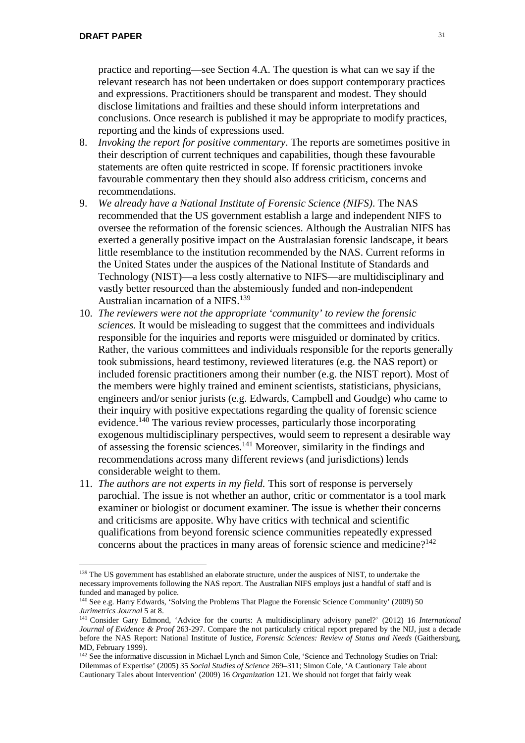practice and reporting—see Section 4.A. The question is what can we say if the relevant research has not been undertaken or does support contemporary practices and expressions. Practitioners should be transparent and modest. They should disclose limitations and frailties and these should inform interpretations and conclusions. Once research is published it may be appropriate to modify practices, reporting and the kinds of expressions used.

8. *Invoking the report for positive commentary*. The reports are sometimes positive in their description of current techniques and capabilities, though these favourable statements are often quite restricted in scope. If forensic practitioners invoke favourable commentary then they should also address criticism, concerns and recommendations.
9. *We already have a National Institute of Forensic Science (NIFS)*. The NAS recommended that the US government establish a large and independent NIFS to oversee the reformation of the forensic sciences. Although the Australian NIFS has exerted a generally positive impact on the Australasian forensic landscape, it bears little resemblance to the institution recommended by the NAS. Current reforms in the United States under the auspices of the National Institute of Standards and Technology (NIST)—a less costly alternative to NIFS—are multidisciplinary and vastly better resourced than the abstemiously funded and non-independent Australian incarnation of a NIFS.[139]
10. *The reviewers were not the appropriate 'community' to review the forensic sciences.* It would be misleading to suggest that the committees and individuals responsible for the inquiries and reports were misguided or dominated by critics. Rather, the various committees and individuals responsible for the reports generally took submissions, heard testimony, reviewed literatures (e.g. the NAS report) or included forensic practitioners among their number (e.g. the NIST report). Most of the members were highly trained and eminent scientists, statisticians, physicians, engineers and/or senior jurists (e.g. Edwards, Campbell and Goudge) who came to their inquiry with positive expectations regarding the quality of forensic science evidence.[140] The various review processes, particularly those incorporating exogenous multidisciplinary perspectives, would seem to represent a desirable way of assessing the forensic sciences.[141] Moreover, similarity in the findings and recommendations across many different reviews (and jurisdictions) lends considerable weight to them.
11. *The authors are not experts in my field.* This sort of response is perversely parochial. The issue is not whether an author, critic or commentator is a tool mark examiner or biologist or document examiner. The issue is whether their concerns and criticisms are apposite. Why have critics with technical and scientific qualifications from beyond forensic science communities repeatedly expressed concerns about the practices in many areas of forensic science and medicine?[142]

---

[139] The US government has established an elaborate structure, under the auspices of NIST, to undertake the necessary improvements following the NAS report. The Australian NIFS employs just a handful of staff and is funded and managed by police.

[140] See e.g. Harry Edwards, 'Solving the Problems That Plague the Forensic Science Community' (2009) 50 *Jurimetrics Journal* 5 at 8.

[141] Consider Gary Edmond, 'Advice for the courts: A multidisciplinary advisory panel?' (2012) 16 *International Journal of Evidence & Proof* 263-297. Compare the not particularly critical report prepared by the NIJ, just a decade before the NAS Report: National Institute of Justice, *Forensic Sciences: Review of Status and Needs* (Gaithersburg, MD, February 1999).

[142] See the informative discussion in Michael Lynch and Simon Cole, 'Science and Technology Studies on Trial: Dilemmas of Expertise' (2005) 35 *Social Studies of Science* 269–311; Simon Cole, 'A Cautionary Tale about Cautionary Tales about Intervention' (2009) 16 *Organization* 121. We should not forget that fairly weak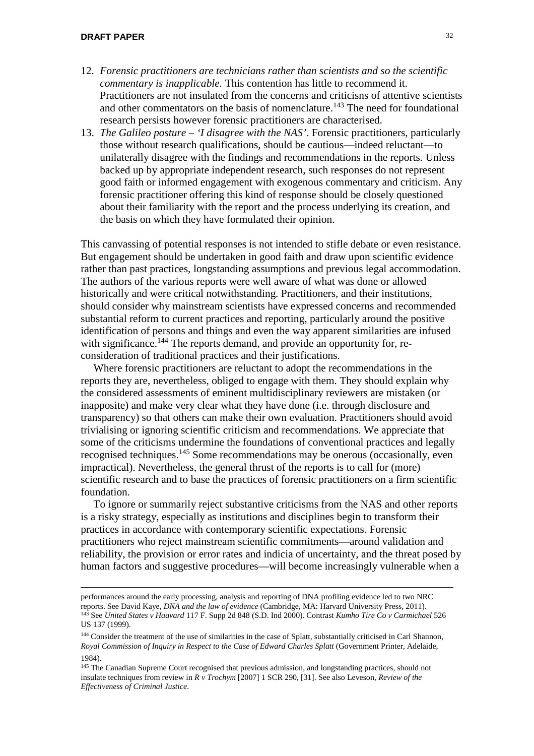12. *Forensic practitioners are technicians rather than scientists and so the scientific commentary is inapplicable.* This contention has little to recommend it. Practitioners are not insulated from the concerns and criticisns of attentive scientists and other commentators on the basis of nomenclature.[143] The need for foundational research persists however forensic practitioners are characterised.
13. *The Galileo posture – 'I disagree with the NAS'*. Forensic practitioners, particularly those without research qualifications, should be cautious—indeed reluctant—to unilaterally disagree with the findings and recommendations in the reports. Unless backed up by appropriate independent research, such responses do not represent good faith or informed engagement with exogenous commentary and criticism. Any forensic practitioner offering this kind of response should be closely questioned about their familiarity with the report and the process underlying its creation, and the basis on which they have formulated their opinion.

This canvassing of potential responses is not intended to stifle debate or even resistance. But engagement should be undertaken in good faith and draw upon scientific evidence rather than past practices, longstanding assumptions and previous legal accommodation. The authors of the various reports were well aware of what was done or allowed historically and were critical notwithstanding. Practitioners, and their institutions, should consider why mainstream scientists have expressed concerns and recommended substantial reform to current practices and reporting, particularly around the positive identification of persons and things and even the way apparent similarities are infused with significance.[144] The reports demand, and provide an opportunity for, re-consideration of traditional practices and their justifications.

Where forensic practitioners are reluctant to adopt the recommendations in the reports they are, nevertheless, obliged to engage with them. They should explain why the considered assessments of eminent multidisciplinary reviewers are mistaken (or inapposite) and make very clear what they have done (i.e. through disclosure and transparency) so that others can make their own evaluation. Practitioners should avoid trivialising or ignoring scientific criticism and recommendations. We appreciate that some of the criticisms undermine the foundations of conventional practices and legally recognised techniques.[145] Some recommendations may be onerous (occasionally, even impractical). Nevertheless, the general thrust of the reports is to call for (more) scientific research and to base the practices of forensic practitioners on a firm scientific foundation.

To ignore or summarily reject substantive criticisms from the NAS and other reports is a risky strategy, especially as institutions and disciplines begin to transform their practices in accordance with contemporary scientific expectations. Forensic practitioners who reject mainstream scientific commitments—around validation and reliability, the provision or error rates and indicia of uncertainty, and the threat posed by human factors and suggestive procedures—will become increasingly vulnerable when a

---

performances around the early processing, analysis and reporting of DNA profiling evidence led to two NRC reports. See David Kaye, *DNA and the law of evidence* (Cambridge, MA: Harvard University Press, 2011).

[143] See *United States v Haavard* 117 F. Supp 2d 848 (S.D. Ind 2000). Contrast *Kumho Tire Co v Carmichael* 526 US 137 (1999).

[144] Consider the treatment of the use of similarities in the case of Splatt, substantially criticised in Carl Shannon, *Royal Commission of Inquiry in Respect to the Case of Edward Charles Splatt* (Government Printer, Adelaide, 1984).

[145] The Canadian Supreme Court recognised that previous admission, and longstanding practices, should not insulate techniques from review in *R v Trochym* [2007] 1 SCR 290, [31]. See also Leveson, *Review of the Effectiveness of Criminal Justice*.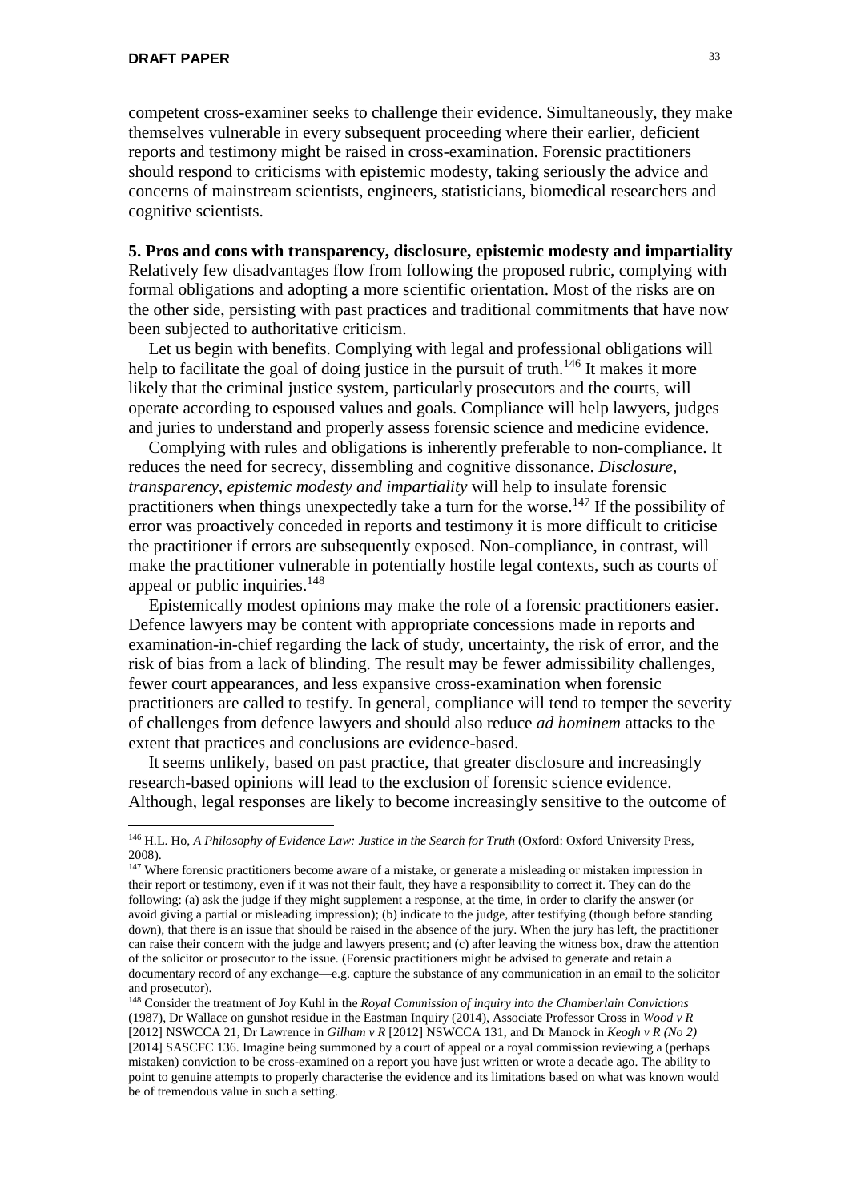competent cross-examiner seeks to challenge their evidence. Simultaneously, they make themselves vulnerable in every subsequent proceeding where their earlier, deficient reports and testimony might be raised in cross-examination. Forensic practitioners should respond to criticisms with epistemic modesty, taking seriously the advice and concerns of mainstream scientists, engineers, statisticians, biomedical researchers and cognitive scientists.

**5. Pros and cons with transparency, disclosure, epistemic modesty and impartiality**

Relatively few disadvantages flow from following the proposed rubric, complying with formal obligations and adopting a more scientific orientation. Most of the risks are on the other side, persisting with past practices and traditional commitments that have now been subjected to authoritative criticism.

Let us begin with benefits. Complying with legal and professional obligations will help to facilitate the goal of doing justice in the pursuit of truth.[146] It makes it more likely that the criminal justice system, particularly prosecutors and the courts, will operate according to espoused values and goals. Compliance will help lawyers, judges and juries to understand and properly assess forensic science and medicine evidence.

Complying with rules and obligations is inherently preferable to non-compliance. It reduces the need for secrecy, dissembling and cognitive dissonance. *Disclosure, transparency, epistemic modesty and impartiality* will help to insulate forensic practitioners when things unexpectedly take a turn for the worse.[147] If the possibility of error was proactively conceded in reports and testimony it is more difficult to criticise the practitioner if errors are subsequently exposed. Non-compliance, in contrast, will make the practitioner vulnerable in potentially hostile legal contexts, such as courts of appeal or public inquiries.[148]

Epistemically modest opinions may make the role of a forensic practitioners easier. Defence lawyers may be content with appropriate concessions made in reports and examination-in-chief regarding the lack of study, uncertainty, the risk of error, and the risk of bias from a lack of blinding. The result may be fewer admissibility challenges, fewer court appearances, and less expansive cross-examination when forensic practitioners are called to testify. In general, compliance will tend to temper the severity of challenges from defence lawyers and should also reduce *ad hominem* attacks to the extent that practices and conclusions are evidence-based.

It seems unlikely, based on past practice, that greater disclosure and increasingly research-based opinions will lead to the exclusion of forensic science evidence. Although, legal responses are likely to become increasingly sensitive to the outcome of

---

[146] H.L. Ho, *A Philosophy of Evidence Law: Justice in the Search for Truth* (Oxford: Oxford University Press, 2008).

[147] Where forensic practitioners become aware of a mistake, or generate a misleading or mistaken impression in their report or testimony, even if it was not their fault, they have a responsibility to correct it. They can do the following: (a) ask the judge if they might supplement a response, at the time, in order to clarify the answer (or avoid giving a partial or misleading impression); (b) indicate to the judge, after testifying (though before standing down), that there is an issue that should be raised in the absence of the jury. When the jury has left, the practitioner can raise their concern with the judge and lawyers present; and (c) after leaving the witness box, draw the attention of the solicitor or prosecutor to the issue. (Forensic practitioners might be advised to generate and retain a documentary record of any exchange—e.g. capture the substance of any communication in an email to the solicitor and prosecutor).

[148] Consider the treatment of Joy Kuhl in the *Royal Commission of inquiry into the Chamberlain Convictions* (1987), Dr Wallace on gunshot residue in the Eastman Inquiry (2014), Associate Professor Cross in *Wood v R* [2012] NSWCCA 21, Dr Lawrence in *Gilham v R* [2012] NSWCCA 131, and Dr Manock in *Keogh v R (No 2)* [2014] SASCFC 136. Imagine being summoned by a court of appeal or a royal commission reviewing a (perhaps mistaken) conviction to be cross-examined on a report you have just written or wrote a decade ago. The ability to point to genuine attempts to properly characterise the evidence and its limitations based on what was known would be of tremendous value in such a setting.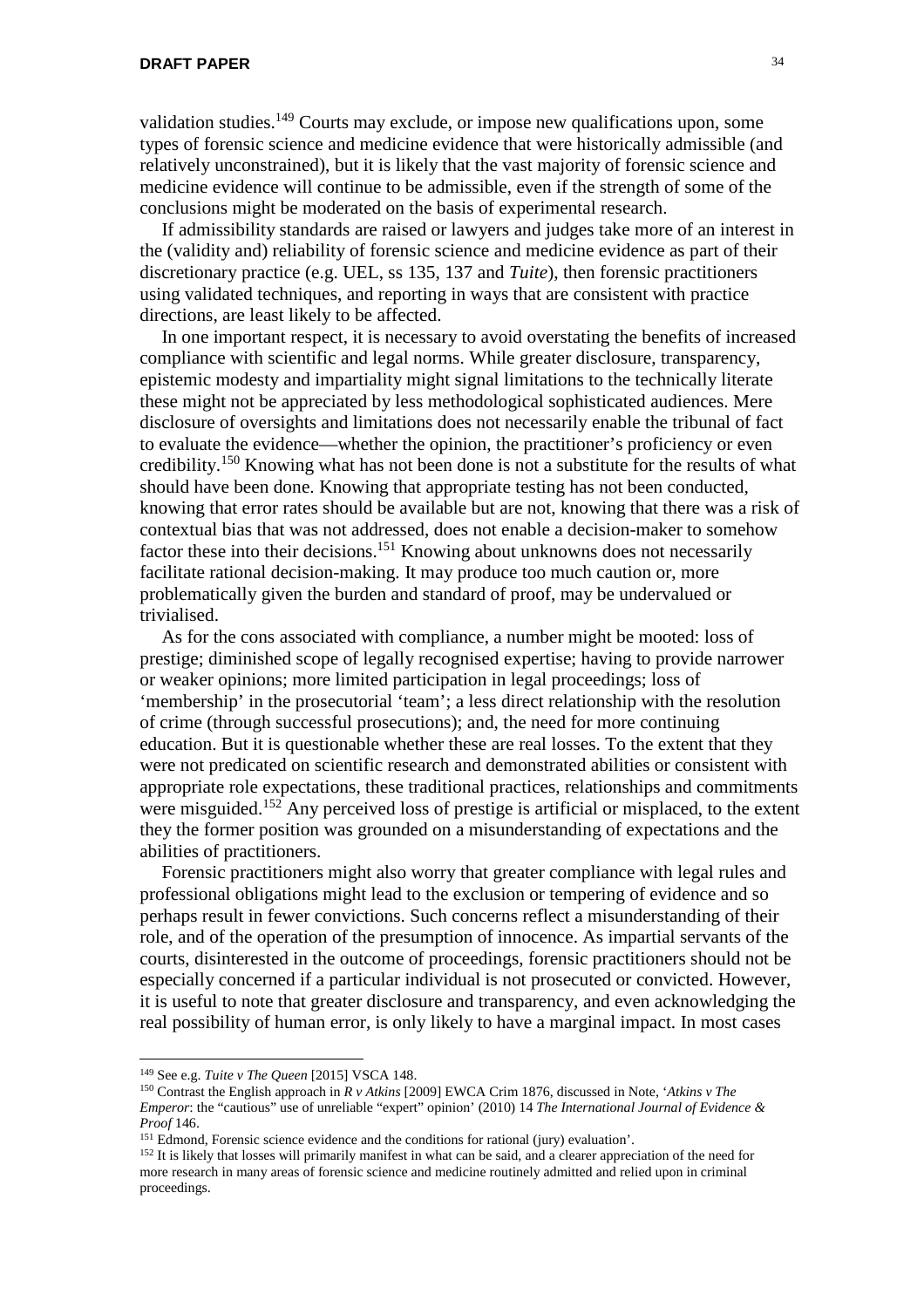validation studies.[149] Courts may exclude, or impose new qualifications upon, some types of forensic science and medicine evidence that were historically admissible (and relatively unconstrained), but it is likely that the vast majority of forensic science and medicine evidence will continue to be admissible, even if the strength of some of the conclusions might be moderated on the basis of experimental research.

If admissibility standards are raised or lawyers and judges take more of an interest in the (validity and) reliability of forensic science and medicine evidence as part of their discretionary practice (e.g. UEL, ss 135, 137 and *Tuite*), then forensic practitioners using validated techniques, and reporting in ways that are consistent with practice directions, are least likely to be affected.

In one important respect, it is necessary to avoid overstating the benefits of increased compliance with scientific and legal norms. While greater disclosure, transparency, epistemic modesty and impartiality might signal limitations to the technically literate these might not be appreciated by less methodological sophisticated audiences. Mere disclosure of oversights and limitations does not necessarily enable the tribunal of fact to evaluate the evidence—whether the opinion, the practitioner's proficiency or even credibility.[150] Knowing what has not been done is not a substitute for the results of what should have been done. Knowing that appropriate testing has not been conducted, knowing that error rates should be available but are not, knowing that there was a risk of contextual bias that was not addressed, does not enable a decision-maker to somehow factor these into their decisions.[151] Knowing about unknowns does not necessarily facilitate rational decision-making. It may produce too much caution or, more problematically given the burden and standard of proof, may be undervalued or trivialised.

As for the cons associated with compliance, a number might be mooted: loss of prestige; diminished scope of legally recognised expertise; having to provide narrower or weaker opinions; more limited participation in legal proceedings; loss of 'membership' in the prosecutorial 'team'; a less direct relationship with the resolution of crime (through successful prosecutions); and, the need for more continuing education. But it is questionable whether these are real losses. To the extent that they were not predicated on scientific research and demonstrated abilities or consistent with appropriate role expectations, these traditional practices, relationships and commitments were misguided.[152] Any perceived loss of prestige is artificial or misplaced, to the extent they the former position was grounded on a misunderstanding of expectations and the abilities of practitioners.

Forensic practitioners might also worry that greater compliance with legal rules and professional obligations might lead to the exclusion or tempering of evidence and so perhaps result in fewer convictions. Such concerns reflect a misunderstanding of their role, and of the operation of the presumption of innocence. As impartial servants of the courts, disinterested in the outcome of proceedings, forensic practitioners should not be especially concerned if a particular individual is not prosecuted or convicted. However, it is useful to note that greater disclosure and transparency, and even acknowledging the real possibility of human error, is only likely to have a marginal impact. In most cases

---

[149] See e.g. *Tuite v The Queen* [2015] VSCA 148.

[150] Contrast the English approach in *R v Atkins* [2009] EWCA Crim 1876, discussed in Note, '*Atkins v The Emperor*: the "cautious" use of unreliable "expert" opinion' (2010) 14 *The International Journal of Evidence & Proof* 146.

[151] Edmond, Forensic science evidence and the conditions for rational (jury) evaluation'.

[152] It is likely that losses will primarily manifest in what can be said, and a clearer appreciation of the need for more research in many areas of forensic science and medicine routinely admitted and relied upon in criminal proceedings.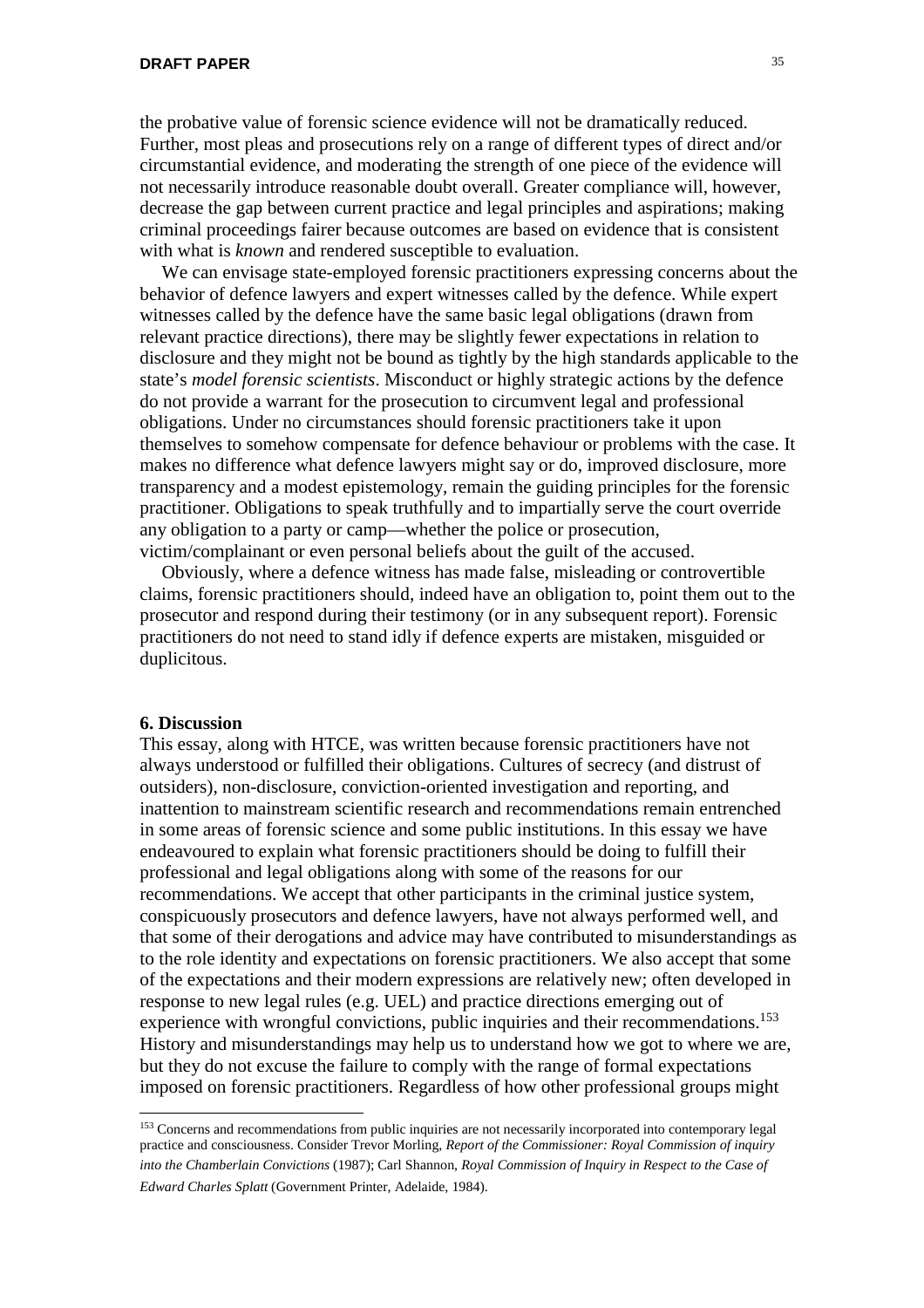the probative value of forensic science evidence will not be dramatically reduced. Further, most pleas and prosecutions rely on a range of different types of direct and/or circumstantial evidence, and moderating the strength of one piece of the evidence will not necessarily introduce reasonable doubt overall. Greater compliance will, however, decrease the gap between current practice and legal principles and aspirations; making criminal proceedings fairer because outcomes are based on evidence that is consistent with what is *known* and rendered susceptible to evaluation.

We can envisage state-employed forensic practitioners expressing concerns about the behavior of defence lawyers and expert witnesses called by the defence. While expert witnesses called by the defence have the same basic legal obligations (drawn from relevant practice directions), there may be slightly fewer expectations in relation to disclosure and they might not be bound as tightly by the high standards applicable to the state's *model forensic scientists*. Misconduct or highly strategic actions by the defence do not provide a warrant for the prosecution to circumvent legal and professional obligations. Under no circumstances should forensic practitioners take it upon themselves to somehow compensate for defence behaviour or problems with the case. It makes no difference what defence lawyers might say or do, improved disclosure, more transparency and a modest epistemology, remain the guiding principles for the forensic practitioner. Obligations to speak truthfully and to impartially serve the court override any obligation to a party or camp—whether the police or prosecution, victim/complainant or even personal beliefs about the guilt of the accused.

Obviously, where a defence witness has made false, misleading or controvertible claims, forensic practitioners should, indeed have an obligation to, point them out to the prosecutor and respond during their testimony (or in any subsequent report). Forensic practitioners do not need to stand idly if defence experts are mistaken, misguided or duplicitous.

## 6. Discussion

This essay, along with HTCE, was written because forensic practitioners have not always understood or fulfilled their obligations. Cultures of secrecy (and distrust of outsiders), non-disclosure, conviction-oriented investigation and reporting, and inattention to mainstream scientific research and recommendations remain entrenched in some areas of forensic science and some public institutions. In this essay we have endeavoured to explain what forensic practitioners should be doing to fulfill their professional and legal obligations along with some of the reasons for our recommendations. We accept that other participants in the criminal justice system, conspicuously prosecutors and defence lawyers, have not always performed well, and that some of their derogations and advice may have contributed to misunderstandings as to the role identity and expectations on forensic practitioners. We also accept that some of the expectations and their modern expressions are relatively new; often developed in response to new legal rules (e.g. UEL) and practice directions emerging out of experience with wrongful convictions, public inquiries and their recommendations.[153] History and misunderstandings may help us to understand how we got to where we are, but they do not excuse the failure to comply with the range of formal expectations imposed on forensic practitioners. Regardless of how other professional groups might

---

[153] Concerns and recommendations from public inquiries are not necessarily incorporated into contemporary legal practice and consciousness. Consider Trevor Morling, *Report of the Commissioner: Royal Commission of inquiry into the Chamberlain Convictions* (1987); Carl Shannon, *Royal Commission of Inquiry in Respect to the Case of Edward Charles Splatt* (Government Printer, Adelaide, 1984).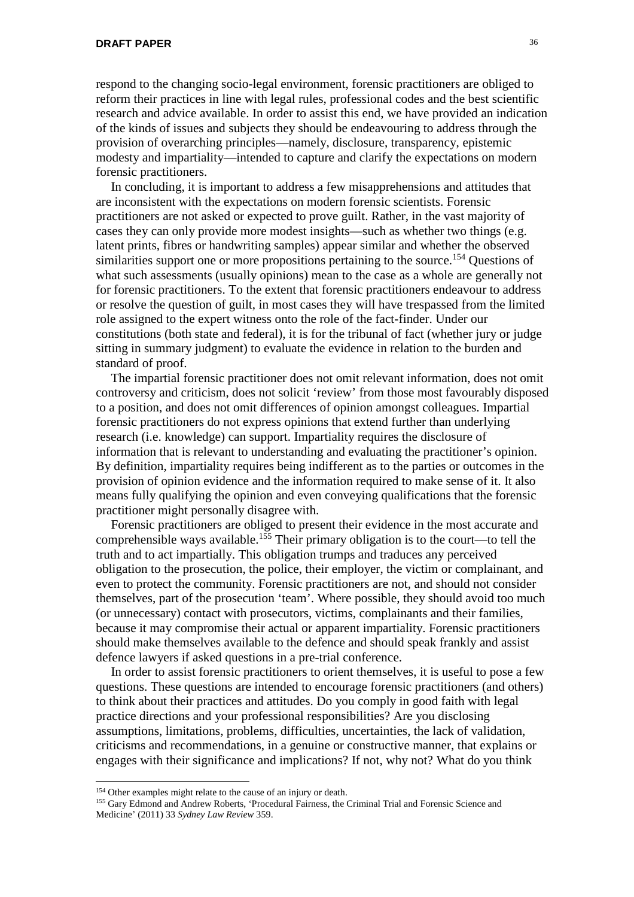respond to the changing socio-legal environment, forensic practitioners are obliged to reform their practices in line with legal rules, professional codes and the best scientific research and advice available. In order to assist this end, we have provided an indication of the kinds of issues and subjects they should be endeavouring to address through the provision of overarching principles—namely, disclosure, transparency, epistemic modesty and impartiality—intended to capture and clarify the expectations on modern forensic practitioners.

In concluding, it is important to address a few misapprehensions and attitudes that are inconsistent with the expectations on modern forensic scientists. Forensic practitioners are not asked or expected to prove guilt. Rather, in the vast majority of cases they can only provide more modest insights—such as whether two things (e.g. latent prints, fibres or handwriting samples) appear similar and whether the observed similarities support one or more propositions pertaining to the source.[154] Questions of what such assessments (usually opinions) mean to the case as a whole are generally not for forensic practitioners. To the extent that forensic practitioners endeavour to address or resolve the question of guilt, in most cases they will have trespassed from the limited role assigned to the expert witness onto the role of the fact-finder. Under our constitutions (both state and federal), it is for the tribunal of fact (whether jury or judge sitting in summary judgment) to evaluate the evidence in relation to the burden and standard of proof.

The impartial forensic practitioner does not omit relevant information, does not omit controversy and criticism, does not solicit 'review' from those most favourably disposed to a position, and does not omit differences of opinion amongst colleagues. Impartial forensic practitioners do not express opinions that extend further than underlying research (i.e. knowledge) can support. Impartiality requires the disclosure of information that is relevant to understanding and evaluating the practitioner's opinion. By definition, impartiality requires being indifferent as to the parties or outcomes in the provision of opinion evidence and the information required to make sense of it. It also means fully qualifying the opinion and even conveying qualifications that the forensic practitioner might personally disagree with.

Forensic practitioners are obliged to present their evidence in the most accurate and comprehensible ways available.[155] Their primary obligation is to the court—to tell the truth and to act impartially. This obligation trumps and traduces any perceived obligation to the prosecution, the police, their employer, the victim or complainant, and even to protect the community. Forensic practitioners are not, and should not consider themselves, part of the prosecution 'team'. Where possible, they should avoid too much (or unnecessary) contact with prosecutors, victims, complainants and their families, because it may compromise their actual or apparent impartiality. Forensic practitioners should make themselves available to the defence and should speak frankly and assist defence lawyers if asked questions in a pre-trial conference.

In order to assist forensic practitioners to orient themselves, it is useful to pose a few questions. These questions are intended to encourage forensic practitioners (and others) to think about their practices and attitudes. Do you comply in good faith with legal practice directions and your professional responsibilities? Are you disclosing assumptions, limitations, problems, difficulties, uncertainties, the lack of validation, criticisms and recommendations, in a genuine or constructive manner, that explains or engages with their significance and implications? If not, why not? What do you think

---

[154] Other examples might relate to the cause of an injury or death.

[155] Gary Edmond and Andrew Roberts, 'Procedural Fairness, the Criminal Trial and Forensic Science and Medicine' (2011) 33 *Sydney Law Review* 359.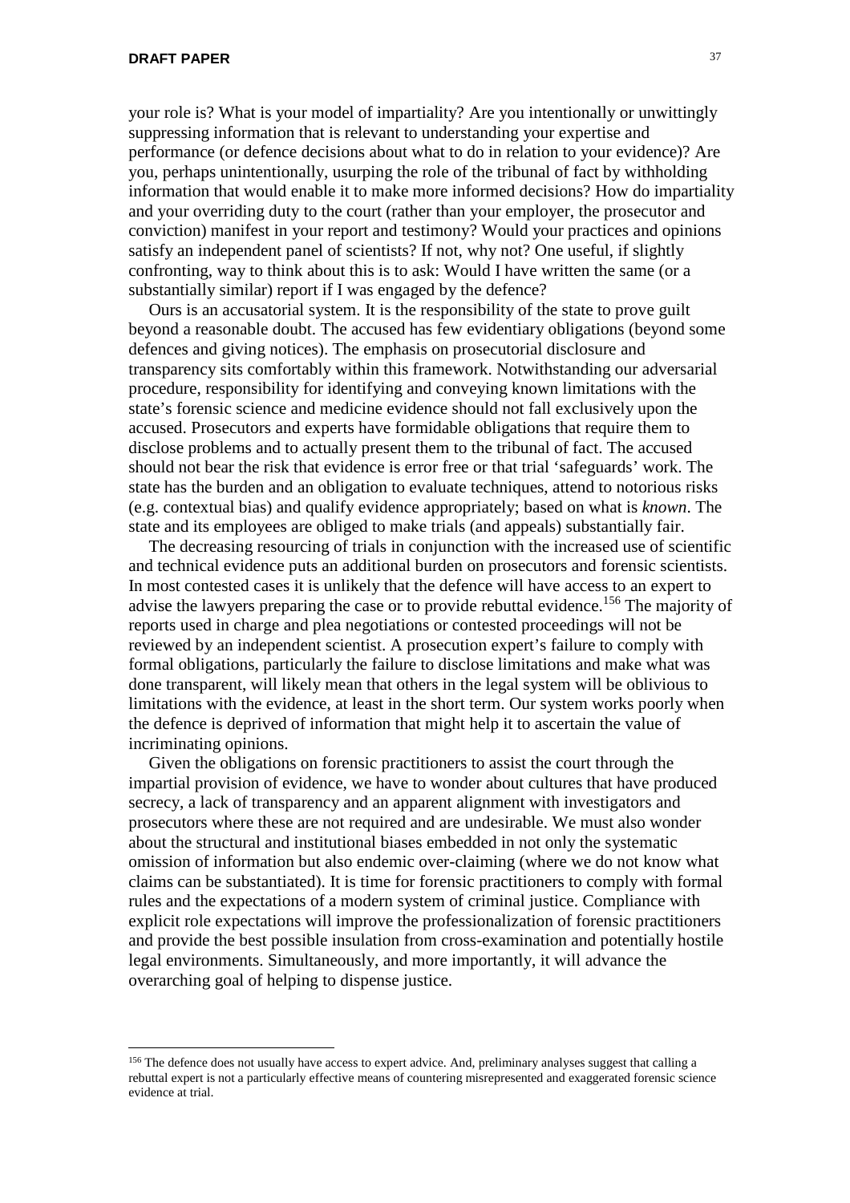your role is? What is your model of impartiality? Are you intentionally or unwittingly suppressing information that is relevant to understanding your expertise and performance (or defence decisions about what to do in relation to your evidence)? Are you, perhaps unintentionally, usurping the role of the tribunal of fact by withholding information that would enable it to make more informed decisions? How do impartiality and your overriding duty to the court (rather than your employer, the prosecutor and conviction) manifest in your report and testimony? Would your practices and opinions satisfy an independent panel of scientists? If not, why not? One useful, if slightly confronting, way to think about this is to ask: Would I have written the same (or a substantially similar) report if I was engaged by the defence?

Ours is an accusatorial system. It is the responsibility of the state to prove guilt beyond a reasonable doubt. The accused has few evidentiary obligations (beyond some defences and giving notices). The emphasis on prosecutorial disclosure and transparency sits comfortably within this framework. Notwithstanding our adversarial procedure, responsibility for identifying and conveying known limitations with the state's forensic science and medicine evidence should not fall exclusively upon the accused. Prosecutors and experts have formidable obligations that require them to disclose problems and to actually present them to the tribunal of fact. The accused should not bear the risk that evidence is error free or that trial 'safeguards' work. The state has the burden and an obligation to evaluate techniques, attend to notorious risks (e.g. contextual bias) and qualify evidence appropriately; based on what is *known*. The state and its employees are obliged to make trials (and appeals) substantially fair.

The decreasing resourcing of trials in conjunction with the increased use of scientific and technical evidence puts an additional burden on prosecutors and forensic scientists. In most contested cases it is unlikely that the defence will have access to an expert to advise the lawyers preparing the case or to provide rebuttal evidence.[156] The majority of reports used in charge and plea negotiations or contested proceedings will not be reviewed by an independent scientist. A prosecution expert's failure to comply with formal obligations, particularly the failure to disclose limitations and make what was done transparent, will likely mean that others in the legal system will be oblivious to limitations with the evidence, at least in the short term. Our system works poorly when the defence is deprived of information that might help it to ascertain the value of incriminating opinions.

Given the obligations on forensic practitioners to assist the court through the impartial provision of evidence, we have to wonder about cultures that have produced secrecy, a lack of transparency and an apparent alignment with investigators and prosecutors where these are not required and are undesirable. We must also wonder about the structural and institutional biases embedded in not only the systematic omission of information but also endemic over-claiming (where we do not know what claims can be substantiated). It is time for forensic practitioners to comply with formal rules and the expectations of a modern system of criminal justice. Compliance with explicit role expectations will improve the professionalization of forensic practitioners and provide the best possible insulation from cross-examination and potentially hostile legal environments. Simultaneously, and more importantly, it will advance the overarching goal of helping to dispense justice.

---

[156] The defence does not usually have access to expert advice. And, preliminary analyses suggest that calling a rebuttal expert is not a particularly effective means of countering misrepresented and exaggerated forensic science evidence at trial.